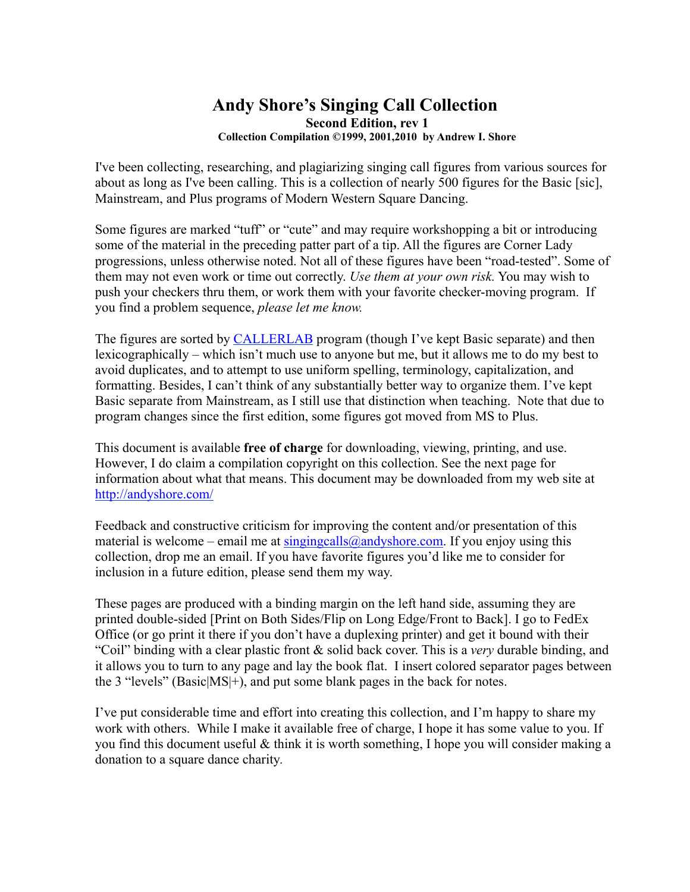# Andy Shore's Singing Call Collection

**Second Edition, rev 1**

**Collection Compilation ©1999, 2001,2010 by Andrew I. Shore**

I've been collecting, researching, and plagiarizing singing call figures from various sources for about as long as I've been calling. This is a collection of nearly 500 figures for the Basic [sic], Mainstream, and Plus programs of Modern Western Square Dancing.

Some figures are marked "tuff" or "cute" and may require workshopping a bit or introducing some of the material in the preceding patter part of a tip. All the figures are Corner Lady progressions, unless otherwise noted. Not all of these figures have been "road-tested". Some of them may not even work or time out correctly. *Use them at your own risk.* You may wish to push your checkers thru them, or work them with your favorite checker-moving program. If you find a problem sequence, *please let me know.*

The figures are sorted by CALLERLAB program (though I've kept Basic separate) and then lexicographically – which isn't much use to anyone but me, but it allows me to do my best to avoid duplicates, and to attempt to use uniform spelling, terminology, capitalization, and formatting. Besides, I can't think of any substantially better way to organize them. I've kept Basic separate from Mainstream, as I still use that distinction when teaching. Note that due to program changes since the first edition, some figures got moved from MS to Plus.

This document is available **free of charge** for downloading, viewing, printing, and use. However, I do claim a compilation copyright on this collection. See the next page for information about what that means. This document may be downloaded from my web site at http://andyshore.com/

Feedback and constructive criticism for improving the content and/or presentation of this material is welcome – email me at singingcalls@andyshore.com. If you enjoy using this collection, drop me an email. If you have favorite figures you'd like me to consider for inclusion in a future edition, please send them my way.

These pages are produced with a binding margin on the left hand side, assuming they are printed double-sided [Print on Both Sides/Flip on Long Edge/Front to Back]. I go to FedEx Office (or go print it there if you don't have a duplexing printer) and get it bound with their "Coil" binding with a clear plastic front & solid back cover. This is a *very* durable binding, and it allows you to turn to any page and lay the book flat. I insert colored separator pages between the 3 "levels" (Basic|MS|+), and put some blank pages in the back for notes.

I've put considerable time and effort into creating this collection, and I'm happy to share my work with others. While I make it available free of charge, I hope it has some value to you. If you find this document useful & think it is worth something, I hope you will consider making a donation to a square dance charity.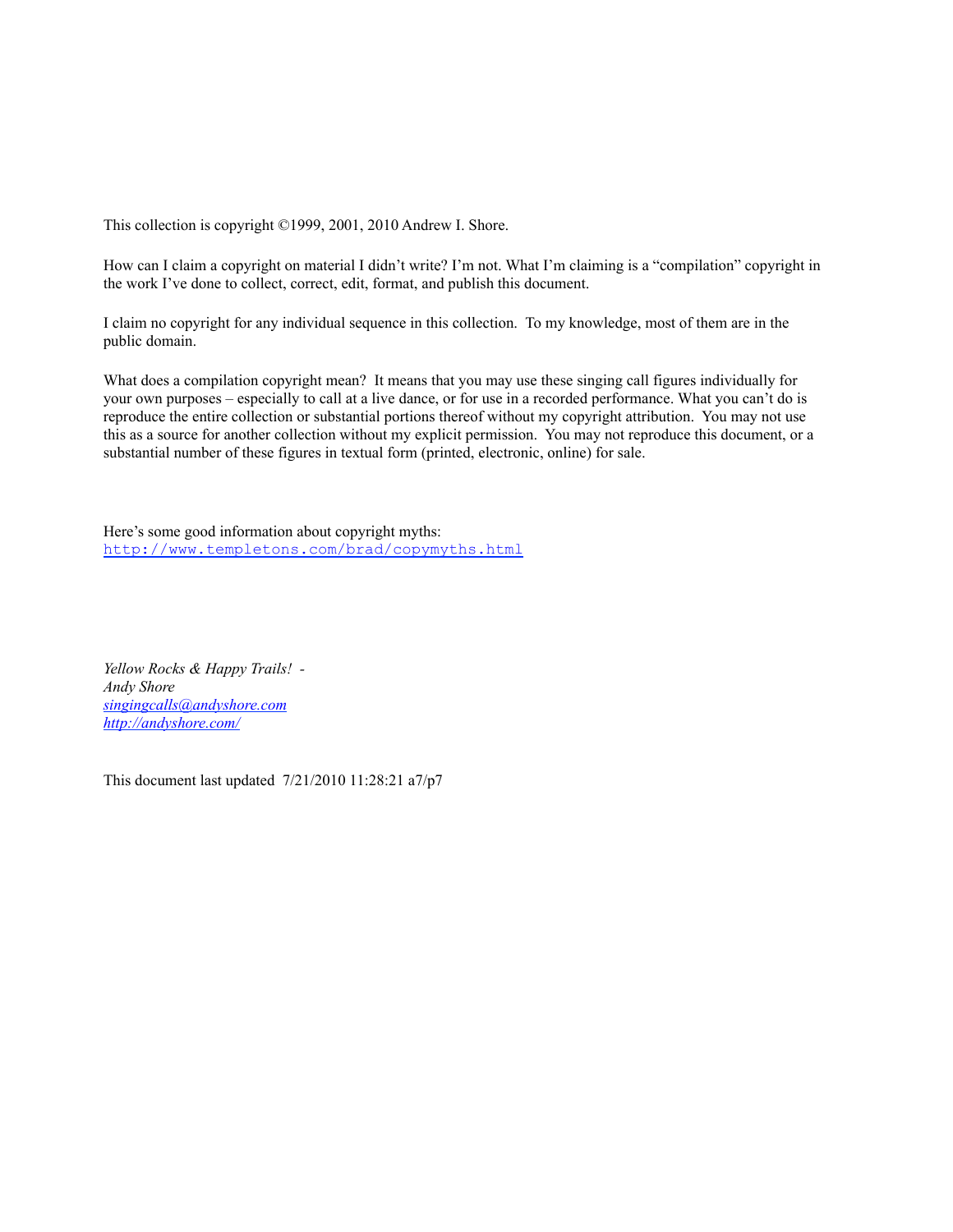This collection is copyright ©1999, 2001, 2010 Andrew I. Shore.

How can I claim a copyright on material I didn't write? I'm not. What I'm claiming is a "compilation" copyright in the work I've done to collect, correct, edit, format, and publish this document.

I claim no copyright for any individual sequence in this collection. To my knowledge, most of them are in the public domain.

What does a compilation copyright mean? It means that you may use these singing call figures individually for your own purposes – especially to call at a live dance, or for use in a recorded performance. What you can't do is reproduce the entire collection or substantial portions thereof without my copyright attribution. You may not use this as a source for another collection without my explicit permission. You may not reproduce this document, or a substantial number of these figures in textual form (printed, electronic, online) for sale.

Here's some good information about copyright myths:
[http://www.templetons.com/brad/copymyths.html](http://www.templetons.com/brad/copymyths.html)

*Yellow Rocks & Happy Trails!* -
*Andy Shore*
[*singingcalls@andyshore.com*](mailto:singingcalls@andyshore.com)
[*http://andyshore.com/*](http://andyshore.com/)

This document last updated 7/21/2010 11:28:21 a7/p7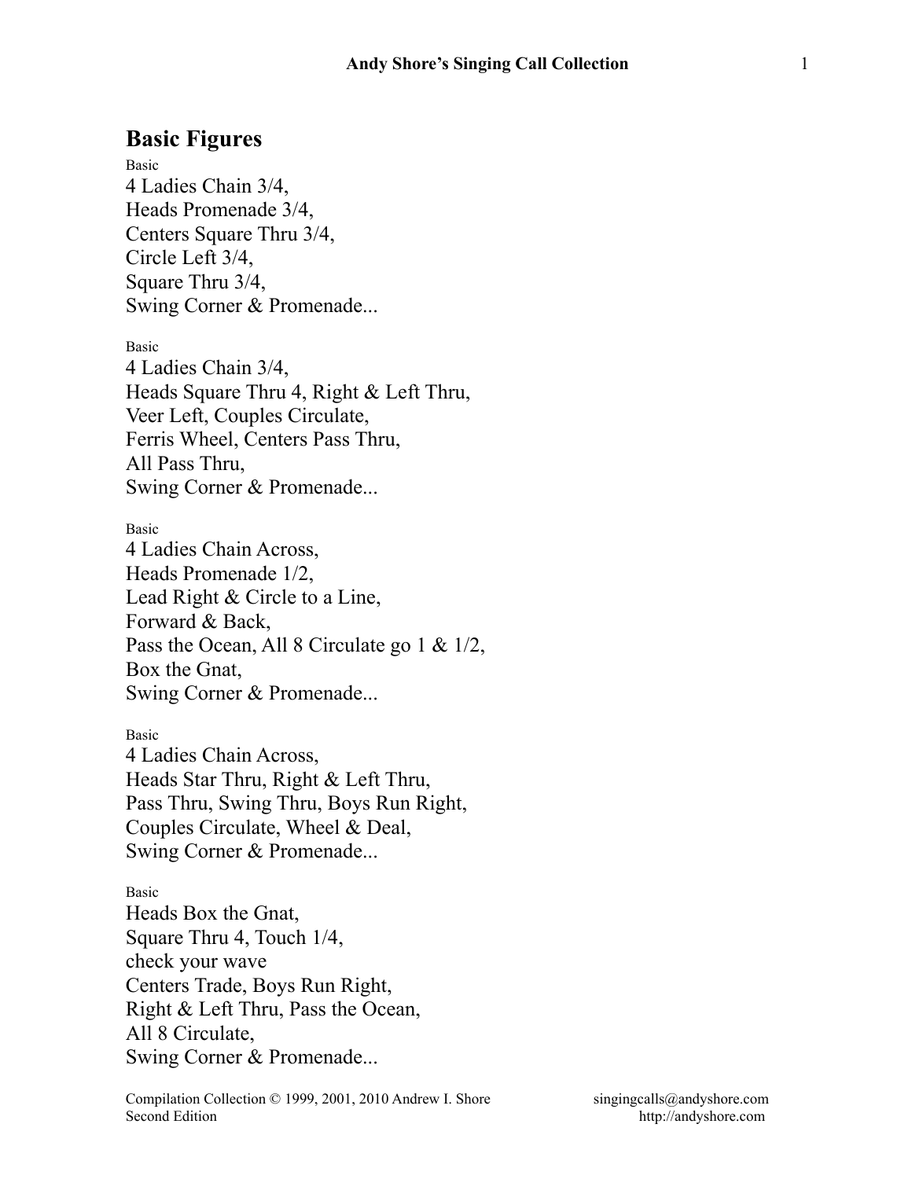## Basic Figures

Basic

4 Ladies Chain 3/4,
Heads Promenade 3/4,
Centers Square Thru 3/4,
Circle Left 3/4,
Square Thru 3/4,
Swing Corner & Promenade...

Basic

4 Ladies Chain 3/4,
Heads Square Thru 4, Right & Left Thru,
Veer Left, Couples Circulate,
Ferris Wheel, Centers Pass Thru,
All Pass Thru,
Swing Corner & Promenade...

Basic

4 Ladies Chain Across,
Heads Promenade 1/2,
Lead Right & Circle to a Line,
Forward & Back,
Pass the Ocean, All 8 Circulate go 1 & 1/2,
Box the Gnat,
Swing Corner & Promenade...

Basic

4 Ladies Chain Across,
Heads Star Thru, Right & Left Thru,
Pass Thru, Swing Thru, Boys Run Right,
Couples Circulate, Wheel & Deal,
Swing Corner & Promenade...

Basic

Heads Box the Gnat,
Square Thru 4, Touch 1/4,
check your wave
Centers Trade, Boys Run Right,
Right & Left Thru, Pass the Ocean,
All 8 Circulate,
Swing Corner & Promenade...

Compilation Collection © 1999, 2001, 2010 Andrew I. Shore
Second Edition

singingcalls@andyshore.com
http://andyshore.com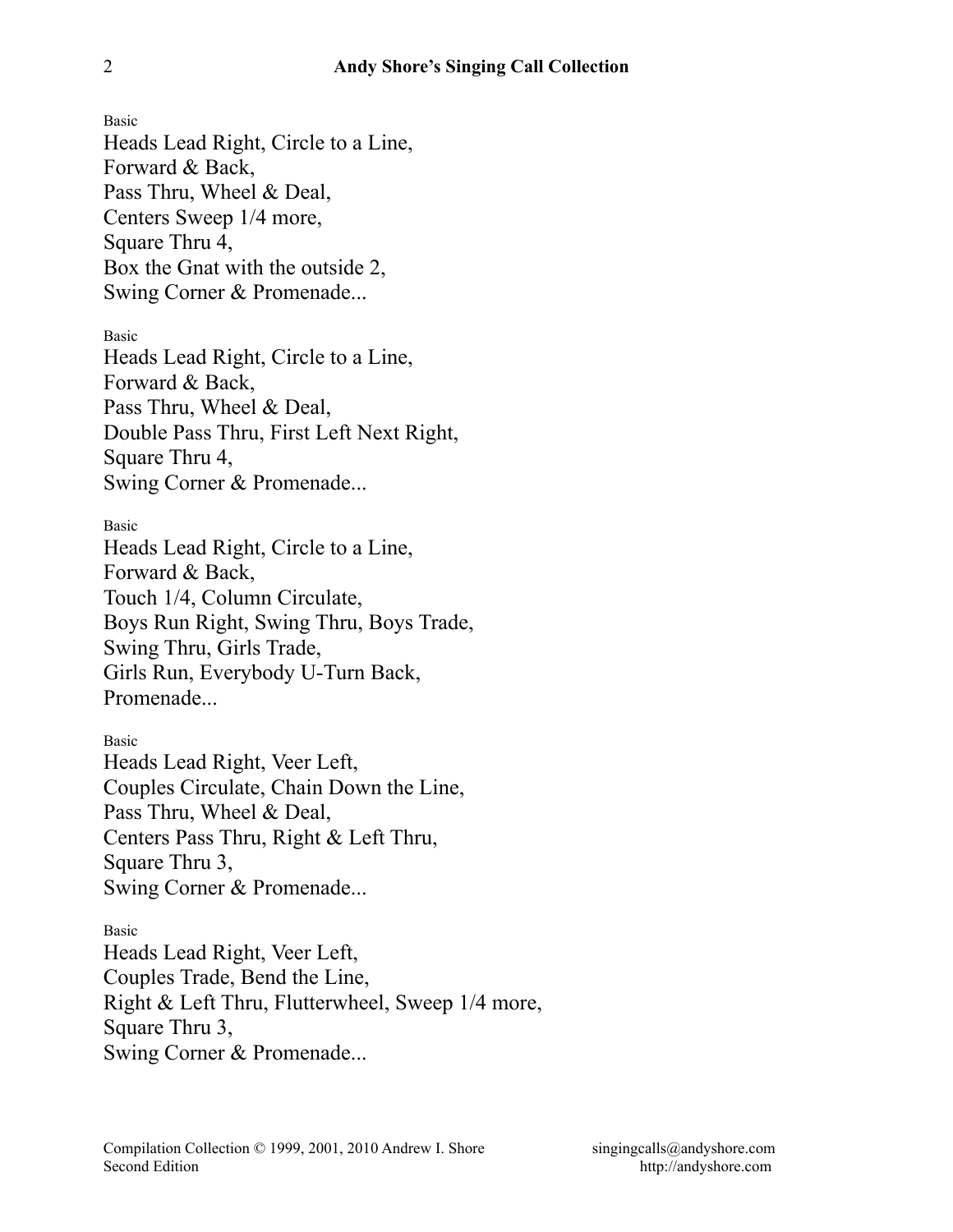Basic

Heads Lead Right, Circle to a Line,
Forward & Back,
Pass Thru, Wheel & Deal,
Centers Sweep 1/4 more,
Square Thru 4,
Box the Gnat with the outside 2,
Swing Corner & Promenade...

Basic

Heads Lead Right, Circle to a Line,
Forward & Back,
Pass Thru, Wheel & Deal,
Double Pass Thru, First Left Next Right,
Square Thru 4,
Swing Corner & Promenade...

Basic

Heads Lead Right, Circle to a Line,
Forward & Back,
Touch 1/4, Column Circulate,
Boys Run Right, Swing Thru, Boys Trade,
Swing Thru, Girls Trade,
Girls Run, Everybody U-Turn Back,
Promenade...

Basic

Heads Lead Right, Veer Left,
Couples Circulate, Chain Down the Line,
Pass Thru, Wheel & Deal,
Centers Pass Thru, Right & Left Thru,
Square Thru 3,
Swing Corner & Promenade...

Basic

Heads Lead Right, Veer Left,
Couples Trade, Bend the Line,
Right & Left Thru, Flutterwheel, Sweep 1/4 more,
Square Thru 3,
Swing Corner & Promenade...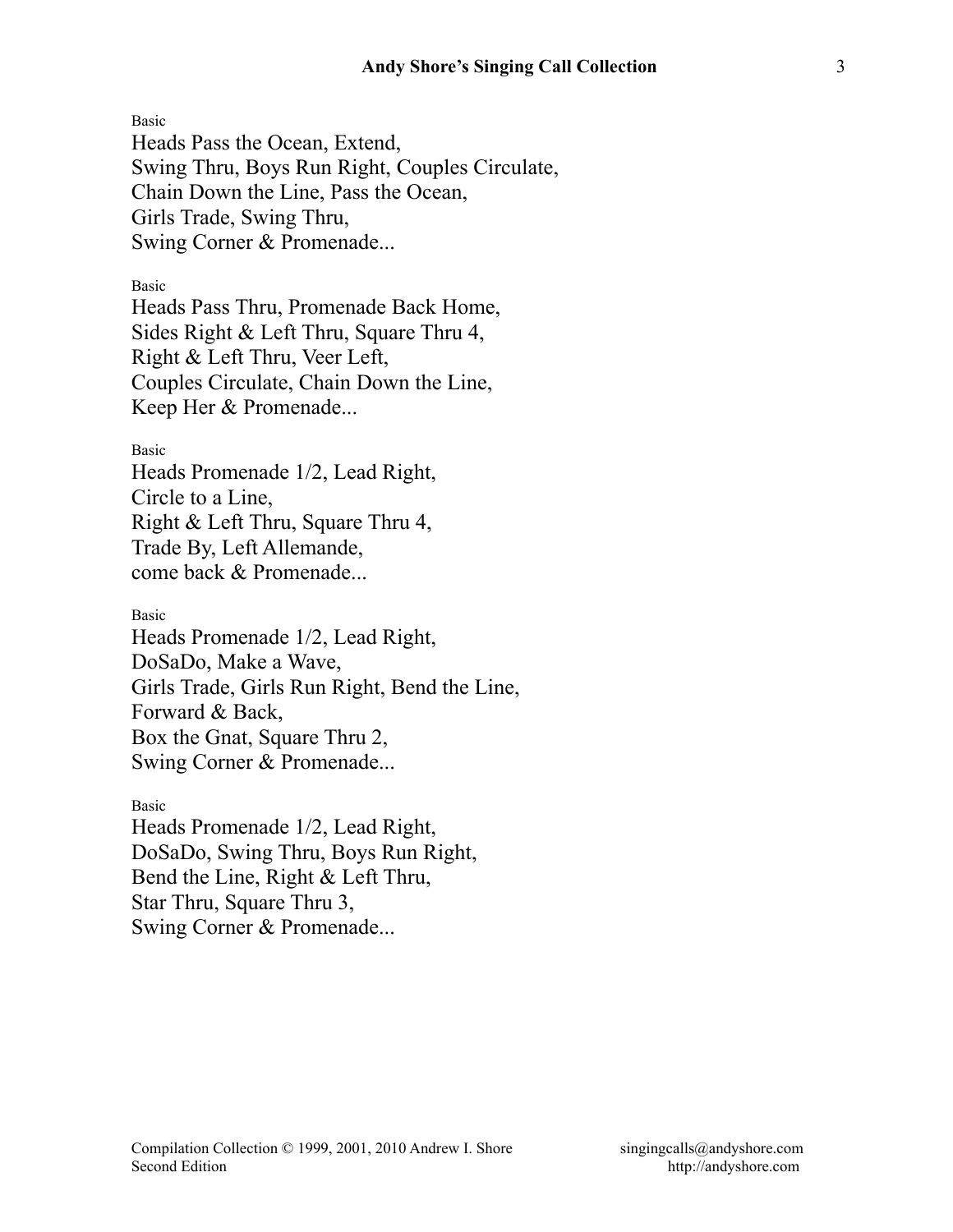Basic

Heads Pass the Ocean, Extend,
Swing Thru, Boys Run Right, Couples Circulate,
Chain Down the Line, Pass the Ocean,
Girls Trade, Swing Thru,
Swing Corner & Promenade...

Basic

Heads Pass Thru, Promenade Back Home,
Sides Right & Left Thru, Square Thru 4,
Right & Left Thru, Veer Left,
Couples Circulate, Chain Down the Line,
Keep Her & Promenade...

Basic

Heads Promenade 1/2, Lead Right,
Circle to a Line,
Right & Left Thru, Square Thru 4,
Trade By, Left Allemande,
come back & Promenade...

Basic

Heads Promenade 1/2, Lead Right,
DoSaDo, Make a Wave,
Girls Trade, Girls Run Right, Bend the Line,
Forward & Back,
Box the Gnat, Square Thru 2,
Swing Corner & Promenade...

Basic

Heads Promenade 1/2, Lead Right,
DoSaDo, Swing Thru, Boys Run Right,
Bend the Line, Right & Left Thru,
Star Thru, Square Thru 3,
Swing Corner & Promenade...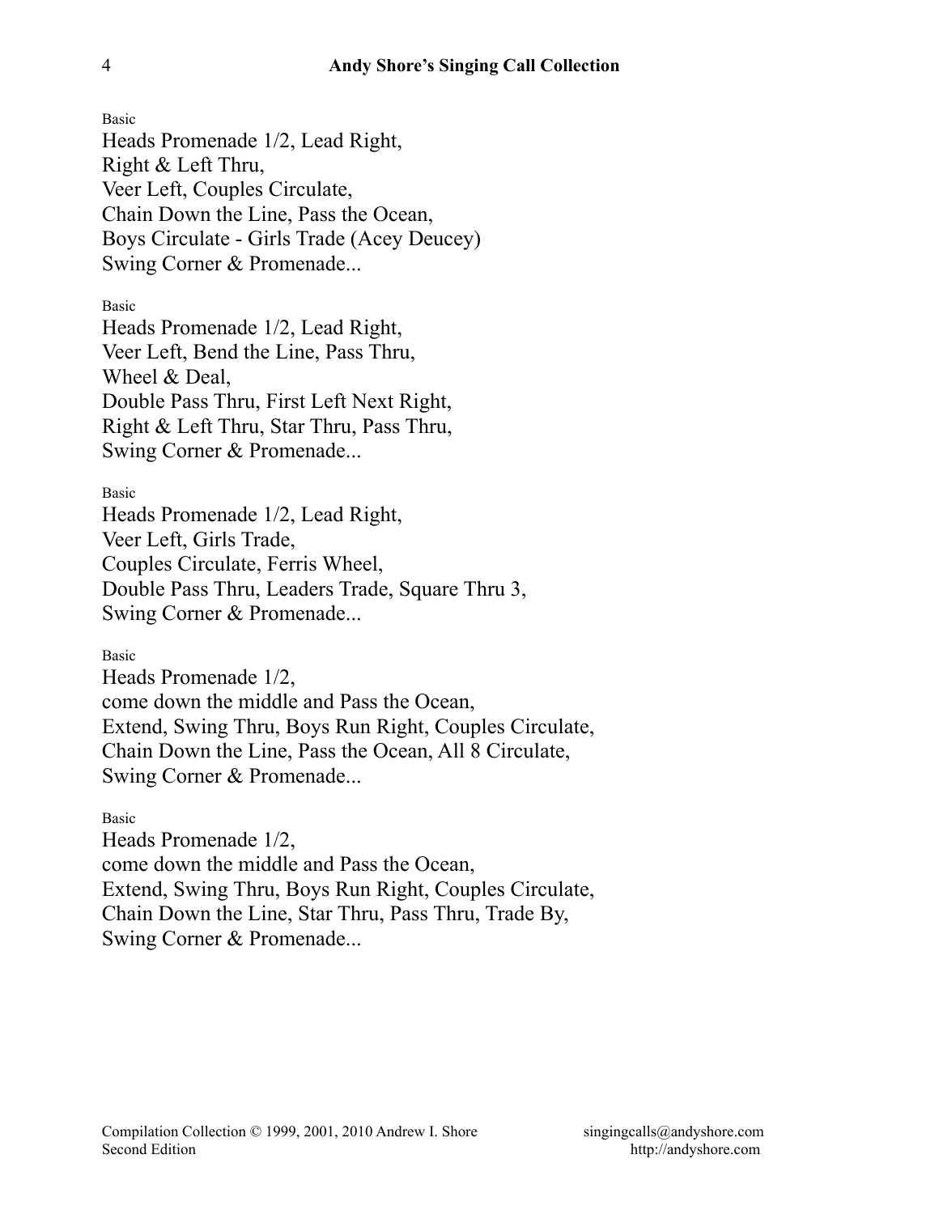Basic

Heads Promenade 1/2, Lead Right,
Right & Left Thru,
Veer Left, Couples Circulate,
Chain Down the Line, Pass the Ocean,
Boys Circulate - Girls Trade (Acey Deucey)
Swing Corner & Promenade...

Basic

Heads Promenade 1/2, Lead Right,
Veer Left, Bend the Line, Pass Thru,
Wheel & Deal,
Double Pass Thru, First Left Next Right,
Right & Left Thru, Star Thru, Pass Thru,
Swing Corner & Promenade...

Basic

Heads Promenade 1/2, Lead Right,
Veer Left, Girls Trade,
Couples Circulate, Ferris Wheel,
Double Pass Thru, Leaders Trade, Square Thru 3,
Swing Corner & Promenade...

Basic

Heads Promenade 1/2,
come down the middle and Pass the Ocean,
Extend, Swing Thru, Boys Run Right, Couples Circulate,
Chain Down the Line, Pass the Ocean, All 8 Circulate,
Swing Corner & Promenade...

Basic

Heads Promenade 1/2,
come down the middle and Pass the Ocean,
Extend, Swing Thru, Boys Run Right, Couples Circulate,
Chain Down the Line, Star Thru, Pass Thru, Trade By,
Swing Corner & Promenade...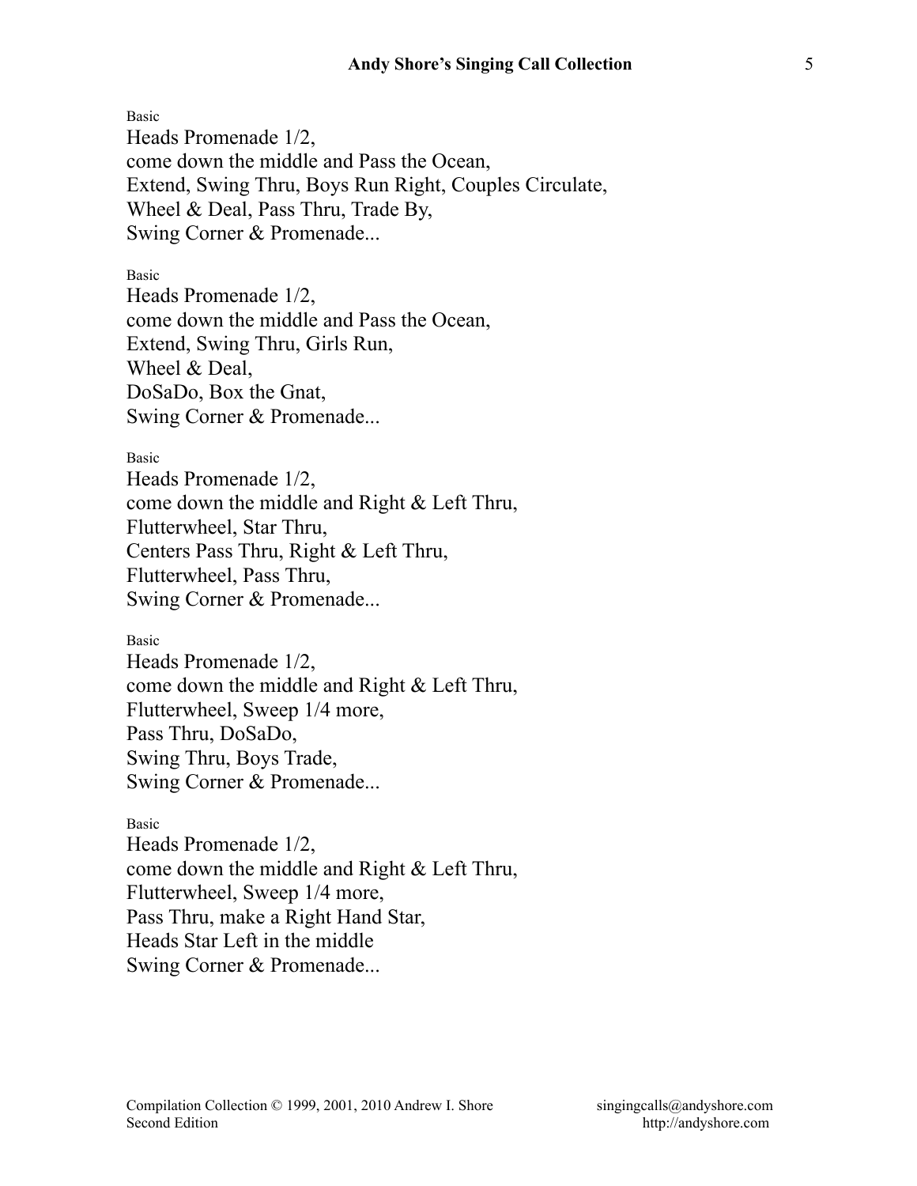Basic

Heads Promenade 1/2,
come down the middle and Pass the Ocean,
Extend, Swing Thru, Boys Run Right, Couples Circulate,
Wheel & Deal, Pass Thru, Trade By,
Swing Corner & Promenade...

Basic

Heads Promenade 1/2,
come down the middle and Pass the Ocean,
Extend, Swing Thru, Girls Run,
Wheel & Deal,
DoSaDo, Box the Gnat,
Swing Corner & Promenade...

Basic

Heads Promenade 1/2,
come down the middle and Right & Left Thru,
Flutterwheel, Star Thru,
Centers Pass Thru, Right & Left Thru,
Flutterwheel, Pass Thru,
Swing Corner & Promenade...

Basic

Heads Promenade 1/2,
come down the middle and Right & Left Thru,
Flutterwheel, Sweep 1/4 more,
Pass Thru, DoSaDo,
Swing Thru, Boys Trade,
Swing Corner & Promenade...

Basic

Heads Promenade 1/2,
come down the middle and Right & Left Thru,
Flutterwheel, Sweep 1/4 more,
Pass Thru, make a Right Hand Star,
Heads Star Left in the middle
Swing Corner & Promenade...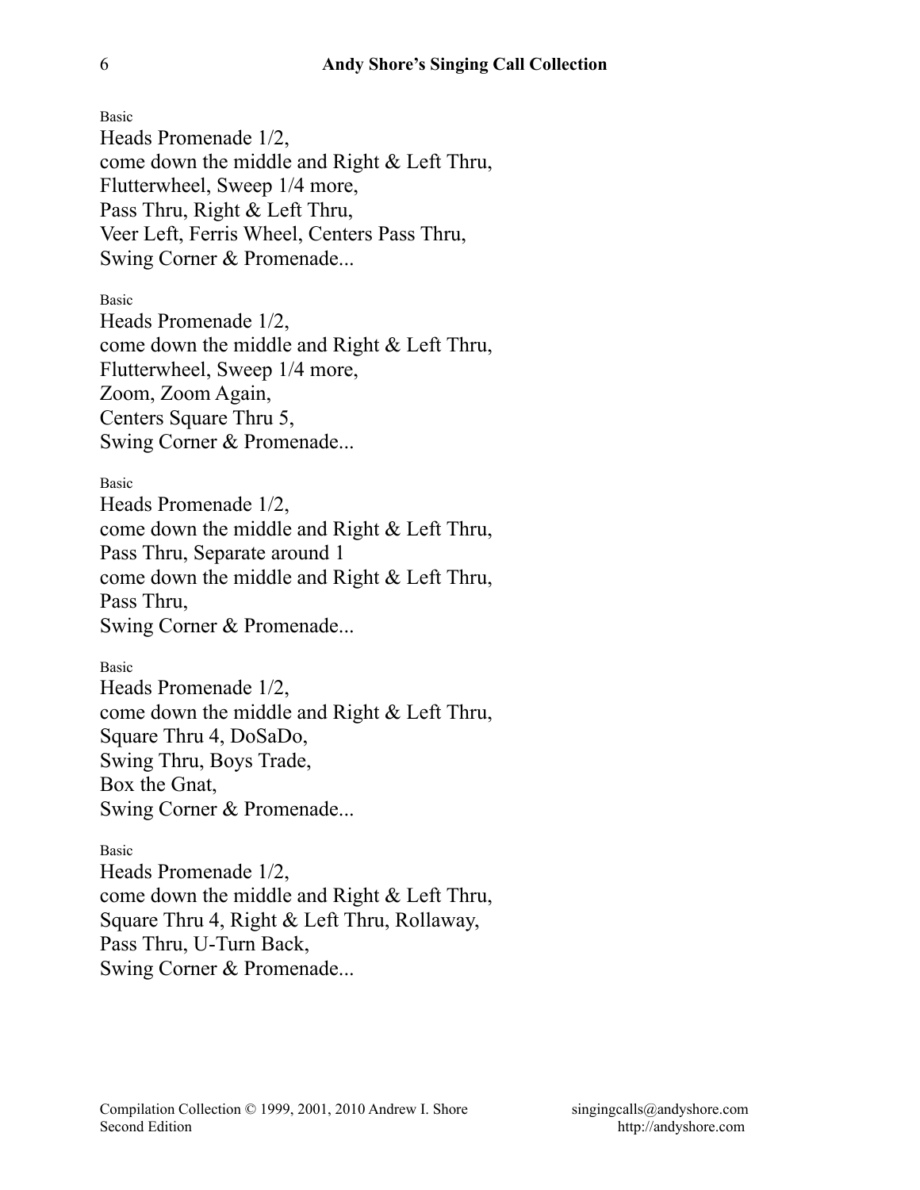Basic

Heads Promenade 1/2,
come down the middle and Right & Left Thru,
Flutterwheel, Sweep 1/4 more,
Pass Thru, Right & Left Thru,
Veer Left, Ferris Wheel, Centers Pass Thru,
Swing Corner & Promenade...

Basic

Heads Promenade 1/2,
come down the middle and Right & Left Thru,
Flutterwheel, Sweep 1/4 more,
Zoom, Zoom Again,
Centers Square Thru 5,
Swing Corner & Promenade...

Basic

Heads Promenade 1/2,
come down the middle and Right & Left Thru,
Pass Thru, Separate around 1
come down the middle and Right & Left Thru,
Pass Thru,
Swing Corner & Promenade...

Basic

Heads Promenade 1/2,
come down the middle and Right & Left Thru,
Square Thru 4, DoSaDo,
Swing Thru, Boys Trade,
Box the Gnat,
Swing Corner & Promenade...

Basic

Heads Promenade 1/2,
come down the middle and Right & Left Thru,
Square Thru 4, Right & Left Thru, Rollaway,
Pass Thru, U-Turn Back,
Swing Corner & Promenade...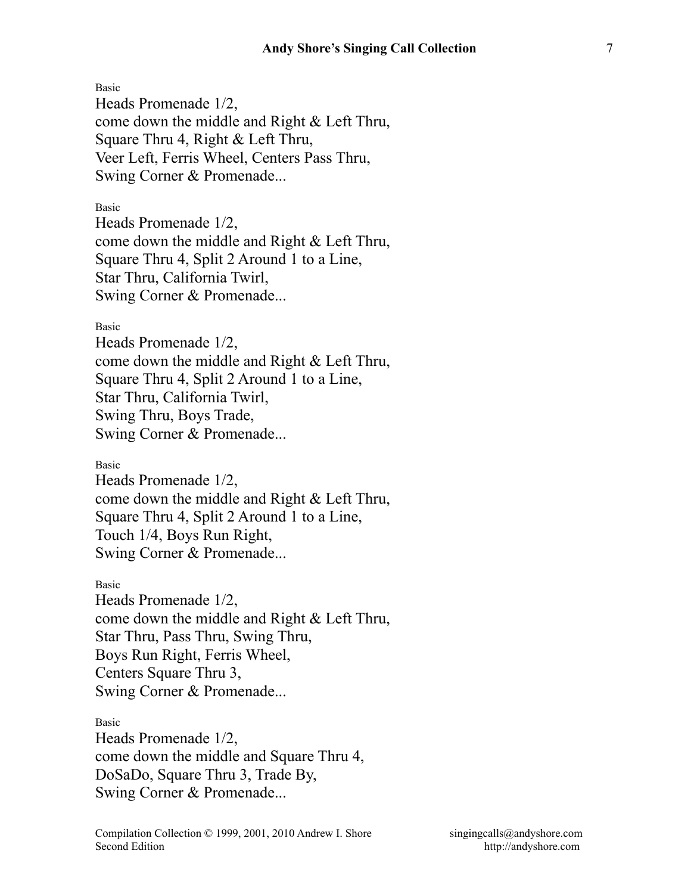Basic

Heads Promenade 1/2,
come down the middle and Right & Left Thru,
Square Thru 4, Right & Left Thru,
Veer Left, Ferris Wheel, Centers Pass Thru,
Swing Corner & Promenade...

Basic

Heads Promenade 1/2,
come down the middle and Right & Left Thru,
Square Thru 4, Split 2 Around 1 to a Line,
Star Thru, California Twirl,
Swing Corner & Promenade...

Basic

Heads Promenade 1/2,
come down the middle and Right & Left Thru,
Square Thru 4, Split 2 Around 1 to a Line,
Star Thru, California Twirl,
Swing Thru, Boys Trade,
Swing Corner & Promenade...

Basic

Heads Promenade 1/2,
come down the middle and Right & Left Thru,
Square Thru 4, Split 2 Around 1 to a Line,
Touch 1/4, Boys Run Right,
Swing Corner & Promenade...

Basic

Heads Promenade 1/2,
come down the middle and Right & Left Thru,
Star Thru, Pass Thru, Swing Thru,
Boys Run Right, Ferris Wheel,
Centers Square Thru 3,
Swing Corner & Promenade...

Basic

Heads Promenade 1/2,
come down the middle and Square Thru 4,
DoSaDo, Square Thru 3, Trade By,
Swing Corner & Promenade...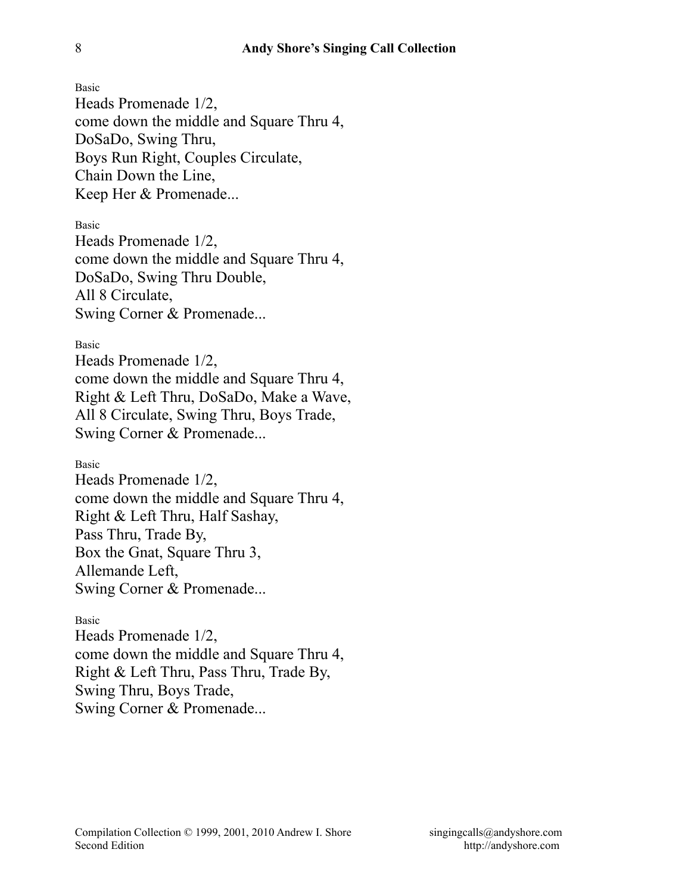Basic

Heads Promenade 1/2,
come down the middle and Square Thru 4,
DoSaDo, Swing Thru,
Boys Run Right, Couples Circulate,
Chain Down the Line,
Keep Her & Promenade...

Basic

Heads Promenade 1/2,
come down the middle and Square Thru 4,
DoSaDo, Swing Thru Double,
All 8 Circulate,
Swing Corner & Promenade...

Basic

Heads Promenade 1/2,
come down the middle and Square Thru 4,
Right & Left Thru, DoSaDo, Make a Wave,
All 8 Circulate, Swing Thru, Boys Trade,
Swing Corner & Promenade...

Basic

Heads Promenade 1/2,
come down the middle and Square Thru 4,
Right & Left Thru, Half Sashay,
Pass Thru, Trade By,
Box the Gnat, Square Thru 3,
Allemande Left,
Swing Corner & Promenade...

Basic

Heads Promenade 1/2,
come down the middle and Square Thru 4,
Right & Left Thru, Pass Thru, Trade By,
Swing Thru, Boys Trade,
Swing Corner & Promenade...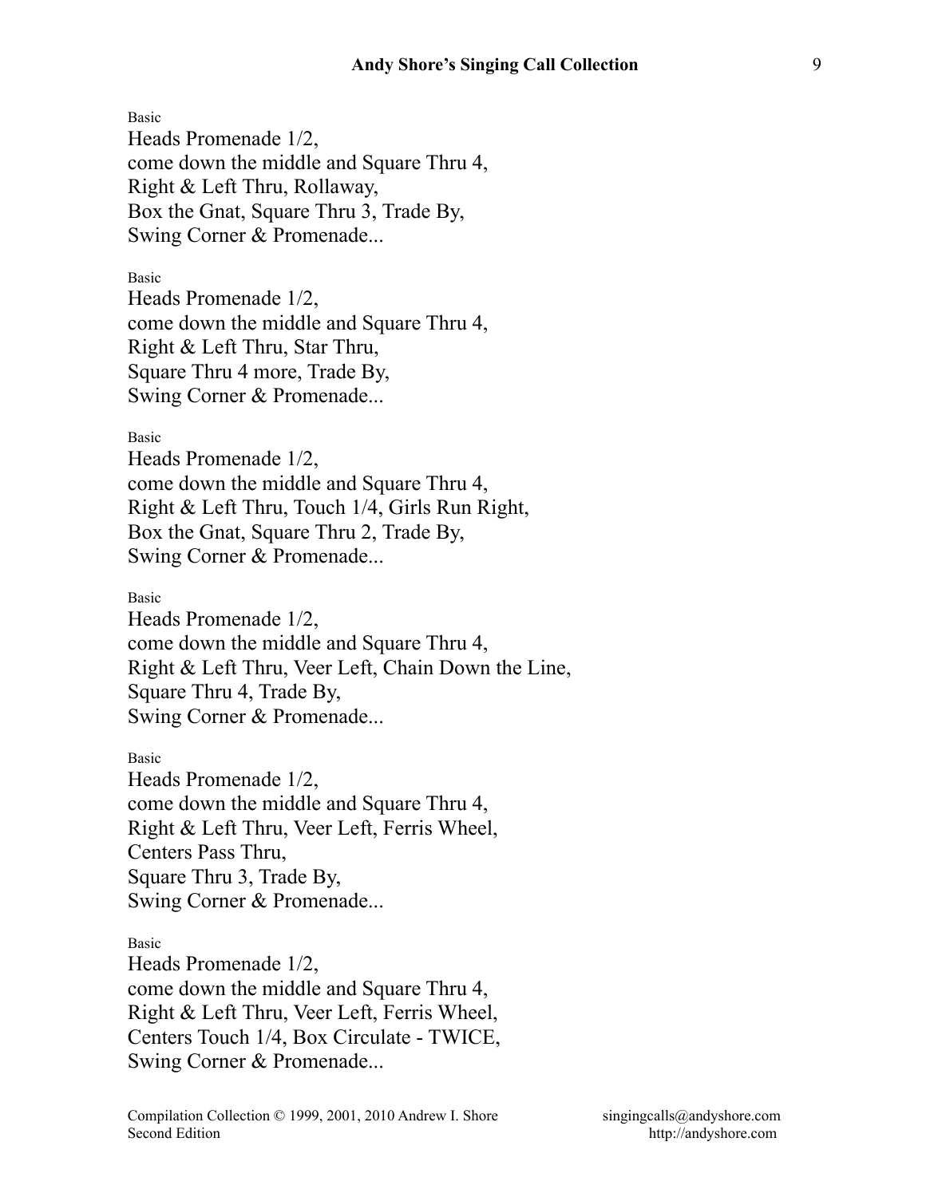Basic

Heads Promenade 1/2,
come down the middle and Square Thru 4,
Right & Left Thru, Rollaway,
Box the Gnat, Square Thru 3, Trade By,
Swing Corner & Promenade...

Basic

Heads Promenade 1/2,
come down the middle and Square Thru 4,
Right & Left Thru, Star Thru,
Square Thru 4 more, Trade By,
Swing Corner & Promenade...

Basic

Heads Promenade 1/2,
come down the middle and Square Thru 4,
Right & Left Thru, Touch 1/4, Girls Run Right,
Box the Gnat, Square Thru 2, Trade By,
Swing Corner & Promenade...

Basic

Heads Promenade 1/2,
come down the middle and Square Thru 4,
Right & Left Thru, Veer Left, Chain Down the Line,
Square Thru 4, Trade By,
Swing Corner & Promenade...

Basic

Heads Promenade 1/2,
come down the middle and Square Thru 4,
Right & Left Thru, Veer Left, Ferris Wheel,
Centers Pass Thru,
Square Thru 3, Trade By,
Swing Corner & Promenade...

Basic

Heads Promenade 1/2,
come down the middle and Square Thru 4,
Right & Left Thru, Veer Left, Ferris Wheel,
Centers Touch 1/4, Box Circulate - TWICE,
Swing Corner & Promenade...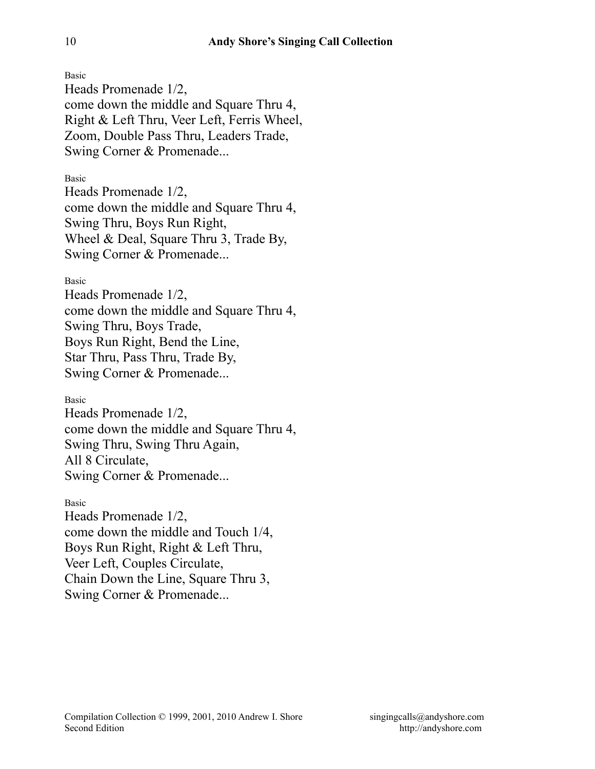Basic

Heads Promenade 1/2,
come down the middle and Square Thru 4,
Right & Left Thru, Veer Left, Ferris Wheel,
Zoom, Double Pass Thru, Leaders Trade,
Swing Corner & Promenade...

Basic

Heads Promenade 1/2,
come down the middle and Square Thru 4,
Swing Thru, Boys Run Right,
Wheel & Deal, Square Thru 3, Trade By,
Swing Corner & Promenade...

Basic

Heads Promenade 1/2,
come down the middle and Square Thru 4,
Swing Thru, Boys Trade,
Boys Run Right, Bend the Line,
Star Thru, Pass Thru, Trade By,
Swing Corner & Promenade...

Basic

Heads Promenade 1/2,
come down the middle and Square Thru 4,
Swing Thru, Swing Thru Again,
All 8 Circulate,
Swing Corner & Promenade...

Basic

Heads Promenade 1/2,
come down the middle and Touch 1/4,
Boys Run Right, Right & Left Thru,
Veer Left, Couples Circulate,
Chain Down the Line, Square Thru 3,
Swing Corner & Promenade...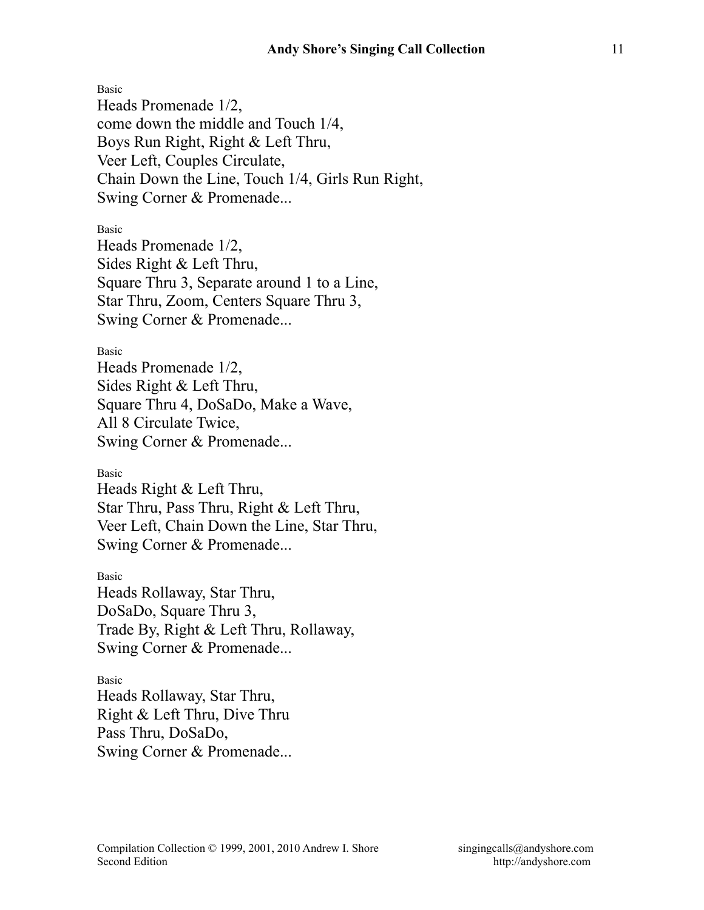Basic

Heads Promenade 1/2,
come down the middle and Touch 1/4,
Boys Run Right, Right & Left Thru,
Veer Left, Couples Circulate,
Chain Down the Line, Touch 1/4, Girls Run Right,
Swing Corner & Promenade...

Basic

Heads Promenade 1/2,
Sides Right & Left Thru,
Square Thru 3, Separate around 1 to a Line,
Star Thru, Zoom, Centers Square Thru 3,
Swing Corner & Promenade...

Basic

Heads Promenade 1/2,
Sides Right & Left Thru,
Square Thru 4, DoSaDo, Make a Wave,
All 8 Circulate Twice,
Swing Corner & Promenade...

Basic

Heads Right & Left Thru,
Star Thru, Pass Thru, Right & Left Thru,
Veer Left, Chain Down the Line, Star Thru,
Swing Corner & Promenade...

Basic

Heads Rollaway, Star Thru,
DoSaDo, Square Thru 3,
Trade By, Right & Left Thru, Rollaway,
Swing Corner & Promenade...

Basic

Heads Rollaway, Star Thru,
Right & Left Thru, Dive Thru
Pass Thru, DoSaDo,
Swing Corner & Promenade...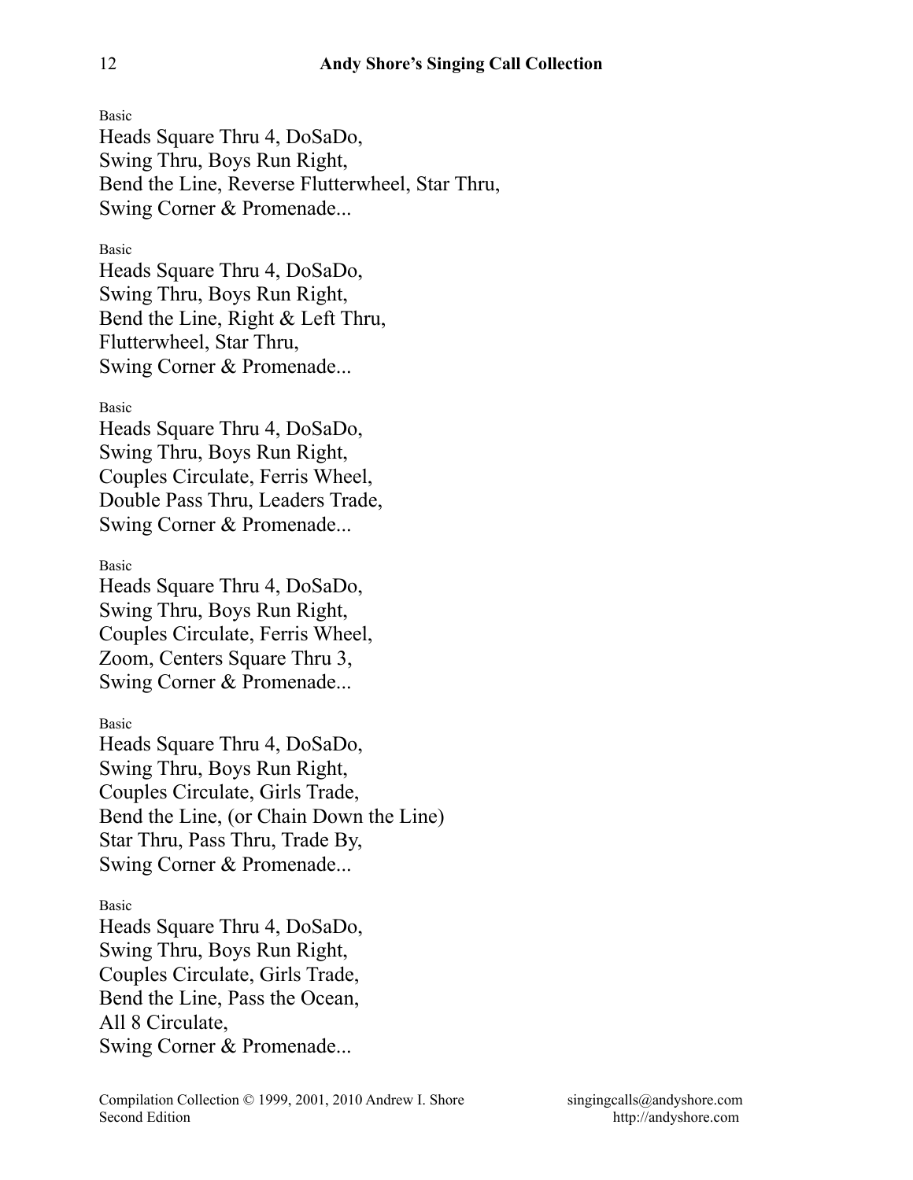Basic

Heads Square Thru 4, DoSaDo,
Swing Thru, Boys Run Right,
Bend the Line, Reverse Flutterwheel, Star Thru,
Swing Corner & Promenade...

Basic

Heads Square Thru 4, DoSaDo,
Swing Thru, Boys Run Right,
Bend the Line, Right & Left Thru,
Flutterwheel, Star Thru,
Swing Corner & Promenade...

Basic

Heads Square Thru 4, DoSaDo,
Swing Thru, Boys Run Right,
Couples Circulate, Ferris Wheel,
Double Pass Thru, Leaders Trade,
Swing Corner & Promenade...

Basic

Heads Square Thru 4, DoSaDo,
Swing Thru, Boys Run Right,
Couples Circulate, Ferris Wheel,
Zoom, Centers Square Thru 3,
Swing Corner & Promenade...

Basic

Heads Square Thru 4, DoSaDo,
Swing Thru, Boys Run Right,
Couples Circulate, Girls Trade,
Bend the Line, (or Chain Down the Line)
Star Thru, Pass Thru, Trade By,
Swing Corner & Promenade...

Basic

Heads Square Thru 4, DoSaDo,
Swing Thru, Boys Run Right,
Couples Circulate, Girls Trade,
Bend the Line, Pass the Ocean,
All 8 Circulate,
Swing Corner & Promenade...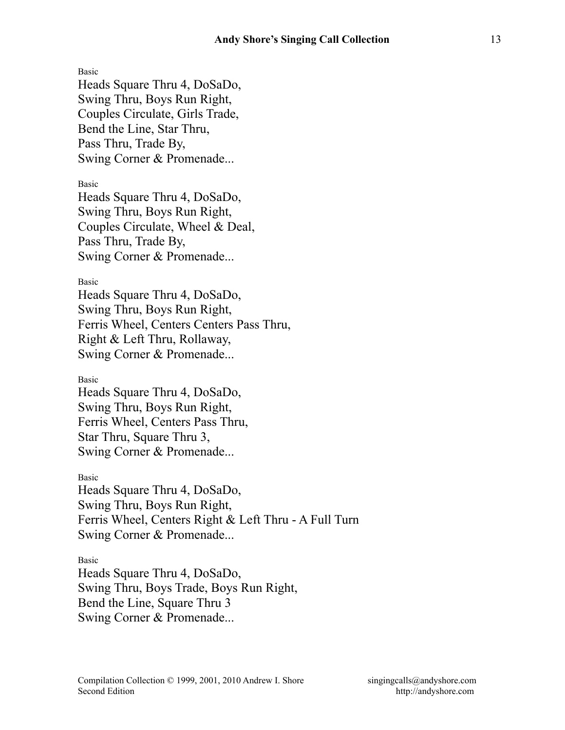Basic

Heads Square Thru 4, DoSaDo,
Swing Thru, Boys Run Right,
Couples Circulate, Girls Trade,
Bend the Line, Star Thru,
Pass Thru, Trade By,
Swing Corner & Promenade...

Basic

Heads Square Thru 4, DoSaDo,
Swing Thru, Boys Run Right,
Couples Circulate, Wheel & Deal,
Pass Thru, Trade By,
Swing Corner & Promenade...

Basic

Heads Square Thru 4, DoSaDo,
Swing Thru, Boys Run Right,
Ferris Wheel, Centers Centers Pass Thru,
Right & Left Thru, Rollaway,
Swing Corner & Promenade...

Basic

Heads Square Thru 4, DoSaDo,
Swing Thru, Boys Run Right,
Ferris Wheel, Centers Pass Thru,
Star Thru, Square Thru 3,
Swing Corner & Promenade...

Basic

Heads Square Thru 4, DoSaDo,
Swing Thru, Boys Run Right,
Ferris Wheel, Centers Right & Left Thru - A Full Turn
Swing Corner & Promenade...

Basic

Heads Square Thru 4, DoSaDo,
Swing Thru, Boys Trade, Boys Run Right,
Bend the Line, Square Thru 3
Swing Corner & Promenade...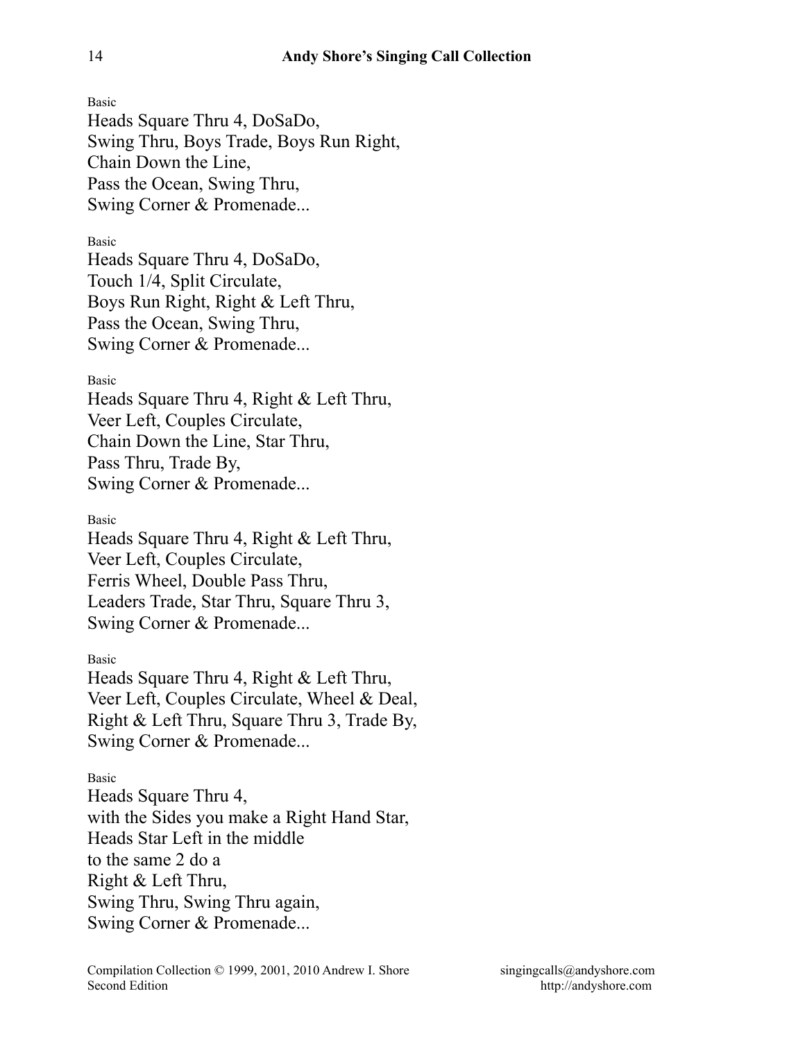Basic

Heads Square Thru 4, DoSaDo,
Swing Thru, Boys Trade, Boys Run Right,
Chain Down the Line,
Pass the Ocean, Swing Thru,
Swing Corner & Promenade...

Basic

Heads Square Thru 4, DoSaDo,
Touch 1/4, Split Circulate,
Boys Run Right, Right & Left Thru,
Pass the Ocean, Swing Thru,
Swing Corner & Promenade...

Basic

Heads Square Thru 4, Right & Left Thru,
Veer Left, Couples Circulate,
Chain Down the Line, Star Thru,
Pass Thru, Trade By,
Swing Corner & Promenade...

Basic

Heads Square Thru 4, Right & Left Thru,
Veer Left, Couples Circulate,
Ferris Wheel, Double Pass Thru,
Leaders Trade, Star Thru, Square Thru 3,
Swing Corner & Promenade...

Basic

Heads Square Thru 4, Right & Left Thru,
Veer Left, Couples Circulate, Wheel & Deal,
Right & Left Thru, Square Thru 3, Trade By,
Swing Corner & Promenade...

Basic

Heads Square Thru 4,
with the Sides you make a Right Hand Star,
Heads Star Left in the middle
to the same 2 do a
Right & Left Thru,
Swing Thru, Swing Thru again,
Swing Corner & Promenade...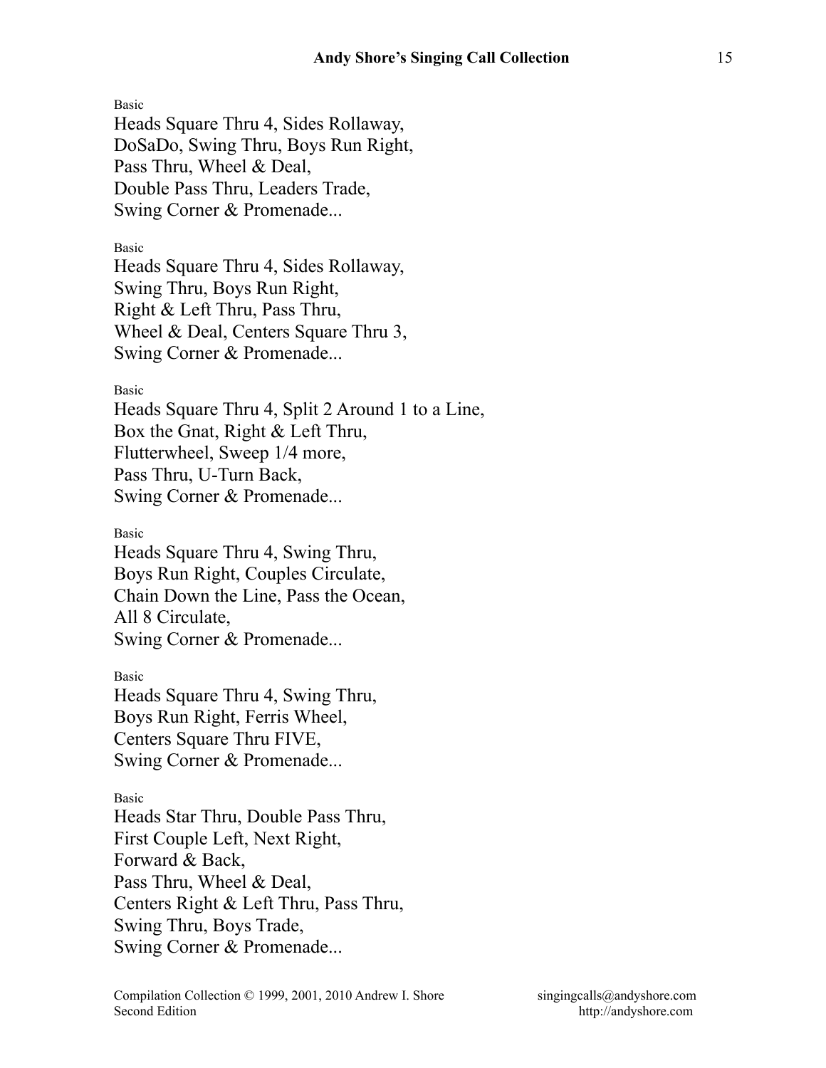Basic

Heads Square Thru 4, Sides Rollaway,
DoSaDo, Swing Thru, Boys Run Right,
Pass Thru, Wheel & Deal,
Double Pass Thru, Leaders Trade,
Swing Corner & Promenade...

Basic

Heads Square Thru 4, Sides Rollaway,
Swing Thru, Boys Run Right,
Right & Left Thru, Pass Thru,
Wheel & Deal, Centers Square Thru 3,
Swing Corner & Promenade...

Basic

Heads Square Thru 4, Split 2 Around 1 to a Line,
Box the Gnat, Right & Left Thru,
Flutterwheel, Sweep 1/4 more,
Pass Thru, U-Turn Back,
Swing Corner & Promenade...

Basic

Heads Square Thru 4, Swing Thru,
Boys Run Right, Couples Circulate,
Chain Down the Line, Pass the Ocean,
All 8 Circulate,
Swing Corner & Promenade...

Basic

Heads Square Thru 4, Swing Thru,
Boys Run Right, Ferris Wheel,
Centers Square Thru FIVE,
Swing Corner & Promenade...

Basic

Heads Star Thru, Double Pass Thru,
First Couple Left, Next Right,
Forward & Back,
Pass Thru, Wheel & Deal,
Centers Right & Left Thru, Pass Thru,
Swing Thru, Boys Trade,
Swing Corner & Promenade...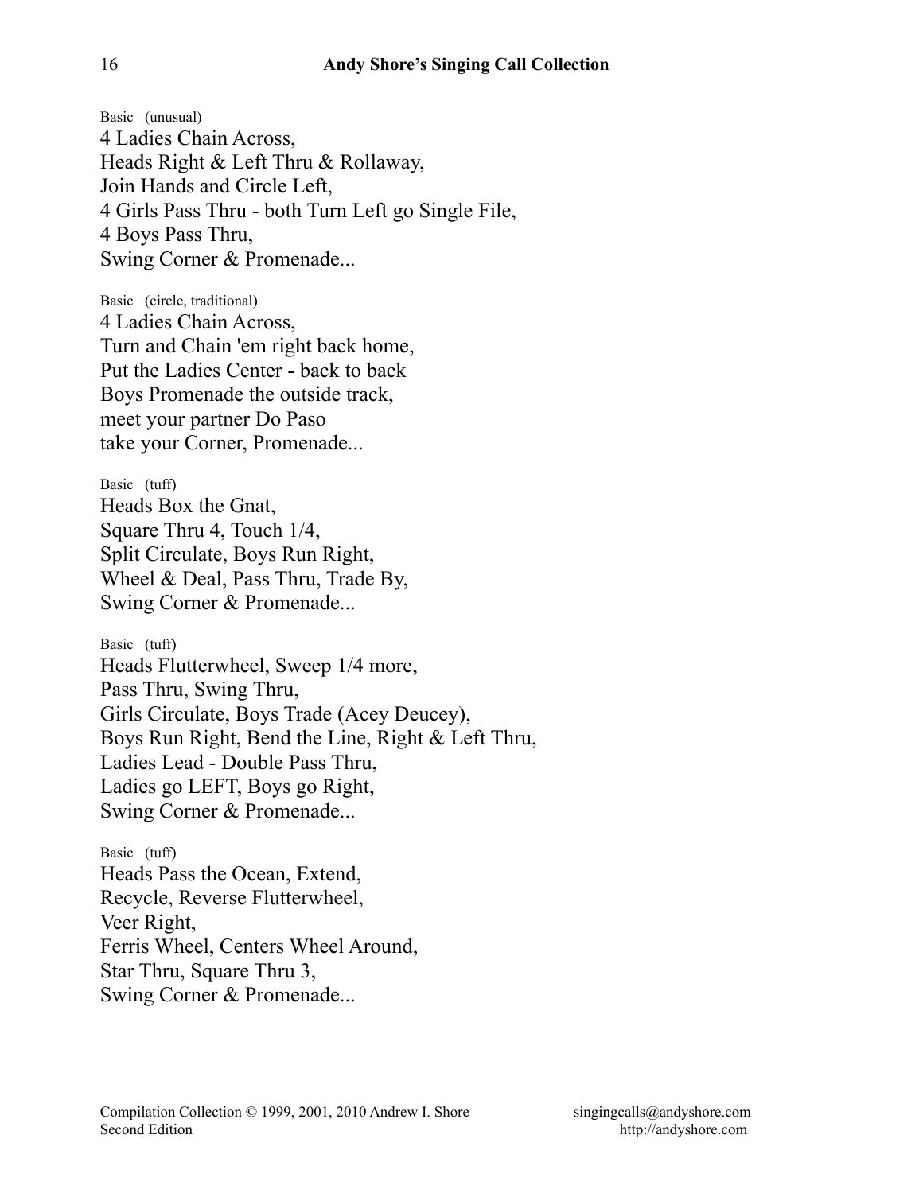Basic (unusual)

4 Ladies Chain Across,  
Heads Right & Left Thru & Rollaway,  
Join Hands and Circle Left,  
4 Girls Pass Thru - both Turn Left go Single File,  
4 Boys Pass Thru,  
Swing Corner & Promenade...

Basic (circle, traditional)

4 Ladies Chain Across,  
Turn and Chain 'em right back home,  
Put the Ladies Center - back to back  
Boys Promenade the outside track,  
meet your partner Do Paso  
take your Corner, Promenade...

Basic (tuff)

Heads Box the Gnat,  
Square Thru 4, Touch 1/4,  
Split Circulate, Boys Run Right,  
Wheel & Deal, Pass Thru, Trade By,  
Swing Corner & Promenade...

Basic (tuff)

Heads Flutterwheel, Sweep 1/4 more,  
Pass Thru, Swing Thru,  
Girls Circulate, Boys Trade (Acey Deucey),  
Boys Run Right, Bend the Line, Right & Left Thru,  
Ladies Lead - Double Pass Thru,  
Ladies go LEFT, Boys go Right,  
Swing Corner & Promenade...

Basic (tuff)

Heads Pass the Ocean, Extend,  
Recycle, Reverse Flutterwheel,  
Veer Right,  
Ferris Wheel, Centers Wheel Around,  
Star Thru, Square Thru 3,  
Swing Corner & Promenade...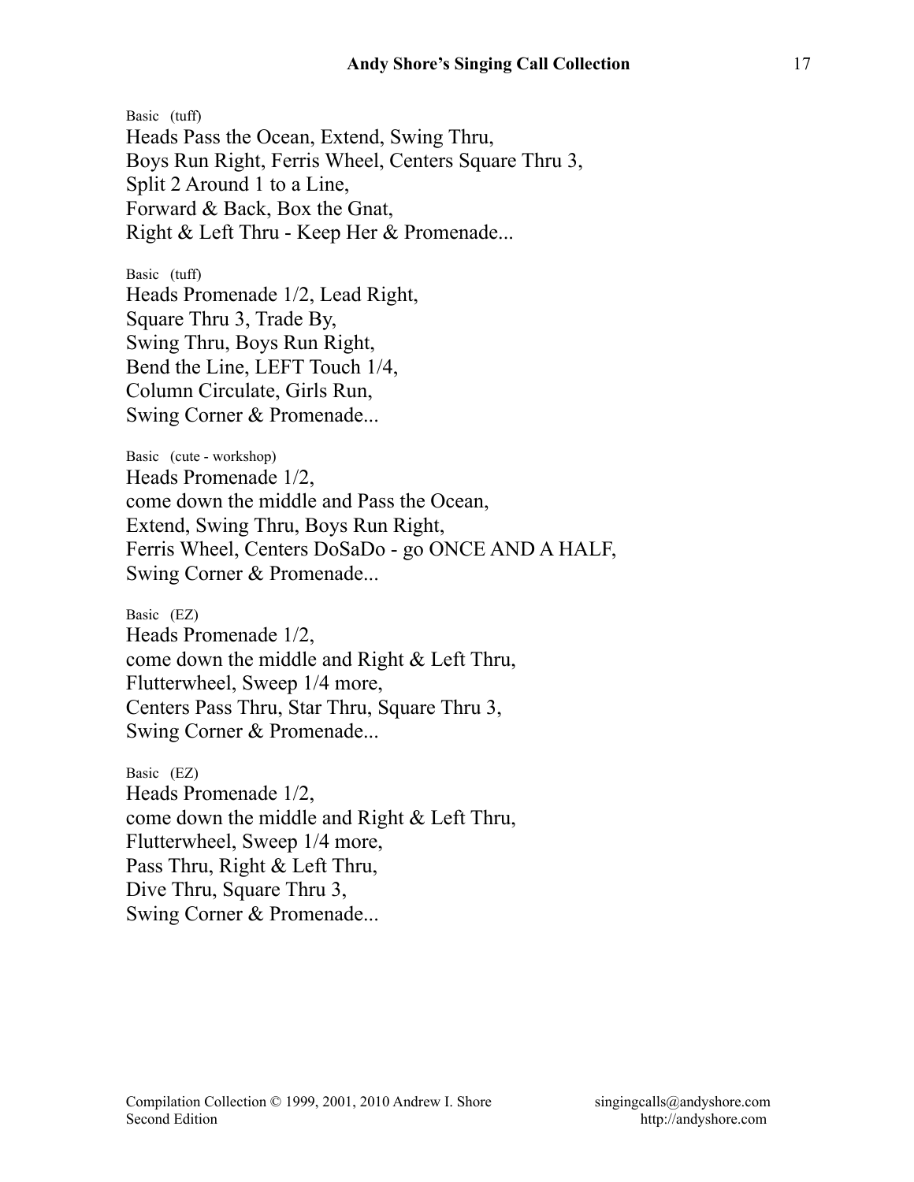Basic (tuff)

Heads Pass the Ocean, Extend, Swing Thru,
Boys Run Right, Ferris Wheel, Centers Square Thru 3,
Split 2 Around 1 to a Line,
Forward & Back, Box the Gnat,
Right & Left Thru - Keep Her & Promenade...

Basic (tuff)

Heads Promenade 1/2, Lead Right,
Square Thru 3, Trade By,
Swing Thru, Boys Run Right,
Bend the Line, LEFT Touch 1/4,
Column Circulate, Girls Run,
Swing Corner & Promenade...

Basic (cute - workshop)

Heads Promenade 1/2,
come down the middle and Pass the Ocean,
Extend, Swing Thru, Boys Run Right,
Ferris Wheel, Centers DoSaDo - go ONCE AND A HALF,
Swing Corner & Promenade...

Basic (EZ)

Heads Promenade 1/2,
come down the middle and Right & Left Thru,
Flutterwheel, Sweep 1/4 more,
Centers Pass Thru, Star Thru, Square Thru 3,
Swing Corner & Promenade...

Basic (EZ)

Heads Promenade 1/2,
come down the middle and Right & Left Thru,
Flutterwheel, Sweep 1/4 more,
Pass Thru, Right & Left Thru,
Dive Thru, Square Thru 3,
Swing Corner & Promenade...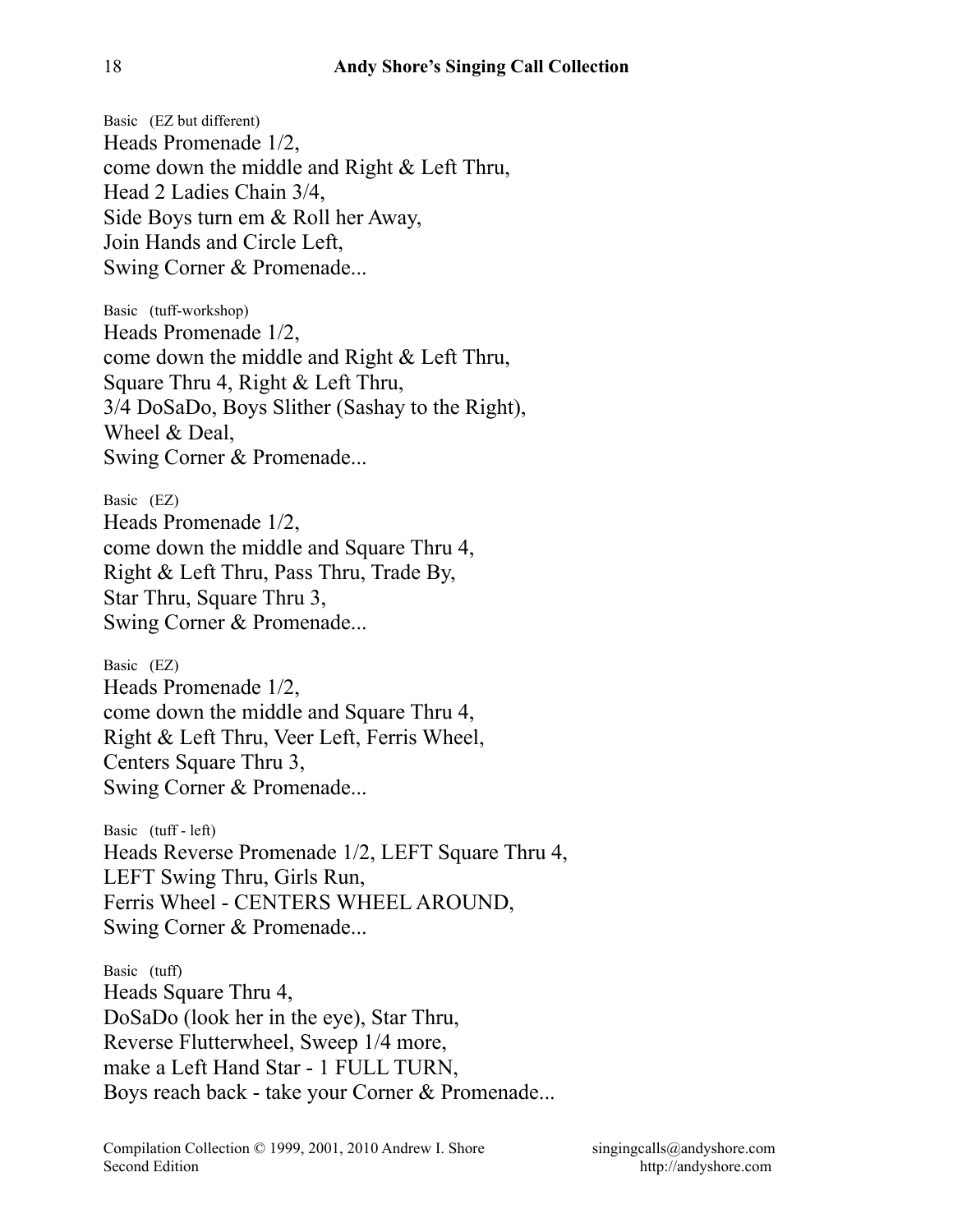Basic (EZ but different)
Heads Promenade 1/2,
come down the middle and Right & Left Thru,
Head 2 Ladies Chain 3/4,
Side Boys turn em & Roll her Away,
Join Hands and Circle Left,
Swing Corner & Promenade...

Basic (tuff-workshop)
Heads Promenade 1/2,
come down the middle and Right & Left Thru,
Square Thru 4, Right & Left Thru,
3/4 DoSaDo, Boys Slither (Sashay to the Right),
Wheel & Deal,
Swing Corner & Promenade...

Basic (EZ)
Heads Promenade 1/2,
come down the middle and Square Thru 4,
Right & Left Thru, Pass Thru, Trade By,
Star Thru, Square Thru 3,
Swing Corner & Promenade...

Basic (EZ)
Heads Promenade 1/2,
come down the middle and Square Thru 4,
Right & Left Thru, Veer Left, Ferris Wheel,
Centers Square Thru 3,
Swing Corner & Promenade...

Basic (tuff - left)
Heads Reverse Promenade 1/2, LEFT Square Thru 4,
LEFT Swing Thru, Girls Run,
Ferris Wheel - CENTERS WHEEL AROUND,
Swing Corner & Promenade...

Basic (tuff)
Heads Square Thru 4,
DoSaDo (look her in the eye), Star Thru,
Reverse Flutterwheel, Sweep 1/4 more,
make a Left Hand Star - 1 FULL TURN,
Boys reach back - take your Corner & Promenade...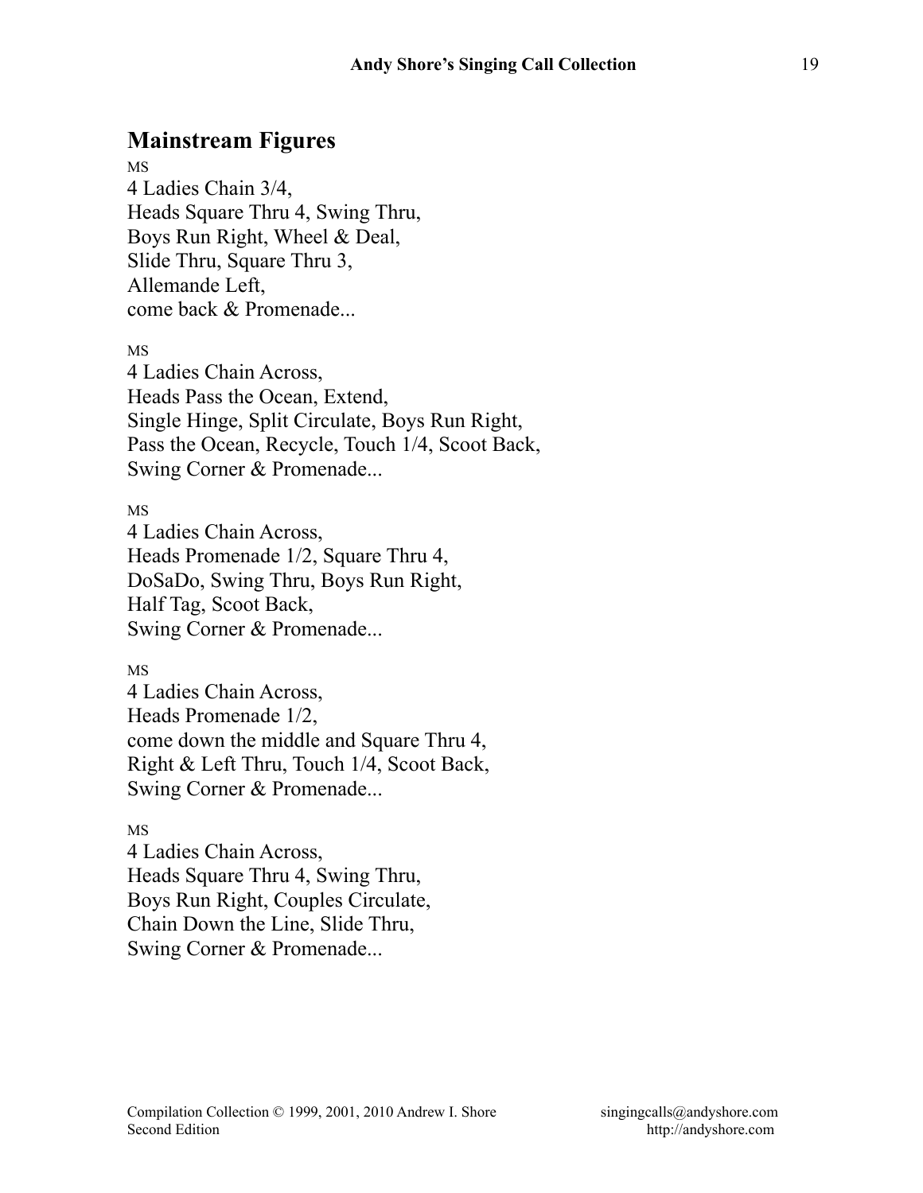## Mainstream Figures

MS
4 Ladies Chain 3/4,
Heads Square Thru 4, Swing Thru,
Boys Run Right, Wheel & Deal,
Slide Thru, Square Thru 3,
Allemande Left,
come back & Promenade...

MS
4 Ladies Chain Across,
Heads Pass the Ocean, Extend,
Single Hinge, Split Circulate, Boys Run Right,
Pass the Ocean, Recycle, Touch 1/4, Scoot Back,
Swing Corner & Promenade...

MS
4 Ladies Chain Across,
Heads Promenade 1/2, Square Thru 4,
DoSaDo, Swing Thru, Boys Run Right,
Half Tag, Scoot Back,
Swing Corner & Promenade...

MS
4 Ladies Chain Across,
Heads Promenade 1/2,
come down the middle and Square Thru 4,
Right & Left Thru, Touch 1/4, Scoot Back,
Swing Corner & Promenade...

MS
4 Ladies Chain Across,
Heads Square Thru 4, Swing Thru,
Boys Run Right, Couples Circulate,
Chain Down the Line, Slide Thru,
Swing Corner & Promenade...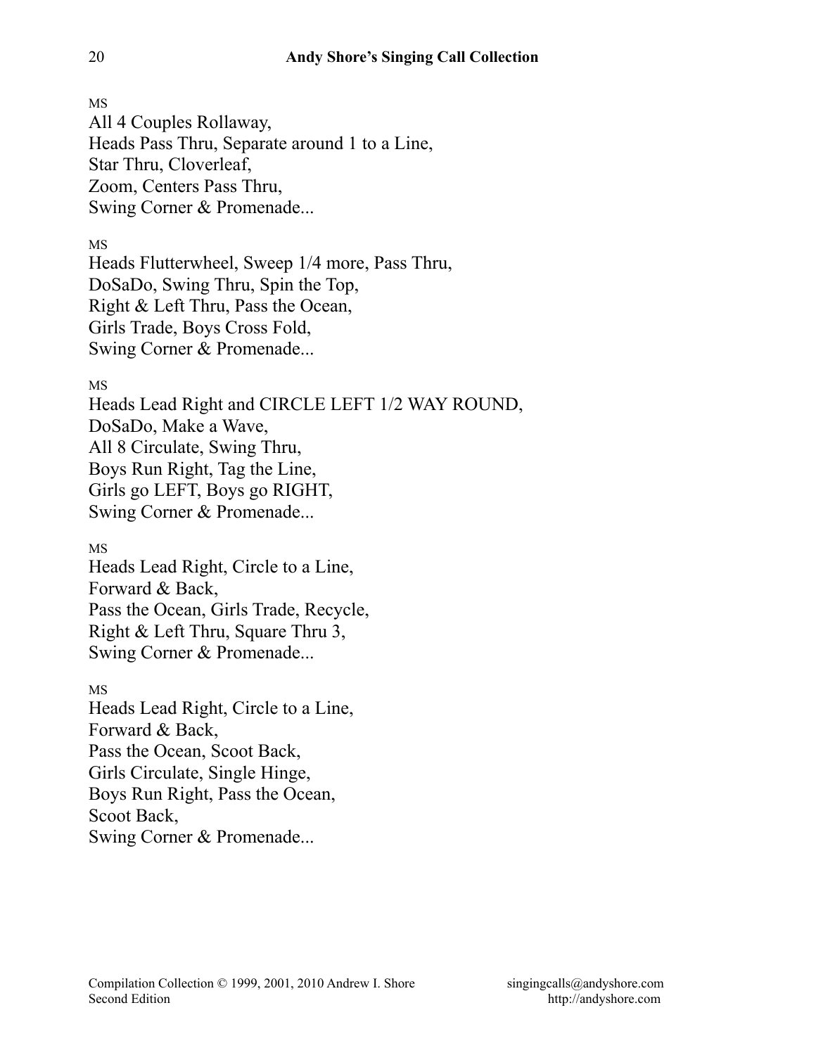MS
All 4 Couples Rollaway,
Heads Pass Thru, Separate around 1 to a Line,
Star Thru, Cloverleaf,
Zoom, Centers Pass Thru,
Swing Corner & Promenade...

MS
Heads Flutterwheel, Sweep 1/4 more, Pass Thru,
DoSaDo, Swing Thru, Spin the Top,
Right & Left Thru, Pass the Ocean,
Girls Trade, Boys Cross Fold,
Swing Corner & Promenade...

MS
Heads Lead Right and CIRCLE LEFT 1/2 WAY ROUND,
DoSaDo, Make a Wave,
All 8 Circulate, Swing Thru,
Boys Run Right, Tag the Line,
Girls go LEFT, Boys go RIGHT,
Swing Corner & Promenade...

MS
Heads Lead Right, Circle to a Line,
Forward & Back,
Pass the Ocean, Girls Trade, Recycle,
Right & Left Thru, Square Thru 3,
Swing Corner & Promenade...

MS
Heads Lead Right, Circle to a Line,
Forward & Back,
Pass the Ocean, Scoot Back,
Girls Circulate, Single Hinge,
Boys Run Right, Pass the Ocean,
Scoot Back,
Swing Corner & Promenade...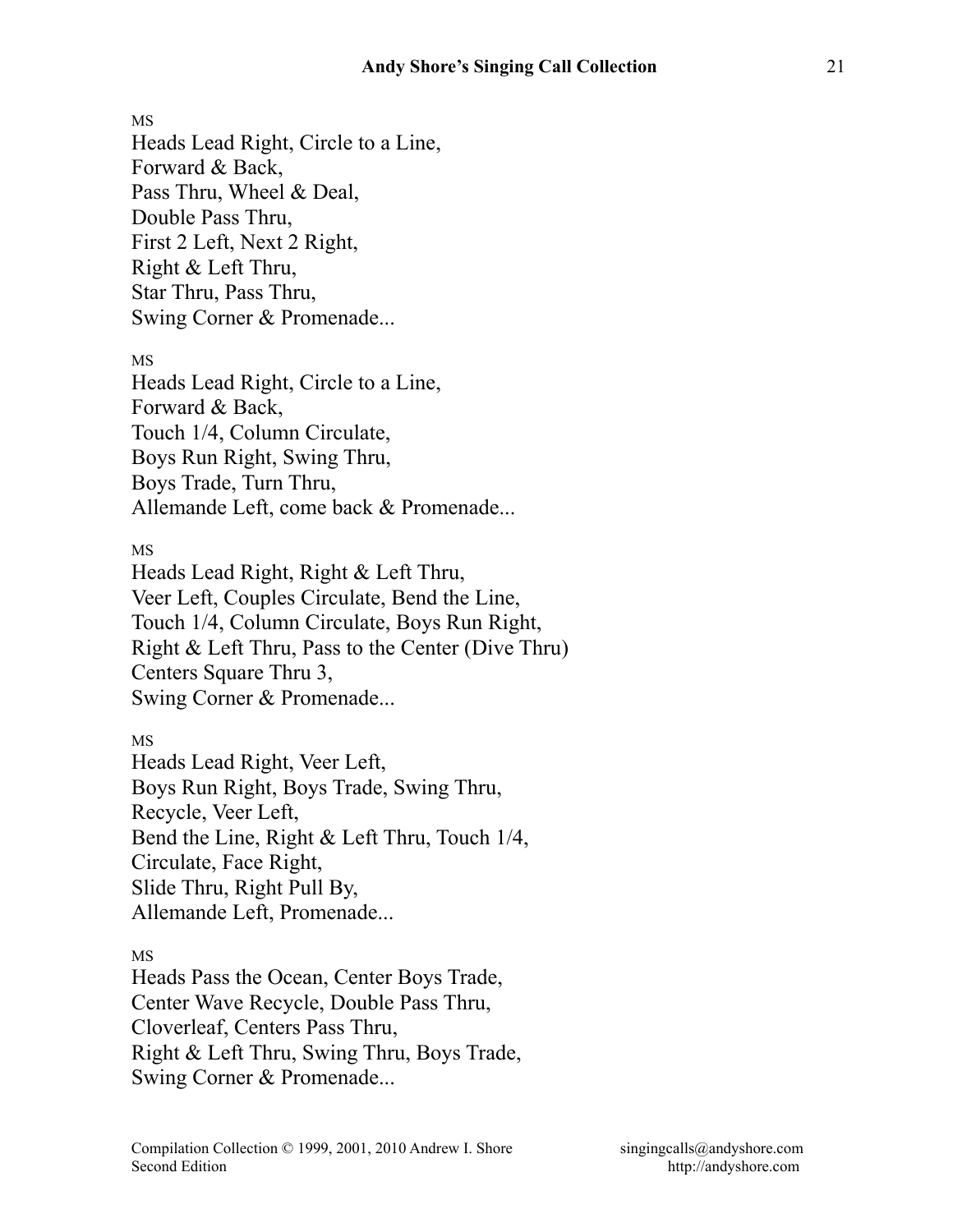MS

Heads Lead Right, Circle to a Line,
Forward & Back,
Pass Thru, Wheel & Deal,
Double Pass Thru,
First 2 Left, Next 2 Right,
Right & Left Thru,
Star Thru, Pass Thru,
Swing Corner & Promenade...

MS

Heads Lead Right, Circle to a Line,
Forward & Back,
Touch 1/4, Column Circulate,
Boys Run Right, Swing Thru,
Boys Trade, Turn Thru,
Allemande Left, come back & Promenade...

MS

Heads Lead Right, Right & Left Thru,
Veer Left, Couples Circulate, Bend the Line,
Touch 1/4, Column Circulate, Boys Run Right,
Right & Left Thru, Pass to the Center (Dive Thru)
Centers Square Thru 3,
Swing Corner & Promenade...

MS

Heads Lead Right, Veer Left,
Boys Run Right, Boys Trade, Swing Thru,
Recycle, Veer Left,
Bend the Line, Right & Left Thru, Touch 1/4,
Circulate, Face Right,
Slide Thru, Right Pull By,
Allemande Left, Promenade...

MS

Heads Pass the Ocean, Center Boys Trade,
Center Wave Recycle, Double Pass Thru,
Cloverleaf, Centers Pass Thru,
Right & Left Thru, Swing Thru, Boys Trade,
Swing Corner & Promenade...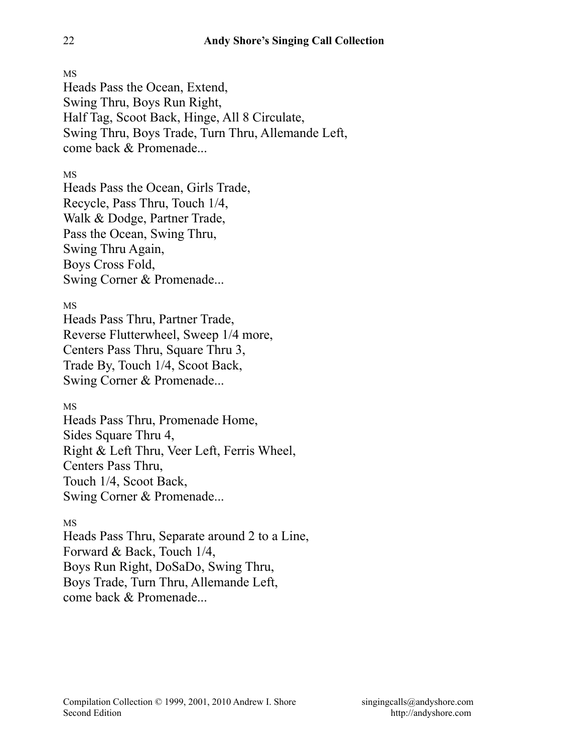MS

Heads Pass the Ocean, Extend,
Swing Thru, Boys Run Right,
Half Tag, Scoot Back, Hinge, All 8 Circulate,
Swing Thru, Boys Trade, Turn Thru, Allemande Left,
come back & Promenade...

MS

Heads Pass the Ocean, Girls Trade,
Recycle, Pass Thru, Touch 1/4,
Walk & Dodge, Partner Trade,
Pass the Ocean, Swing Thru,
Swing Thru Again,
Boys Cross Fold,
Swing Corner & Promenade...

MS

Heads Pass Thru, Partner Trade,
Reverse Flutterwheel, Sweep 1/4 more,
Centers Pass Thru, Square Thru 3,
Trade By, Touch 1/4, Scoot Back,
Swing Corner & Promenade...

MS

Heads Pass Thru, Promenade Home,
Sides Square Thru 4,
Right & Left Thru, Veer Left, Ferris Wheel,
Centers Pass Thru,
Touch 1/4, Scoot Back,
Swing Corner & Promenade...

MS

Heads Pass Thru, Separate around 2 to a Line,
Forward & Back, Touch 1/4,
Boys Run Right, DoSaDo, Swing Thru,
Boys Trade, Turn Thru, Allemande Left,
come back & Promenade...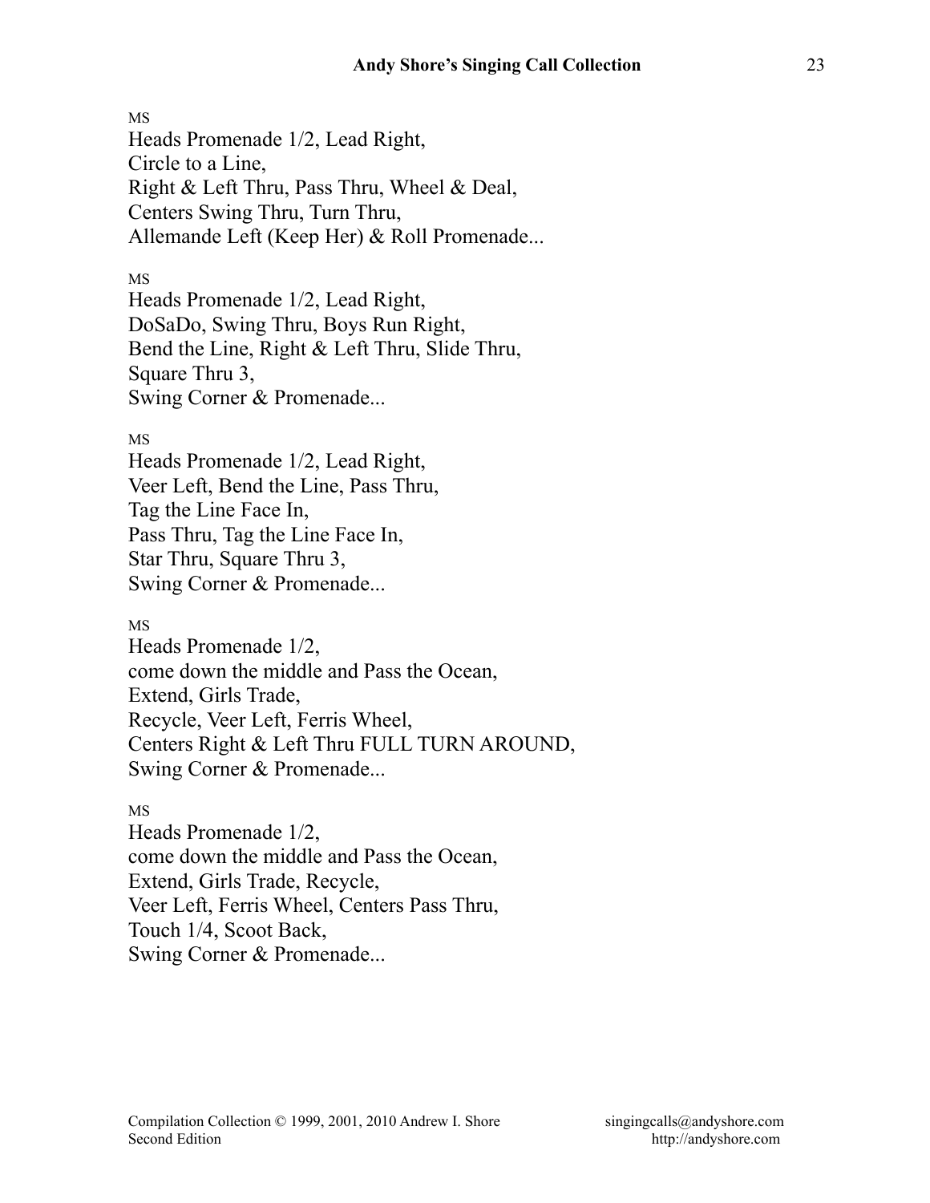MS

Heads Promenade 1/2, Lead Right,
Circle to a Line,
Right & Left Thru, Pass Thru, Wheel & Deal,
Centers Swing Thru, Turn Thru,
Allemande Left (Keep Her) & Roll Promenade...

MS

Heads Promenade 1/2, Lead Right,
DoSaDo, Swing Thru, Boys Run Right,
Bend the Line, Right & Left Thru, Slide Thru,
Square Thru 3,
Swing Corner & Promenade...

MS

Heads Promenade 1/2, Lead Right,
Veer Left, Bend the Line, Pass Thru,
Tag the Line Face In,
Pass Thru, Tag the Line Face In,
Star Thru, Square Thru 3,
Swing Corner & Promenade...

MS

Heads Promenade 1/2,
come down the middle and Pass the Ocean,
Extend, Girls Trade,
Recycle, Veer Left, Ferris Wheel,
Centers Right & Left Thru FULL TURN AROUND,
Swing Corner & Promenade...

MS

Heads Promenade 1/2,
come down the middle and Pass the Ocean,
Extend, Girls Trade, Recycle,
Veer Left, Ferris Wheel, Centers Pass Thru,
Touch 1/4, Scoot Back,
Swing Corner & Promenade...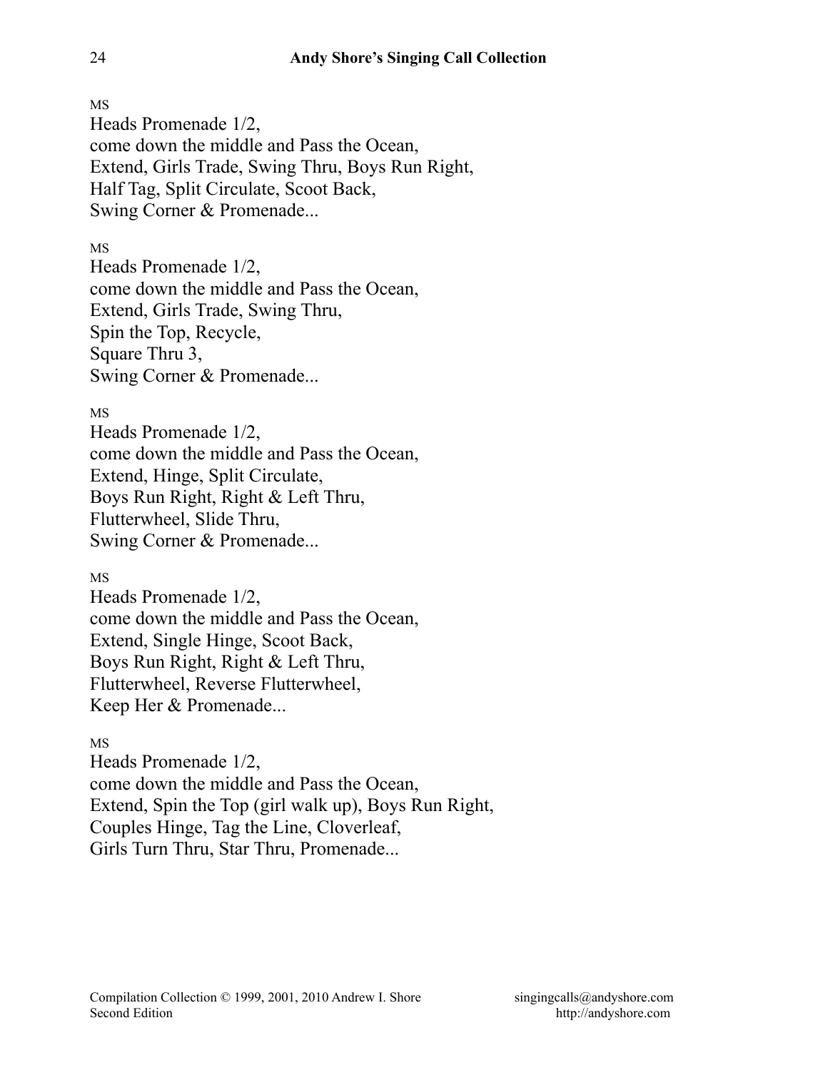MS

Heads Promenade 1/2,
come down the middle and Pass the Ocean,
Extend, Girls Trade, Swing Thru, Boys Run Right,
Half Tag, Split Circulate, Scoot Back,
Swing Corner & Promenade...

MS

Heads Promenade 1/2,
come down the middle and Pass the Ocean,
Extend, Girls Trade, Swing Thru,
Spin the Top, Recycle,
Square Thru 3,
Swing Corner & Promenade...

MS

Heads Promenade 1/2,
come down the middle and Pass the Ocean,
Extend, Hinge, Split Circulate,
Boys Run Right, Right & Left Thru,
Flutterwheel, Slide Thru,
Swing Corner & Promenade...

MS

Heads Promenade 1/2,
come down the middle and Pass the Ocean,
Extend, Single Hinge, Scoot Back,
Boys Run Right, Right & Left Thru,
Flutterwheel, Reverse Flutterwheel,
Keep Her & Promenade...

MS

Heads Promenade 1/2,
come down the middle and Pass the Ocean,
Extend, Spin the Top (girl walk up), Boys Run Right,
Couples Hinge, Tag the Line, Cloverleaf,
Girls Turn Thru, Star Thru, Promenade...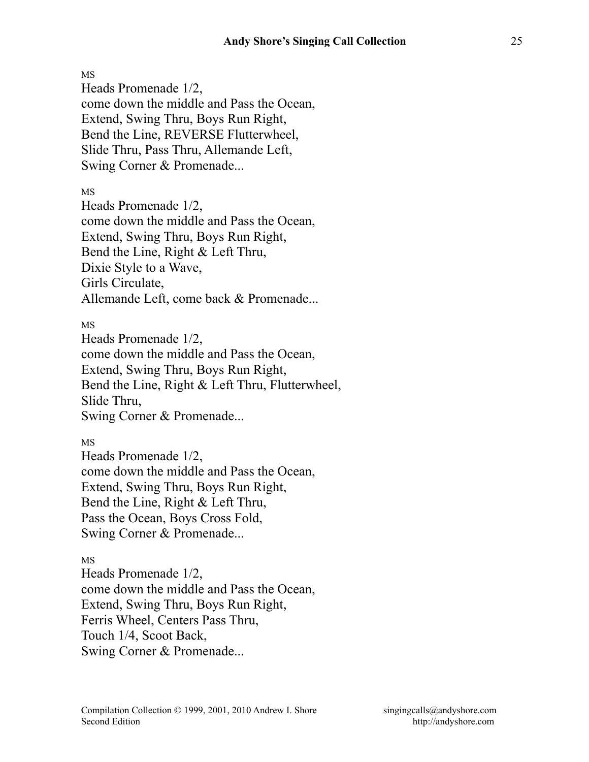MS

Heads Promenade 1/2,
come down the middle and Pass the Ocean,
Extend, Swing Thru, Boys Run Right,
Bend the Line, REVERSE Flutterwheel,
Slide Thru, Pass Thru, Allemande Left,
Swing Corner & Promenade...

MS

Heads Promenade 1/2,
come down the middle and Pass the Ocean,
Extend, Swing Thru, Boys Run Right,
Bend the Line, Right & Left Thru,
Dixie Style to a Wave,
Girls Circulate,
Allemande Left, come back & Promenade...

MS

Heads Promenade 1/2,
come down the middle and Pass the Ocean,
Extend, Swing Thru, Boys Run Right,
Bend the Line, Right & Left Thru, Flutterwheel,
Slide Thru,
Swing Corner & Promenade...

MS

Heads Promenade 1/2,
come down the middle and Pass the Ocean,
Extend, Swing Thru, Boys Run Right,
Bend the Line, Right & Left Thru,
Pass the Ocean, Boys Cross Fold,
Swing Corner & Promenade...

MS

Heads Promenade 1/2,
come down the middle and Pass the Ocean,
Extend, Swing Thru, Boys Run Right,
Ferris Wheel, Centers Pass Thru,
Touch 1/4, Scoot Back,
Swing Corner & Promenade...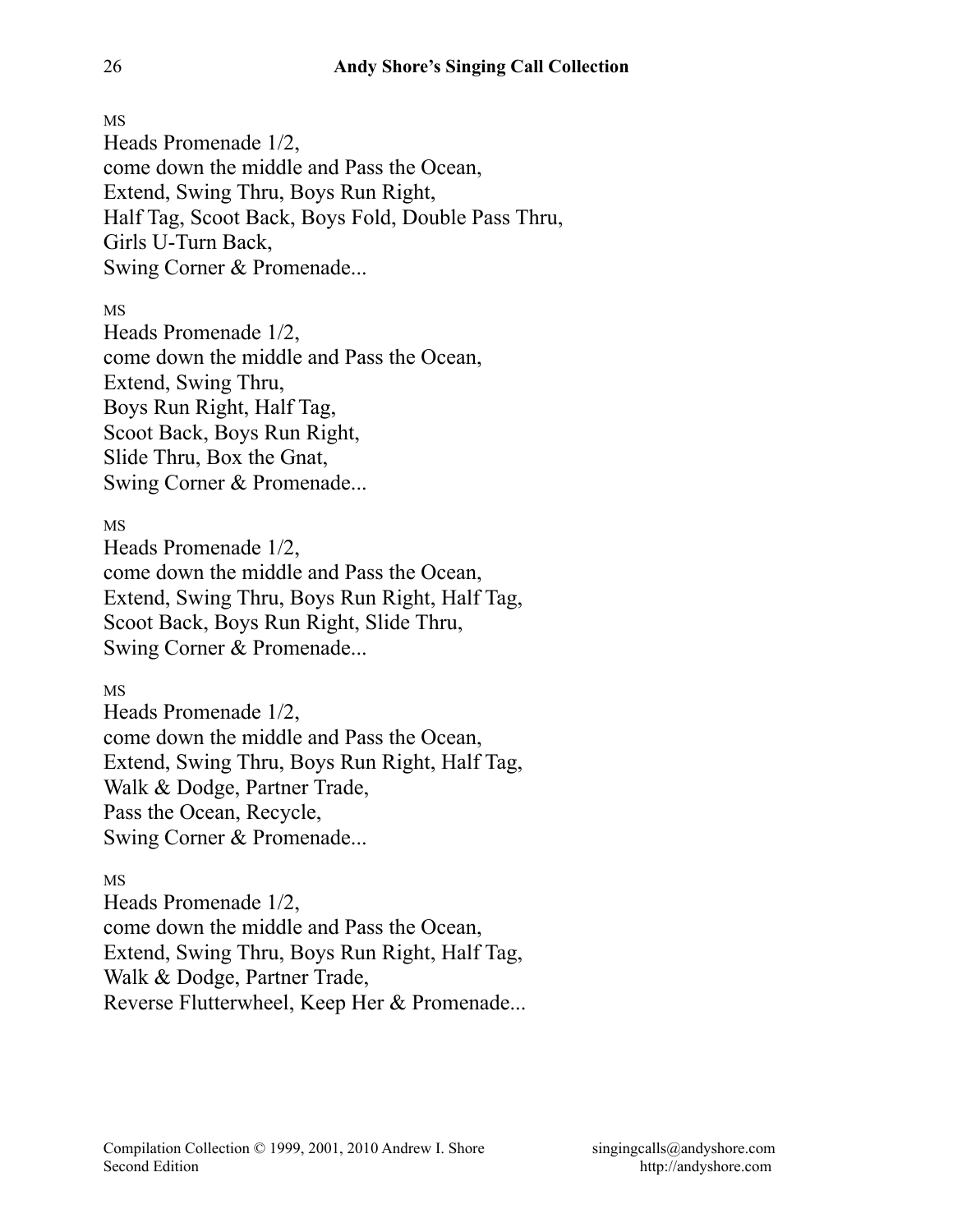MS

Heads Promenade 1/2,
come down the middle and Pass the Ocean,
Extend, Swing Thru, Boys Run Right,
Half Tag, Scoot Back, Boys Fold, Double Pass Thru,
Girls U-Turn Back,
Swing Corner & Promenade...

MS

Heads Promenade 1/2,
come down the middle and Pass the Ocean,
Extend, Swing Thru,
Boys Run Right, Half Tag,
Scoot Back, Boys Run Right,
Slide Thru, Box the Gnat,
Swing Corner & Promenade...

MS

Heads Promenade 1/2,
come down the middle and Pass the Ocean,
Extend, Swing Thru, Boys Run Right, Half Tag,
Scoot Back, Boys Run Right, Slide Thru,
Swing Corner & Promenade...

MS

Heads Promenade 1/2,
come down the middle and Pass the Ocean,
Extend, Swing Thru, Boys Run Right, Half Tag,
Walk & Dodge, Partner Trade,
Pass the Ocean, Recycle,
Swing Corner & Promenade...

MS

Heads Promenade 1/2,
come down the middle and Pass the Ocean,
Extend, Swing Thru, Boys Run Right, Half Tag,
Walk & Dodge, Partner Trade,
Reverse Flutterwheel, Keep Her & Promenade...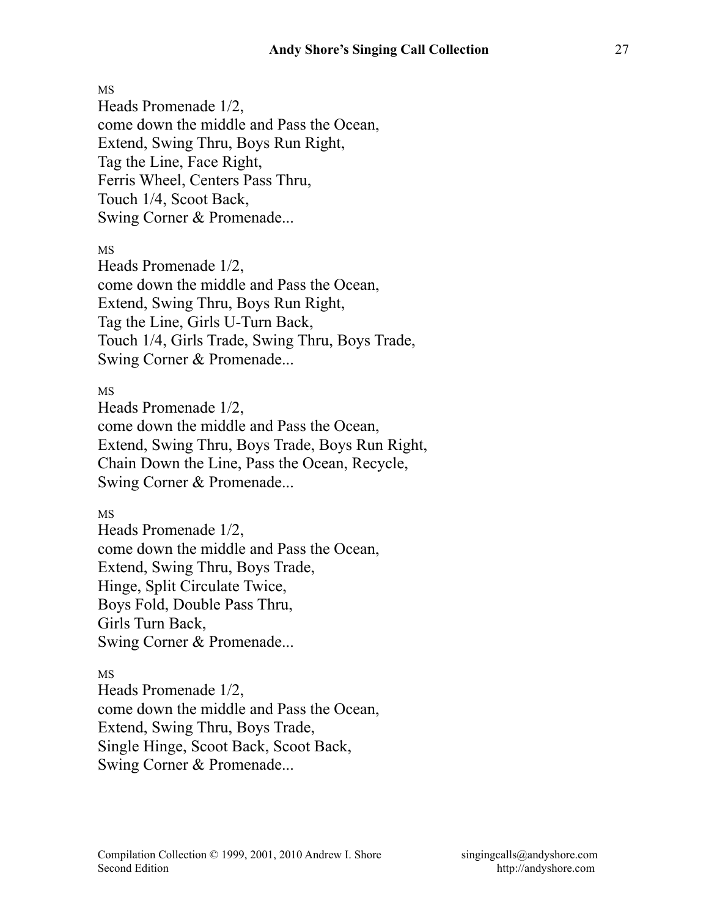MS

Heads Promenade 1/2,
come down the middle and Pass the Ocean,
Extend, Swing Thru, Boys Run Right,
Tag the Line, Face Right,
Ferris Wheel, Centers Pass Thru,
Touch 1/4, Scoot Back,
Swing Corner & Promenade...

MS

Heads Promenade 1/2,
come down the middle and Pass the Ocean,
Extend, Swing Thru, Boys Run Right,
Tag the Line, Girls U-Turn Back,
Touch 1/4, Girls Trade, Swing Thru, Boys Trade,
Swing Corner & Promenade...

MS

Heads Promenade 1/2,
come down the middle and Pass the Ocean,
Extend, Swing Thru, Boys Trade, Boys Run Right,
Chain Down the Line, Pass the Ocean, Recycle,
Swing Corner & Promenade...

MS

Heads Promenade 1/2,
come down the middle and Pass the Ocean,
Extend, Swing Thru, Boys Trade,
Hinge, Split Circulate Twice,
Boys Fold, Double Pass Thru,
Girls Turn Back,
Swing Corner & Promenade...

MS

Heads Promenade 1/2,
come down the middle and Pass the Ocean,
Extend, Swing Thru, Boys Trade,
Single Hinge, Scoot Back, Scoot Back,
Swing Corner & Promenade...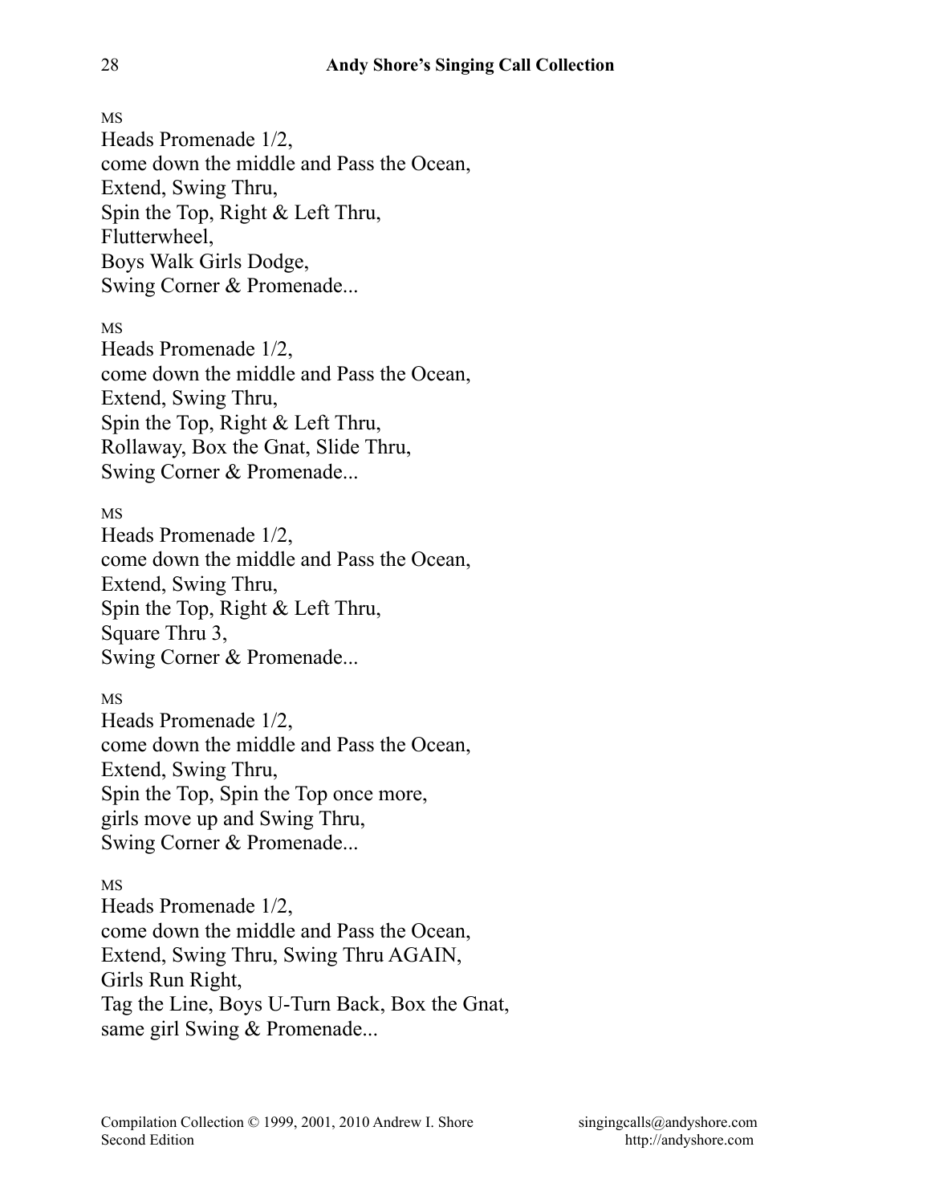MS

Heads Promenade 1/2,
come down the middle and Pass the Ocean,
Extend, Swing Thru,
Spin the Top, Right & Left Thru,
Flutterwheel,
Boys Walk Girls Dodge,
Swing Corner & Promenade...

MS

Heads Promenade 1/2,
come down the middle and Pass the Ocean,
Extend, Swing Thru,
Spin the Top, Right & Left Thru,
Rollaway, Box the Gnat, Slide Thru,
Swing Corner & Promenade...

MS

Heads Promenade 1/2,
come down the middle and Pass the Ocean,
Extend, Swing Thru,
Spin the Top, Right & Left Thru,
Square Thru 3,
Swing Corner & Promenade...

MS

Heads Promenade 1/2,
come down the middle and Pass the Ocean,
Extend, Swing Thru,
Spin the Top, Spin the Top once more,
girls move up and Swing Thru,
Swing Corner & Promenade...

MS

Heads Promenade 1/2,
come down the middle and Pass the Ocean,
Extend, Swing Thru, Swing Thru AGAIN,
Girls Run Right,
Tag the Line, Boys U-Turn Back, Box the Gnat,
same girl Swing & Promenade...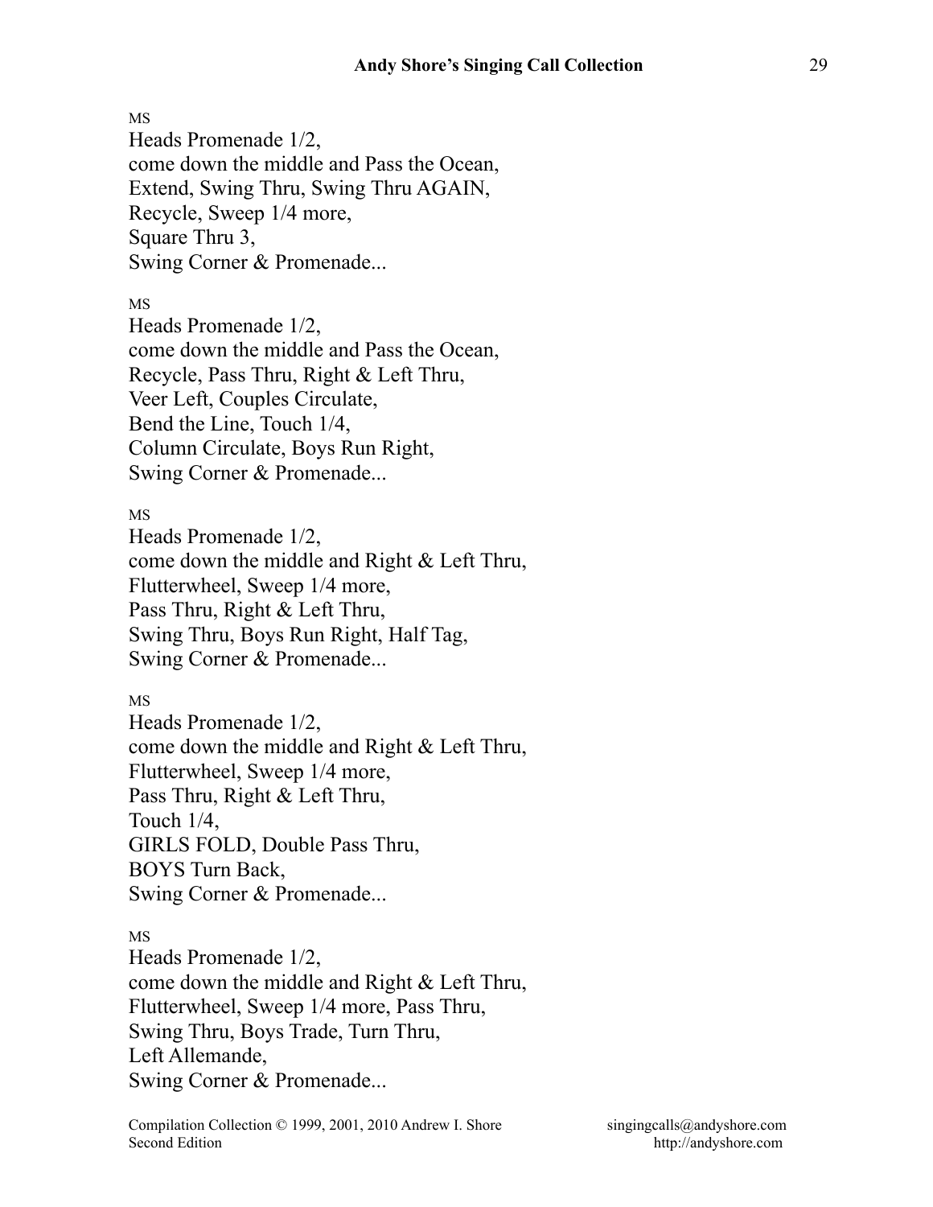MS

Heads Promenade 1/2,
come down the middle and Pass the Ocean,
Extend, Swing Thru, Swing Thru AGAIN,
Recycle, Sweep 1/4 more,
Square Thru 3,
Swing Corner & Promenade...

MS

Heads Promenade 1/2,
come down the middle and Pass the Ocean,
Recycle, Pass Thru, Right & Left Thru,
Veer Left, Couples Circulate,
Bend the Line, Touch 1/4,
Column Circulate, Boys Run Right,
Swing Corner & Promenade...

MS

Heads Promenade 1/2,
come down the middle and Right & Left Thru,
Flutterwheel, Sweep 1/4 more,
Pass Thru, Right & Left Thru,
Swing Thru, Boys Run Right, Half Tag,
Swing Corner & Promenade...

MS

Heads Promenade 1/2,
come down the middle and Right & Left Thru,
Flutterwheel, Sweep 1/4 more,
Pass Thru, Right & Left Thru,
Touch 1/4,
GIRLS FOLD, Double Pass Thru,
BOYS Turn Back,
Swing Corner & Promenade...

MS

Heads Promenade 1/2,
come down the middle and Right & Left Thru,
Flutterwheel, Sweep 1/4 more, Pass Thru,
Swing Thru, Boys Trade, Turn Thru,
Left Allemande,
Swing Corner & Promenade...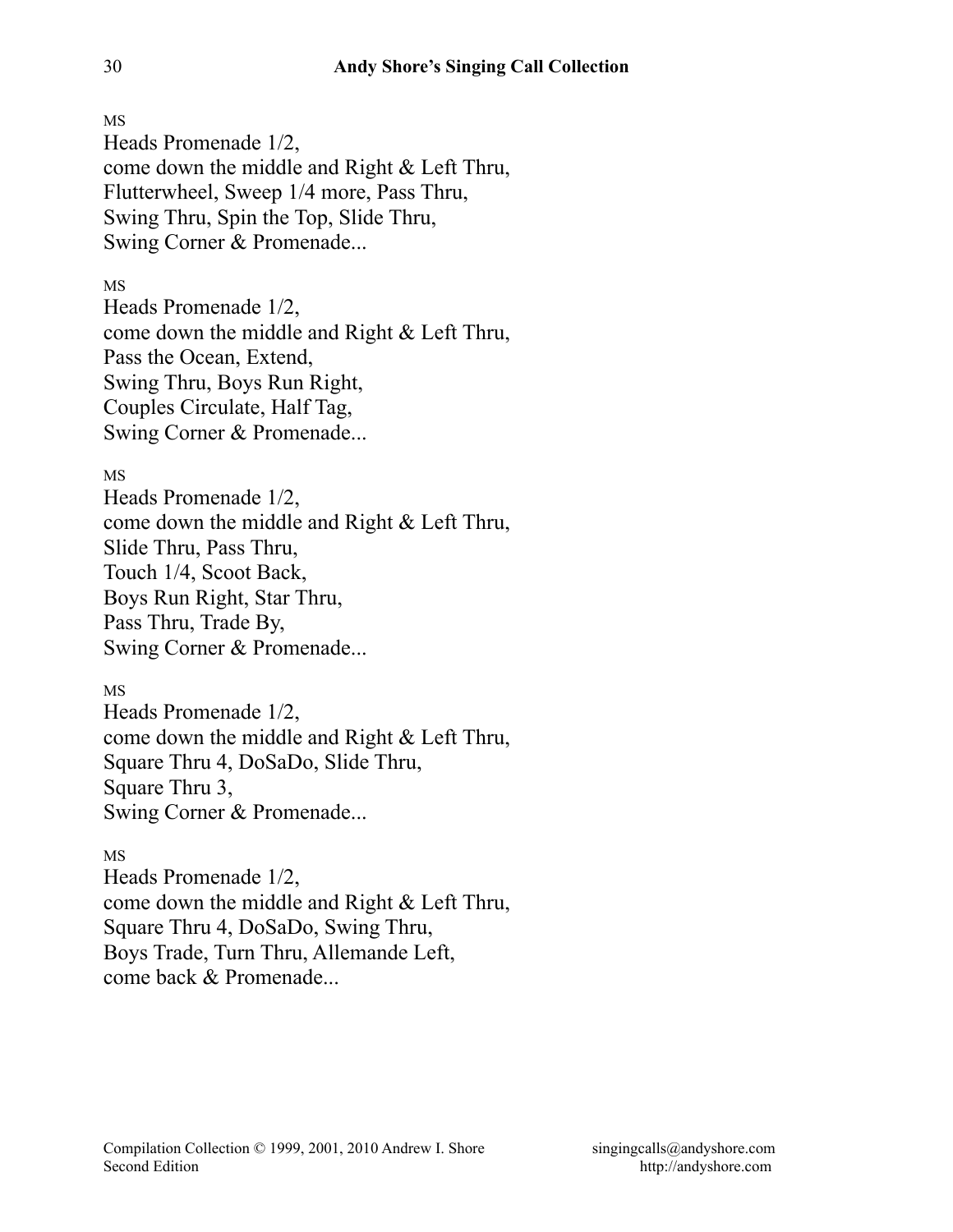MS
Heads Promenade 1/2,
come down the middle and Right & Left Thru,
Flutterwheel, Sweep 1/4 more, Pass Thru,
Swing Thru, Spin the Top, Slide Thru,
Swing Corner & Promenade...

MS
Heads Promenade 1/2,
come down the middle and Right & Left Thru,
Pass the Ocean, Extend,
Swing Thru, Boys Run Right,
Couples Circulate, Half Tag,
Swing Corner & Promenade...

MS
Heads Promenade 1/2,
come down the middle and Right & Left Thru,
Slide Thru, Pass Thru,
Touch 1/4, Scoot Back,
Boys Run Right, Star Thru,
Pass Thru, Trade By,
Swing Corner & Promenade...

MS
Heads Promenade 1/2,
come down the middle and Right & Left Thru,
Square Thru 4, DoSaDo, Slide Thru,
Square Thru 3,
Swing Corner & Promenade...

MS
Heads Promenade 1/2,
come down the middle and Right & Left Thru,
Square Thru 4, DoSaDo, Swing Thru,
Boys Trade, Turn Thru, Allemande Left,
come back & Promenade...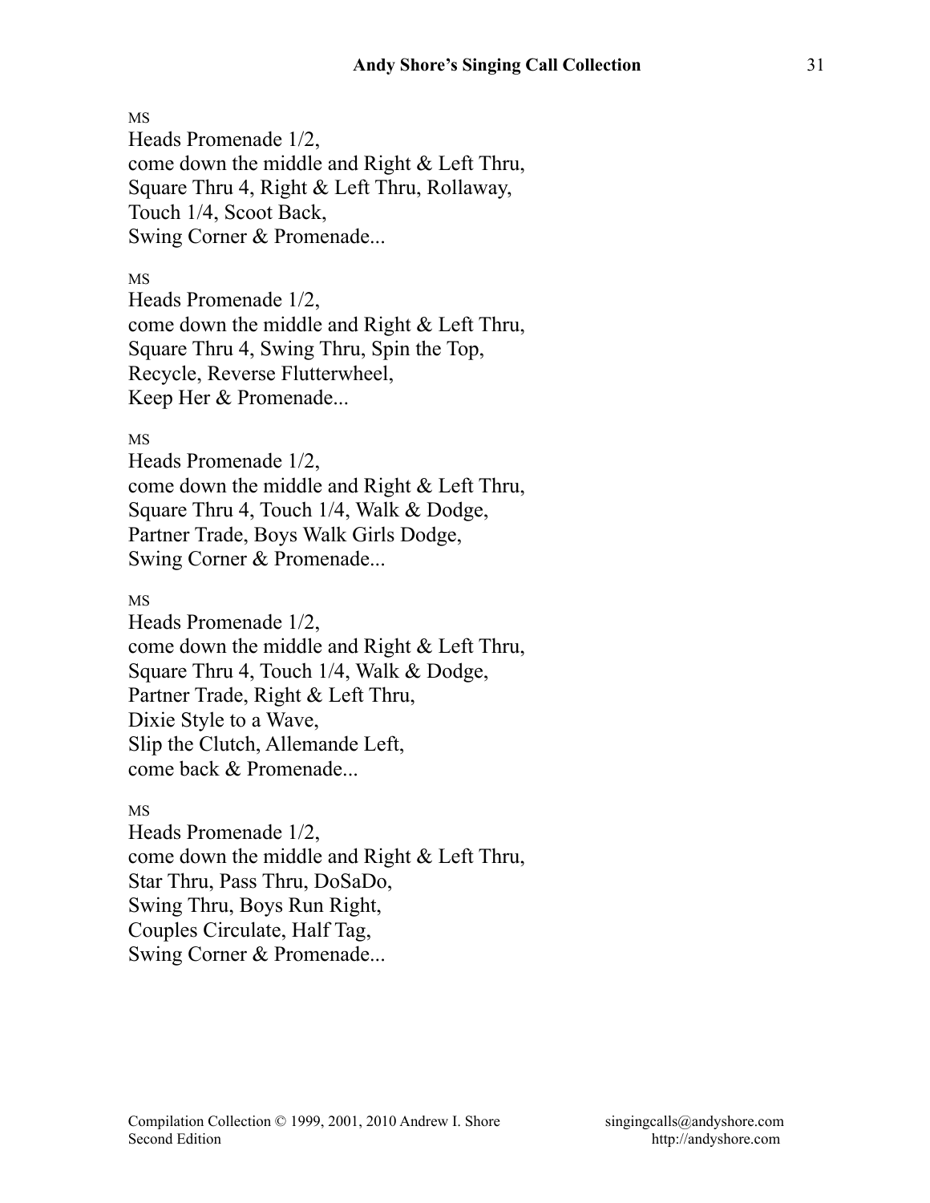MS

Heads Promenade 1/2,
come down the middle and Right & Left Thru,
Square Thru 4, Right & Left Thru, Rollaway,
Touch 1/4, Scoot Back,
Swing Corner & Promenade...

MS

Heads Promenade 1/2,
come down the middle and Right & Left Thru,
Square Thru 4, Swing Thru, Spin the Top,
Recycle, Reverse Flutterwheel,
Keep Her & Promenade...

MS

Heads Promenade 1/2,
come down the middle and Right & Left Thru,
Square Thru 4, Touch 1/4, Walk & Dodge,
Partner Trade, Boys Walk Girls Dodge,
Swing Corner & Promenade...

MS

Heads Promenade 1/2,
come down the middle and Right & Left Thru,
Square Thru 4, Touch 1/4, Walk & Dodge,
Partner Trade, Right & Left Thru,
Dixie Style to a Wave,
Slip the Clutch, Allemande Left,
come back & Promenade...

MS

Heads Promenade 1/2,
come down the middle and Right & Left Thru,
Star Thru, Pass Thru, DoSaDo,
Swing Thru, Boys Run Right,
Couples Circulate, Half Tag,
Swing Corner & Promenade...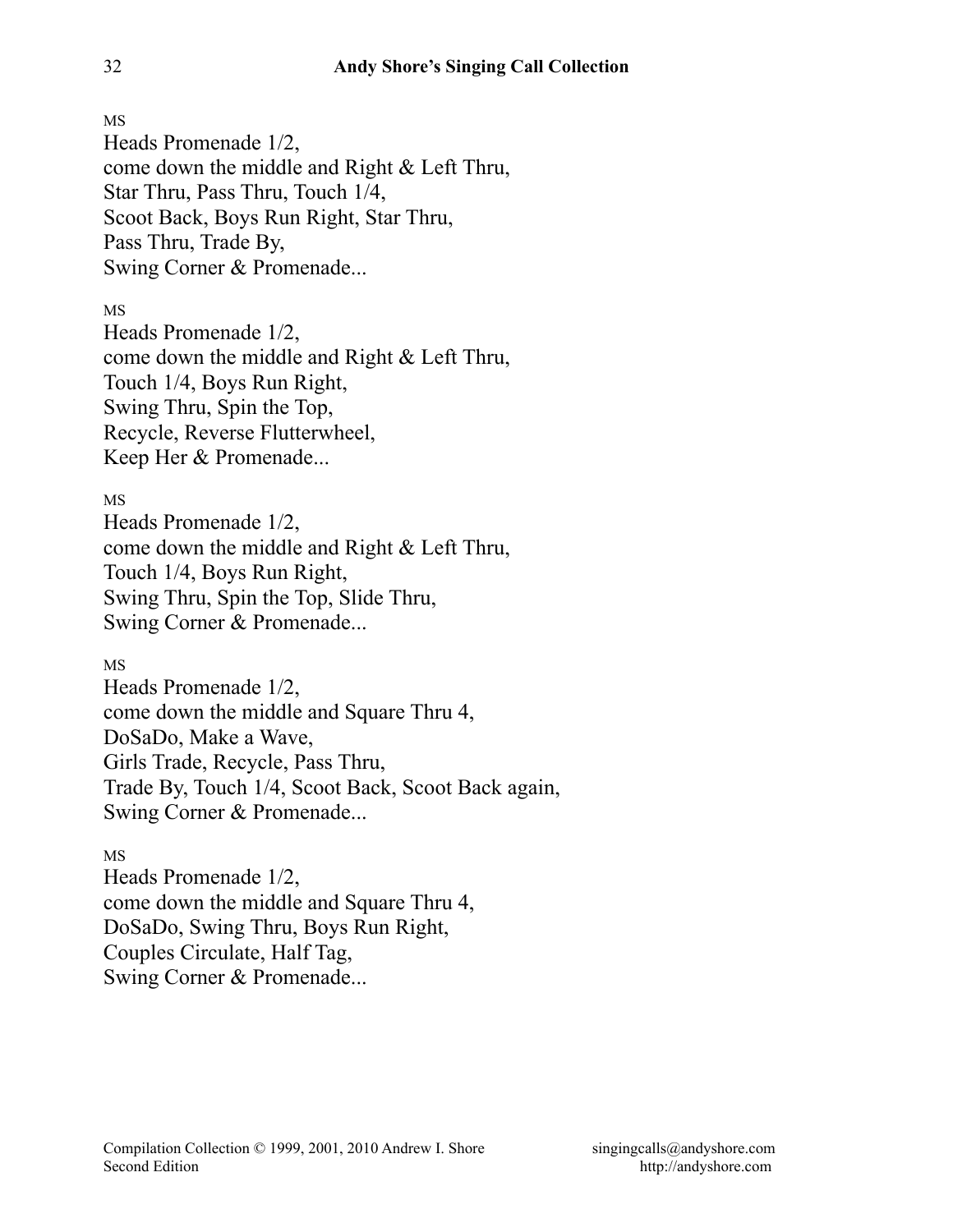MS

Heads Promenade 1/2,
come down the middle and Right & Left Thru,
Star Thru, Pass Thru, Touch 1/4,
Scoot Back, Boys Run Right, Star Thru,
Pass Thru, Trade By,
Swing Corner & Promenade...

MS

Heads Promenade 1/2,
come down the middle and Right & Left Thru,
Touch 1/4, Boys Run Right,
Swing Thru, Spin the Top,
Recycle, Reverse Flutterwheel,
Keep Her & Promenade...

MS

Heads Promenade 1/2,
come down the middle and Right & Left Thru,
Touch 1/4, Boys Run Right,
Swing Thru, Spin the Top, Slide Thru,
Swing Corner & Promenade...

MS

Heads Promenade 1/2,
come down the middle and Square Thru 4,
DoSaDo, Make a Wave,
Girls Trade, Recycle, Pass Thru,
Trade By, Touch 1/4, Scoot Back, Scoot Back again,
Swing Corner & Promenade...

MS

Heads Promenade 1/2,
come down the middle and Square Thru 4,
DoSaDo, Swing Thru, Boys Run Right,
Couples Circulate, Half Tag,
Swing Corner & Promenade...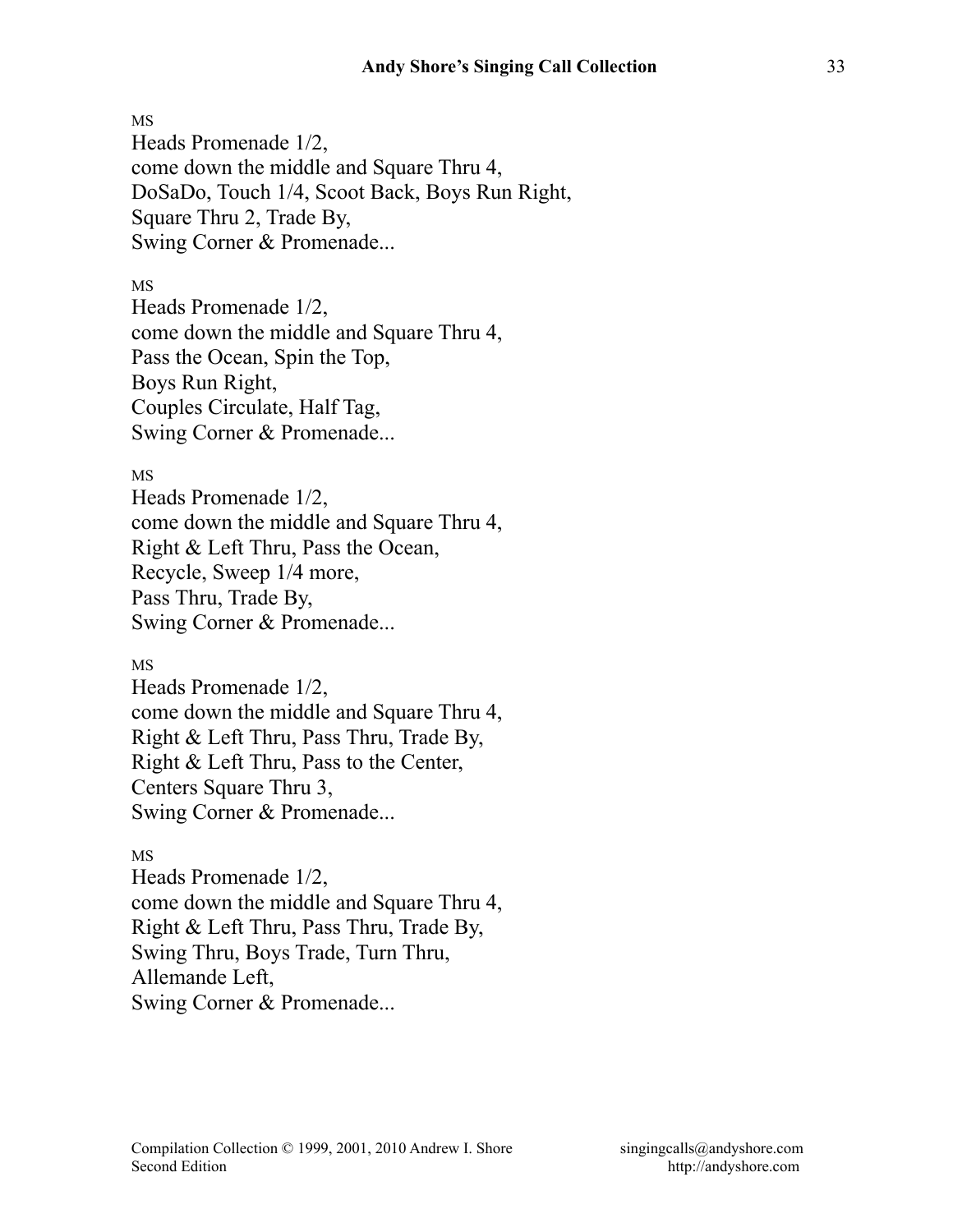MS

Heads Promenade 1/2,
come down the middle and Square Thru 4,
DoSaDo, Touch 1/4, Scoot Back, Boys Run Right,
Square Thru 2, Trade By,
Swing Corner & Promenade...

MS

Heads Promenade 1/2,
come down the middle and Square Thru 4,
Pass the Ocean, Spin the Top,
Boys Run Right,
Couples Circulate, Half Tag,
Swing Corner & Promenade...

MS

Heads Promenade 1/2,
come down the middle and Square Thru 4,
Right & Left Thru, Pass the Ocean,
Recycle, Sweep 1/4 more,
Pass Thru, Trade By,
Swing Corner & Promenade...

MS

Heads Promenade 1/2,
come down the middle and Square Thru 4,
Right & Left Thru, Pass Thru, Trade By,
Right & Left Thru, Pass to the Center,
Centers Square Thru 3,
Swing Corner & Promenade...

MS

Heads Promenade 1/2,
come down the middle and Square Thru 4,
Right & Left Thru, Pass Thru, Trade By,
Swing Thru, Boys Trade, Turn Thru,
Allemande Left,
Swing Corner & Promenade...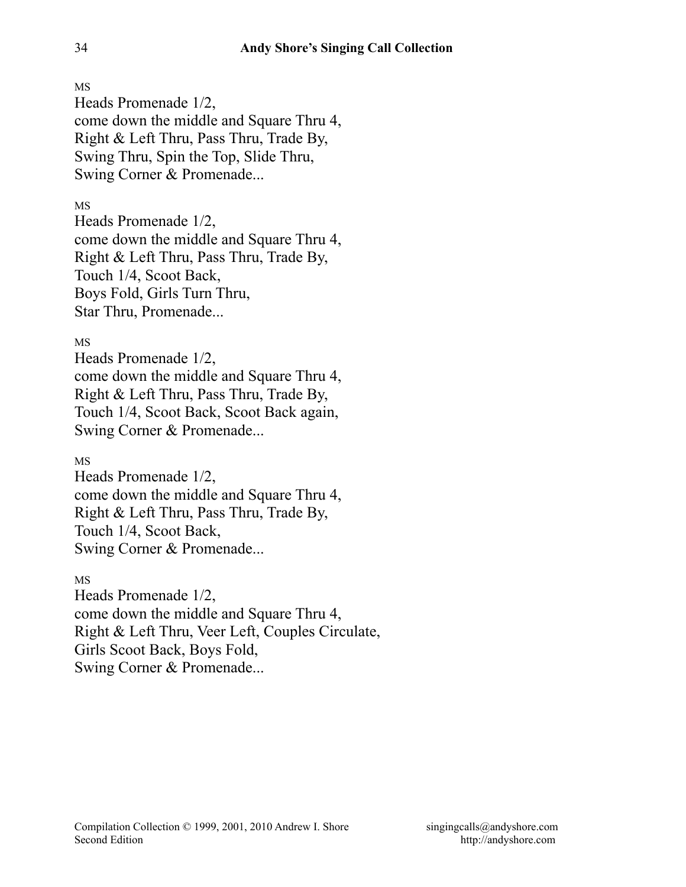MS

Heads Promenade 1/2,
come down the middle and Square Thru 4,
Right & Left Thru, Pass Thru, Trade By,
Swing Thru, Spin the Top, Slide Thru,
Swing Corner & Promenade...

MS

Heads Promenade 1/2,
come down the middle and Square Thru 4,
Right & Left Thru, Pass Thru, Trade By,
Touch 1/4, Scoot Back,
Boys Fold, Girls Turn Thru,
Star Thru, Promenade...

MS

Heads Promenade 1/2,
come down the middle and Square Thru 4,
Right & Left Thru, Pass Thru, Trade By,
Touch 1/4, Scoot Back, Scoot Back again,
Swing Corner & Promenade...

MS

Heads Promenade 1/2,
come down the middle and Square Thru 4,
Right & Left Thru, Pass Thru, Trade By,
Touch 1/4, Scoot Back,
Swing Corner & Promenade...

MS

Heads Promenade 1/2,
come down the middle and Square Thru 4,
Right & Left Thru, Veer Left, Couples Circulate,
Girls Scoot Back, Boys Fold,
Swing Corner & Promenade...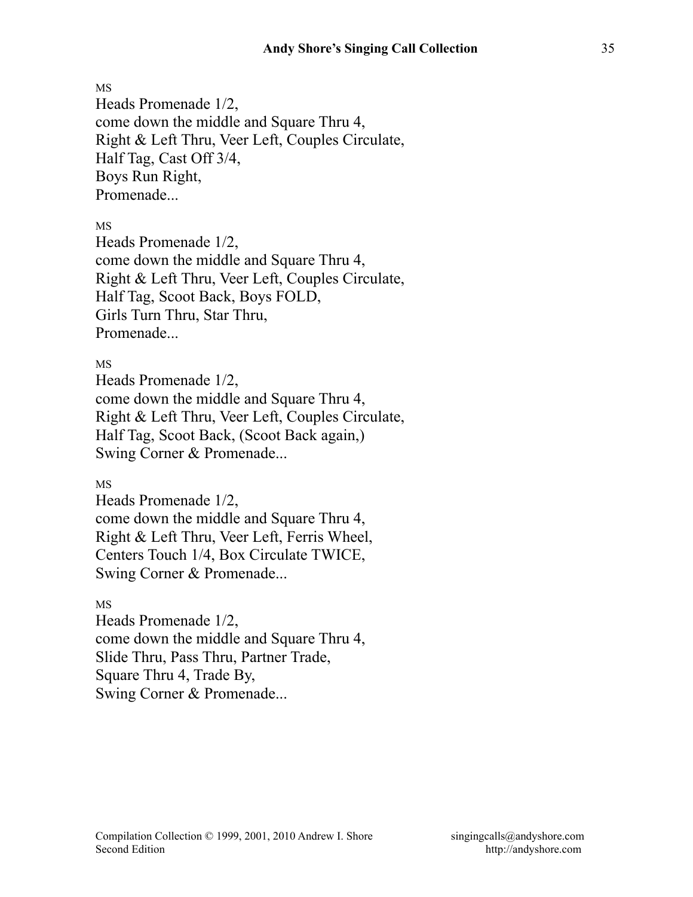MS

Heads Promenade 1/2,  
come down the middle and Square Thru 4,  
Right & Left Thru, Veer Left, Couples Circulate,  
Half Tag, Cast Off 3/4,  
Boys Run Right,  
Promenade...

MS

Heads Promenade 1/2,  
come down the middle and Square Thru 4,  
Right & Left Thru, Veer Left, Couples Circulate,  
Half Tag, Scoot Back, Boys FOLD,  
Girls Turn Thru, Star Thru,  
Promenade...

MS

Heads Promenade 1/2,  
come down the middle and Square Thru 4,  
Right & Left Thru, Veer Left, Couples Circulate,  
Half Tag, Scoot Back, (Scoot Back again,)  
Swing Corner & Promenade...

MS

Heads Promenade 1/2,  
come down the middle and Square Thru 4,  
Right & Left Thru, Veer Left, Ferris Wheel,  
Centers Touch 1/4, Box Circulate TWICE,  
Swing Corner & Promenade...

MS

Heads Promenade 1/2,  
come down the middle and Square Thru 4,  
Slide Thru, Pass Thru, Partner Trade,  
Square Thru 4, Trade By,  
Swing Corner & Promenade...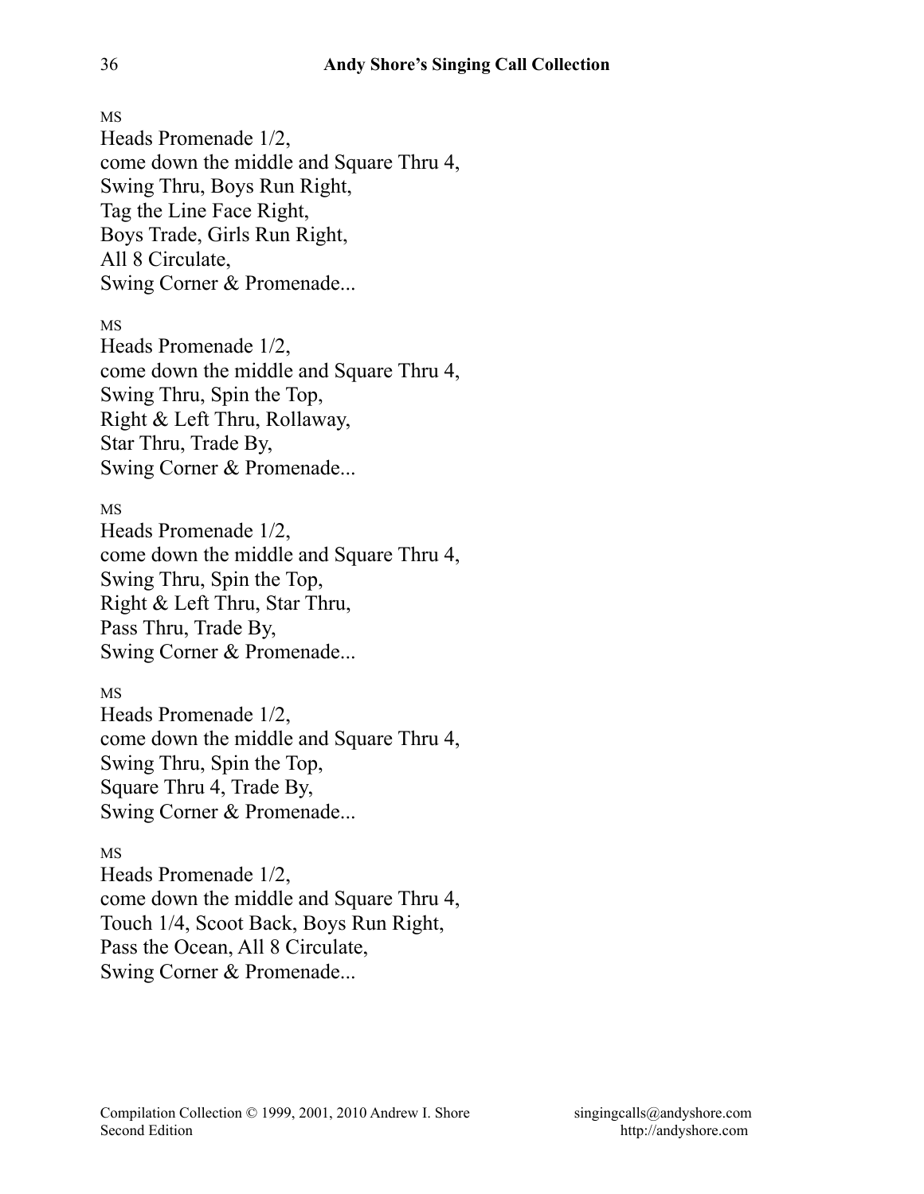MS

Heads Promenade 1/2,
come down the middle and Square Thru 4,
Swing Thru, Boys Run Right,
Tag the Line Face Right,
Boys Trade, Girls Run Right,
All 8 Circulate,
Swing Corner & Promenade...

MS

Heads Promenade 1/2,
come down the middle and Square Thru 4,
Swing Thru, Spin the Top,
Right & Left Thru, Rollaway,
Star Thru, Trade By,
Swing Corner & Promenade...

MS

Heads Promenade 1/2,
come down the middle and Square Thru 4,
Swing Thru, Spin the Top,
Right & Left Thru, Star Thru,
Pass Thru, Trade By,
Swing Corner & Promenade...

MS

Heads Promenade 1/2,
come down the middle and Square Thru 4,
Swing Thru, Spin the Top,
Square Thru 4, Trade By,
Swing Corner & Promenade...

MS

Heads Promenade 1/2,
come down the middle and Square Thru 4,
Touch 1/4, Scoot Back, Boys Run Right,
Pass the Ocean, All 8 Circulate,
Swing Corner & Promenade...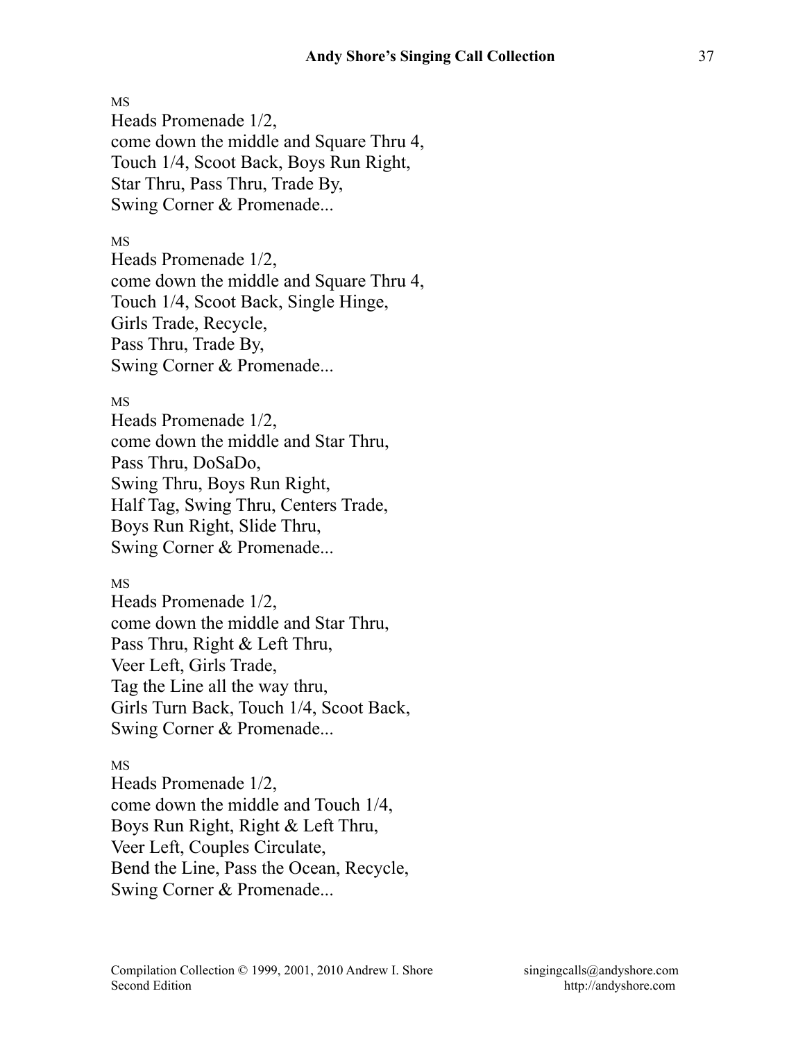MS

Heads Promenade 1/2,
come down the middle and Square Thru 4,
Touch 1/4, Scoot Back, Boys Run Right,
Star Thru, Pass Thru, Trade By,
Swing Corner & Promenade...

MS

Heads Promenade 1/2,
come down the middle and Square Thru 4,
Touch 1/4, Scoot Back, Single Hinge,
Girls Trade, Recycle,
Pass Thru, Trade By,
Swing Corner & Promenade...

MS

Heads Promenade 1/2,
come down the middle and Star Thru,
Pass Thru, DoSaDo,
Swing Thru, Boys Run Right,
Half Tag, Swing Thru, Centers Trade,
Boys Run Right, Slide Thru,
Swing Corner & Promenade...

MS

Heads Promenade 1/2,
come down the middle and Star Thru,
Pass Thru, Right & Left Thru,
Veer Left, Girls Trade,
Tag the Line all the way thru,
Girls Turn Back, Touch 1/4, Scoot Back,
Swing Corner & Promenade...

MS

Heads Promenade 1/2,
come down the middle and Touch 1/4,
Boys Run Right, Right & Left Thru,
Veer Left, Couples Circulate,
Bend the Line, Pass the Ocean, Recycle,
Swing Corner & Promenade...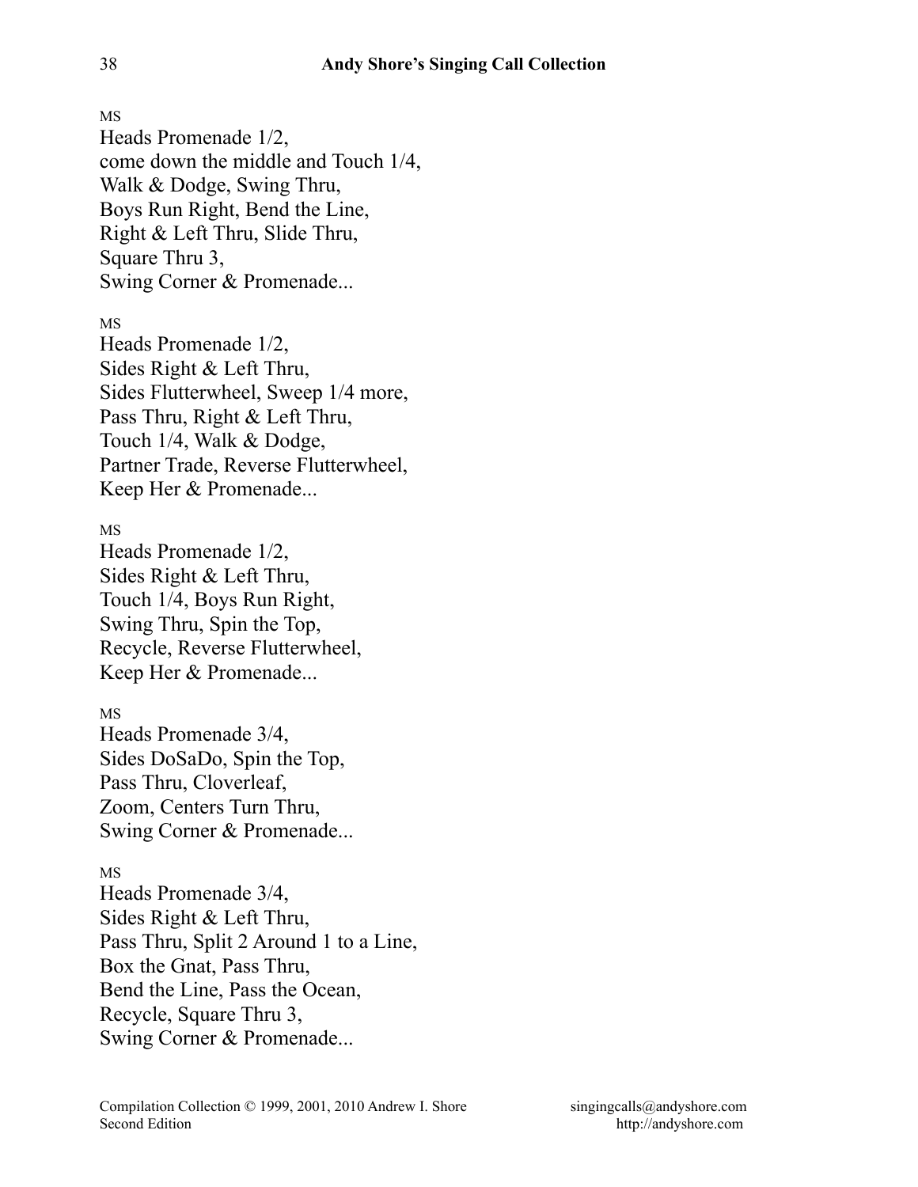MS

Heads Promenade 1/2,
come down the middle and Touch 1/4,
Walk & Dodge, Swing Thru,
Boys Run Right, Bend the Line,
Right & Left Thru, Slide Thru,
Square Thru 3,
Swing Corner & Promenade...

MS

Heads Promenade 1/2,
Sides Right & Left Thru,
Sides Flutterwheel, Sweep 1/4 more,
Pass Thru, Right & Left Thru,
Touch 1/4, Walk & Dodge,
Partner Trade, Reverse Flutterwheel,
Keep Her & Promenade...

MS

Heads Promenade 1/2,
Sides Right & Left Thru,
Touch 1/4, Boys Run Right,
Swing Thru, Spin the Top,
Recycle, Reverse Flutterwheel,
Keep Her & Promenade...

MS

Heads Promenade 3/4,
Sides DoSaDo, Spin the Top,
Pass Thru, Cloverleaf,
Zoom, Centers Turn Thru,
Swing Corner & Promenade...

MS

Heads Promenade 3/4,
Sides Right & Left Thru,
Pass Thru, Split 2 Around 1 to a Line,
Box the Gnat, Pass Thru,
Bend the Line, Pass the Ocean,
Recycle, Square Thru 3,
Swing Corner & Promenade...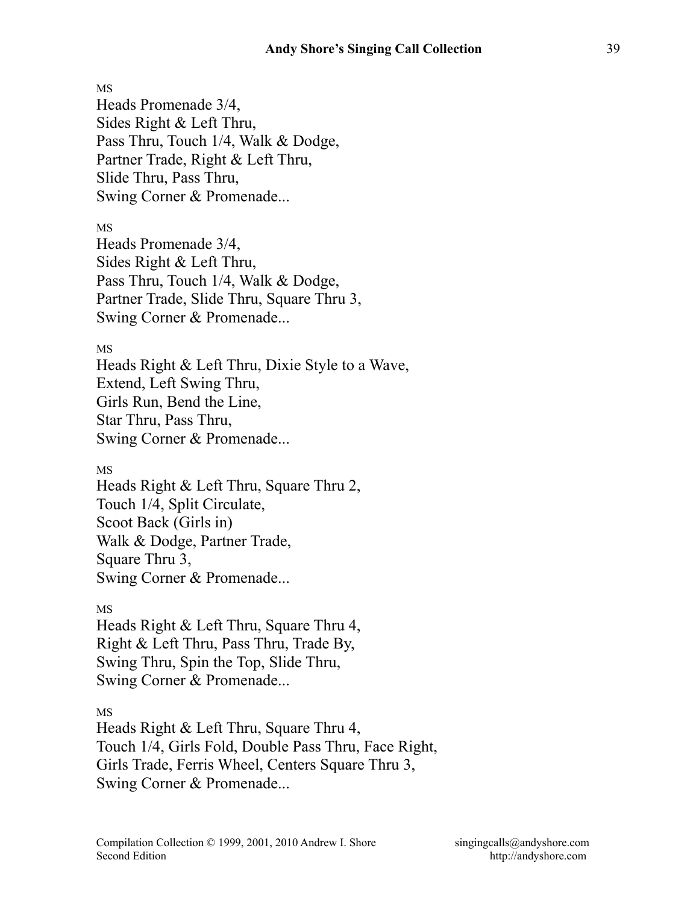MS
Heads Promenade 3/4,
Sides Right & Left Thru,
Pass Thru, Touch 1/4, Walk & Dodge,
Partner Trade, Right & Left Thru,
Slide Thru, Pass Thru,
Swing Corner & Promenade...

MS
Heads Promenade 3/4,
Sides Right & Left Thru,
Pass Thru, Touch 1/4, Walk & Dodge,
Partner Trade, Slide Thru, Square Thru 3,
Swing Corner & Promenade...

MS
Heads Right & Left Thru, Dixie Style to a Wave,
Extend, Left Swing Thru,
Girls Run, Bend the Line,
Star Thru, Pass Thru,
Swing Corner & Promenade...

MS
Heads Right & Left Thru, Square Thru 2,
Touch 1/4, Split Circulate,
Scoot Back (Girls in)
Walk & Dodge, Partner Trade,
Square Thru 3,
Swing Corner & Promenade...

MS
Heads Right & Left Thru, Square Thru 4,
Right & Left Thru, Pass Thru, Trade By,
Swing Thru, Spin the Top, Slide Thru,
Swing Corner & Promenade...

MS
Heads Right & Left Thru, Square Thru 4,
Touch 1/4, Girls Fold, Double Pass Thru, Face Right,
Girls Trade, Ferris Wheel, Centers Square Thru 3,
Swing Corner & Promenade...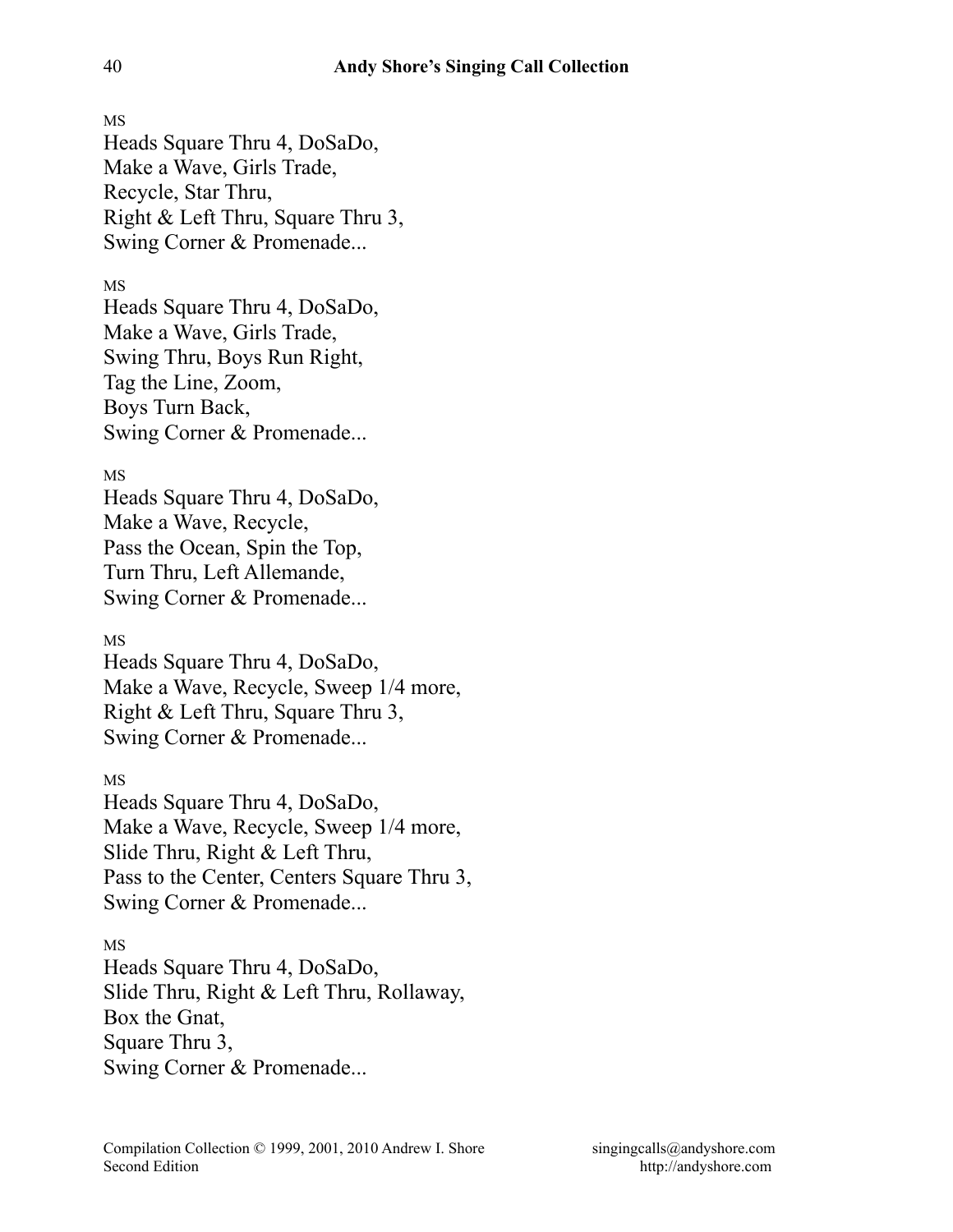MS

Heads Square Thru 4, DoSaDo,
Make a Wave, Girls Trade,
Recycle, Star Thru,
Right & Left Thru, Square Thru 3,
Swing Corner & Promenade...

MS

Heads Square Thru 4, DoSaDo,
Make a Wave, Girls Trade,
Swing Thru, Boys Run Right,
Tag the Line, Zoom,
Boys Turn Back,
Swing Corner & Promenade...

MS

Heads Square Thru 4, DoSaDo,
Make a Wave, Recycle,
Pass the Ocean, Spin the Top,
Turn Thru, Left Allemande,
Swing Corner & Promenade...

MS

Heads Square Thru 4, DoSaDo,
Make a Wave, Recycle, Sweep 1/4 more,
Right & Left Thru, Square Thru 3,
Swing Corner & Promenade...

MS

Heads Square Thru 4, DoSaDo,
Make a Wave, Recycle, Sweep 1/4 more,
Slide Thru, Right & Left Thru,
Pass to the Center, Centers Square Thru 3,
Swing Corner & Promenade...

MS

Heads Square Thru 4, DoSaDo,
Slide Thru, Right & Left Thru, Rollaway,
Box the Gnat,
Square Thru 3,
Swing Corner & Promenade...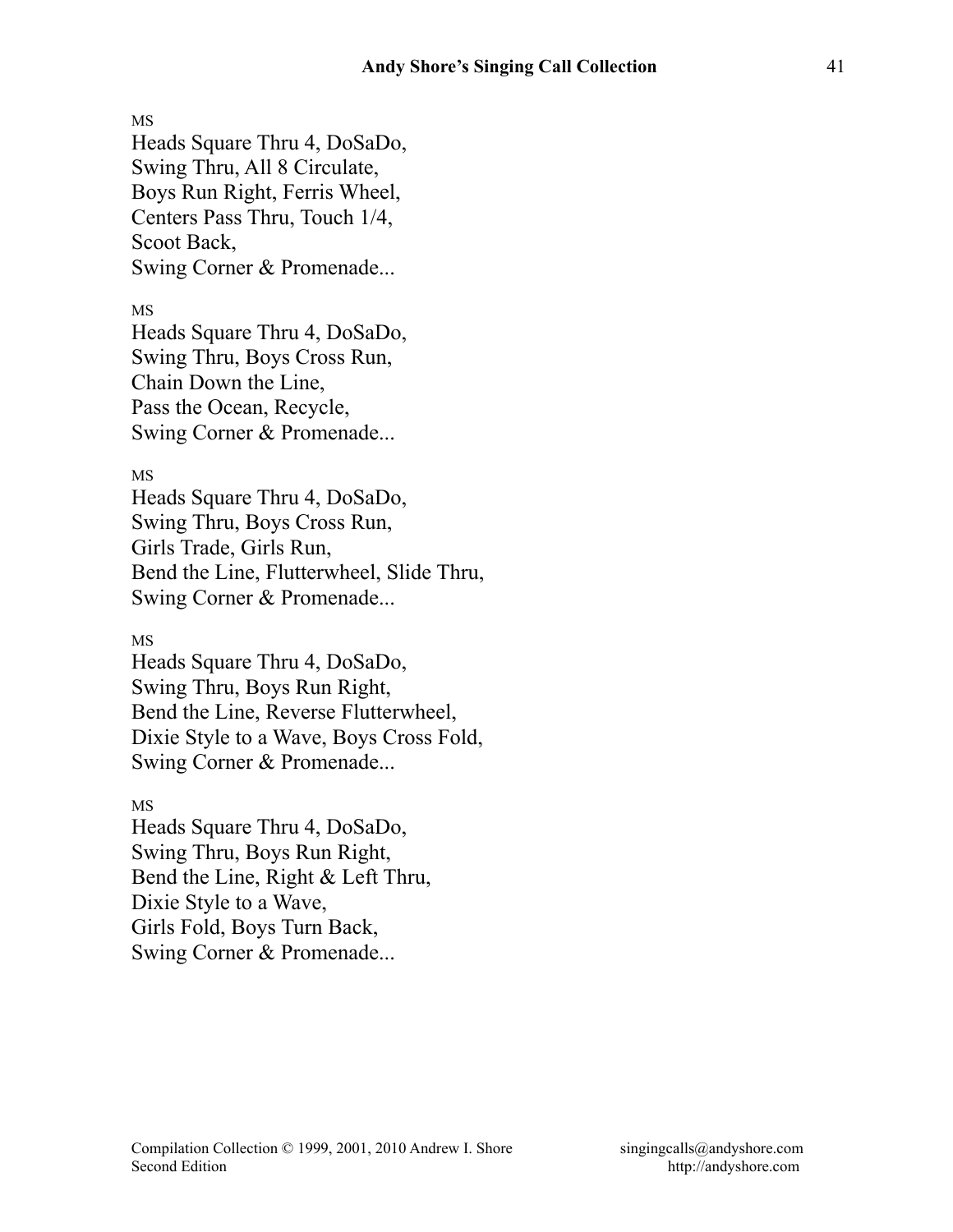MS

Heads Square Thru 4, DoSaDo,
Swing Thru, All 8 Circulate,
Boys Run Right, Ferris Wheel,
Centers Pass Thru, Touch 1/4,
Scoot Back,
Swing Corner & Promenade...

MS

Heads Square Thru 4, DoSaDo,
Swing Thru, Boys Cross Run,
Chain Down the Line,
Pass the Ocean, Recycle,
Swing Corner & Promenade...

MS

Heads Square Thru 4, DoSaDo,
Swing Thru, Boys Cross Run,
Girls Trade, Girls Run,
Bend the Line, Flutterwheel, Slide Thru,
Swing Corner & Promenade...

MS

Heads Square Thru 4, DoSaDo,
Swing Thru, Boys Run Right,
Bend the Line, Reverse Flutterwheel,
Dixie Style to a Wave, Boys Cross Fold,
Swing Corner & Promenade...

MS

Heads Square Thru 4, DoSaDo,
Swing Thru, Boys Run Right,
Bend the Line, Right & Left Thru,
Dixie Style to a Wave,
Girls Fold, Boys Turn Back,
Swing Corner & Promenade...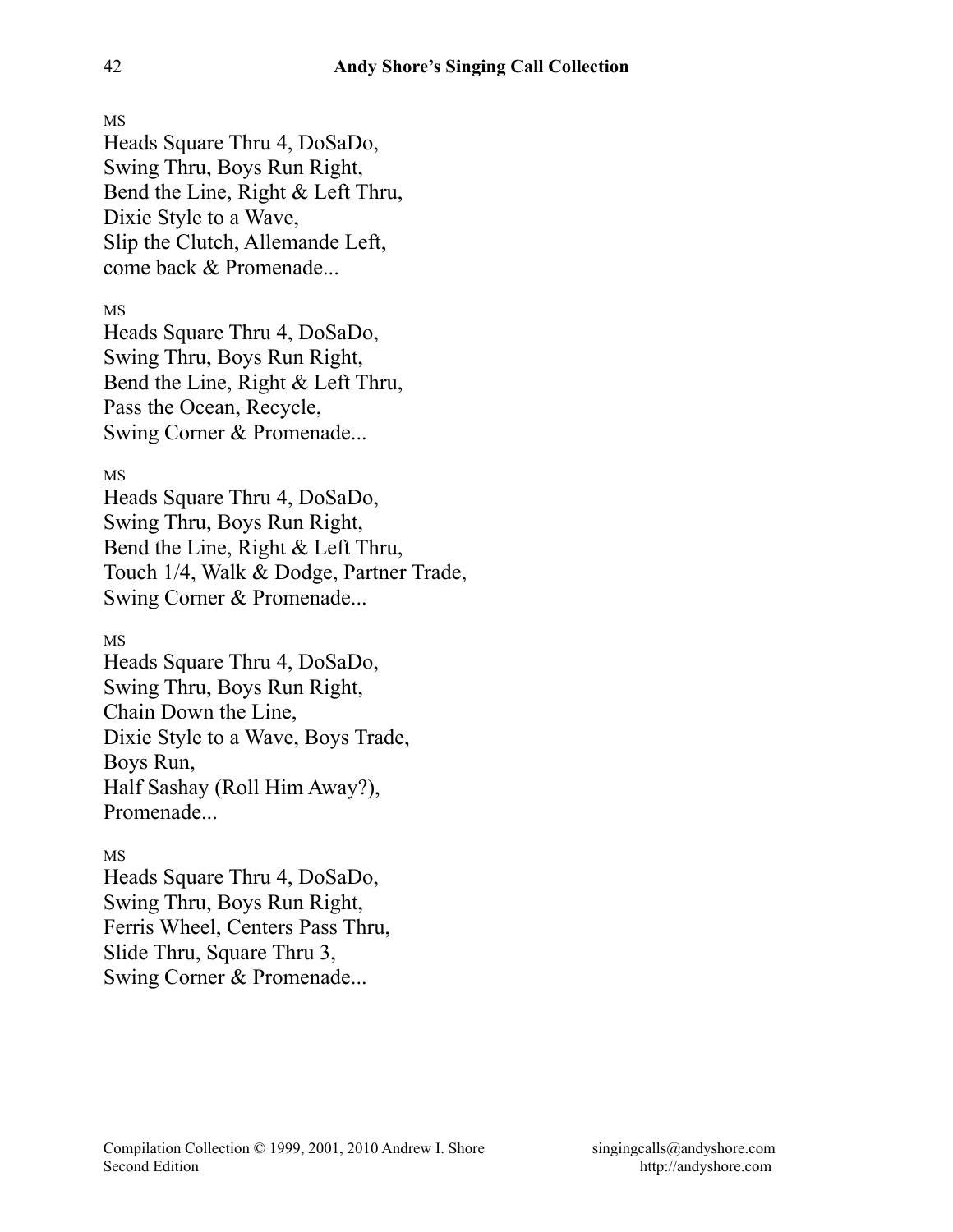MS

Heads Square Thru 4, DoSaDo,
Swing Thru, Boys Run Right,
Bend the Line, Right & Left Thru,
Dixie Style to a Wave,
Slip the Clutch, Allemande Left,
come back & Promenade...

MS

Heads Square Thru 4, DoSaDo,
Swing Thru, Boys Run Right,
Bend the Line, Right & Left Thru,
Pass the Ocean, Recycle,
Swing Corner & Promenade...

MS

Heads Square Thru 4, DoSaDo,
Swing Thru, Boys Run Right,
Bend the Line, Right & Left Thru,
Touch 1/4, Walk & Dodge, Partner Trade,
Swing Corner & Promenade...

MS

Heads Square Thru 4, DoSaDo,
Swing Thru, Boys Run Right,
Chain Down the Line,
Dixie Style to a Wave, Boys Trade,
Boys Run,
Half Sashay (Roll Him Away?),
Promenade...

MS

Heads Square Thru 4, DoSaDo,
Swing Thru, Boys Run Right,
Ferris Wheel, Centers Pass Thru,
Slide Thru, Square Thru 3,
Swing Corner & Promenade...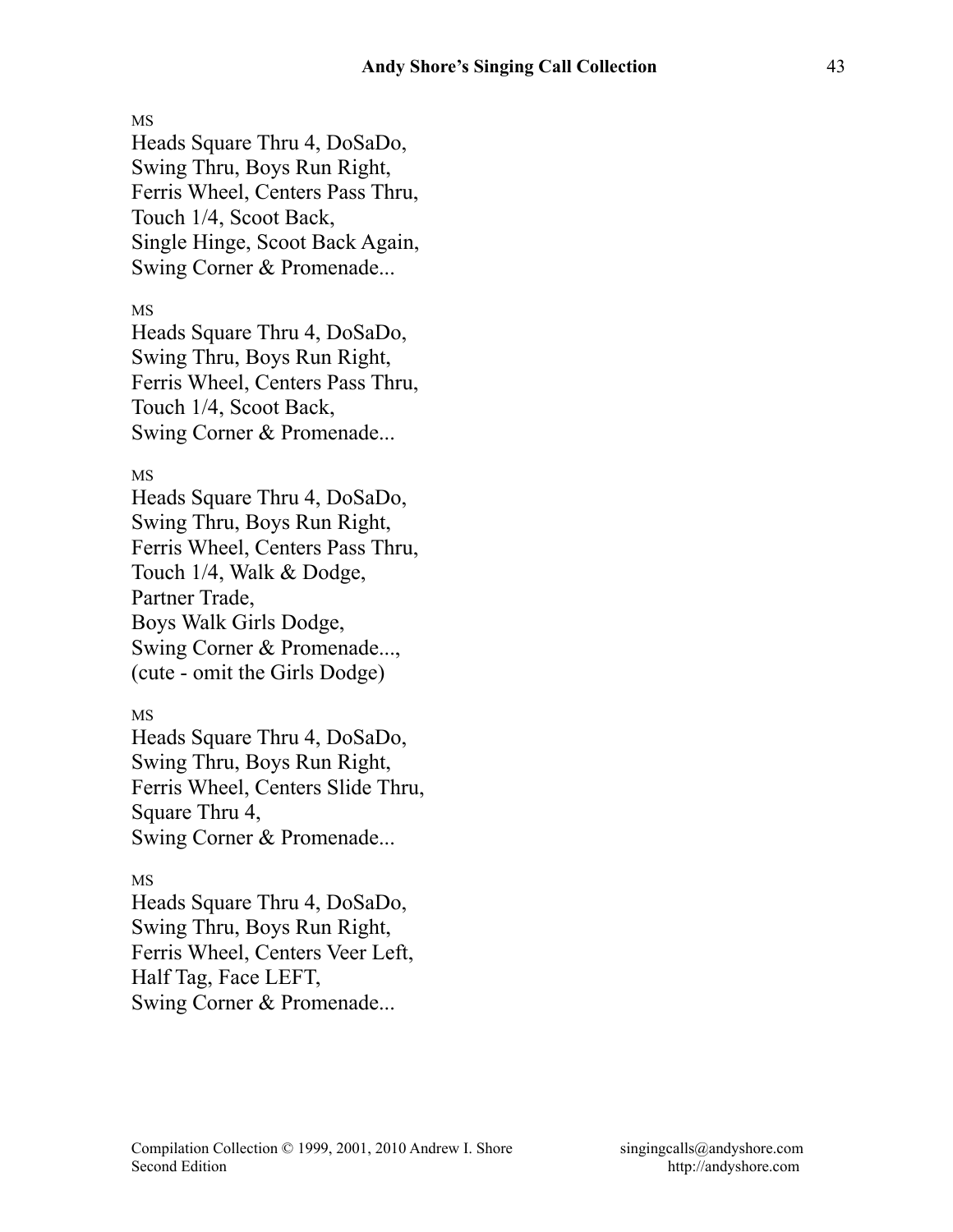MS

Heads Square Thru 4, DoSaDo,
Swing Thru, Boys Run Right,
Ferris Wheel, Centers Pass Thru,
Touch 1/4, Scoot Back,
Single Hinge, Scoot Back Again,
Swing Corner & Promenade...

MS

Heads Square Thru 4, DoSaDo,
Swing Thru, Boys Run Right,
Ferris Wheel, Centers Pass Thru,
Touch 1/4, Scoot Back,
Swing Corner & Promenade...

MS

Heads Square Thru 4, DoSaDo,
Swing Thru, Boys Run Right,
Ferris Wheel, Centers Pass Thru,
Touch 1/4, Walk & Dodge,
Partner Trade,
Boys Walk Girls Dodge,
Swing Corner & Promenade...,
(cute - omit the Girls Dodge)

MS

Heads Square Thru 4, DoSaDo,
Swing Thru, Boys Run Right,
Ferris Wheel, Centers Slide Thru,
Square Thru 4,
Swing Corner & Promenade...

MS

Heads Square Thru 4, DoSaDo,
Swing Thru, Boys Run Right,
Ferris Wheel, Centers Veer Left,
Half Tag, Face LEFT,
Swing Corner & Promenade...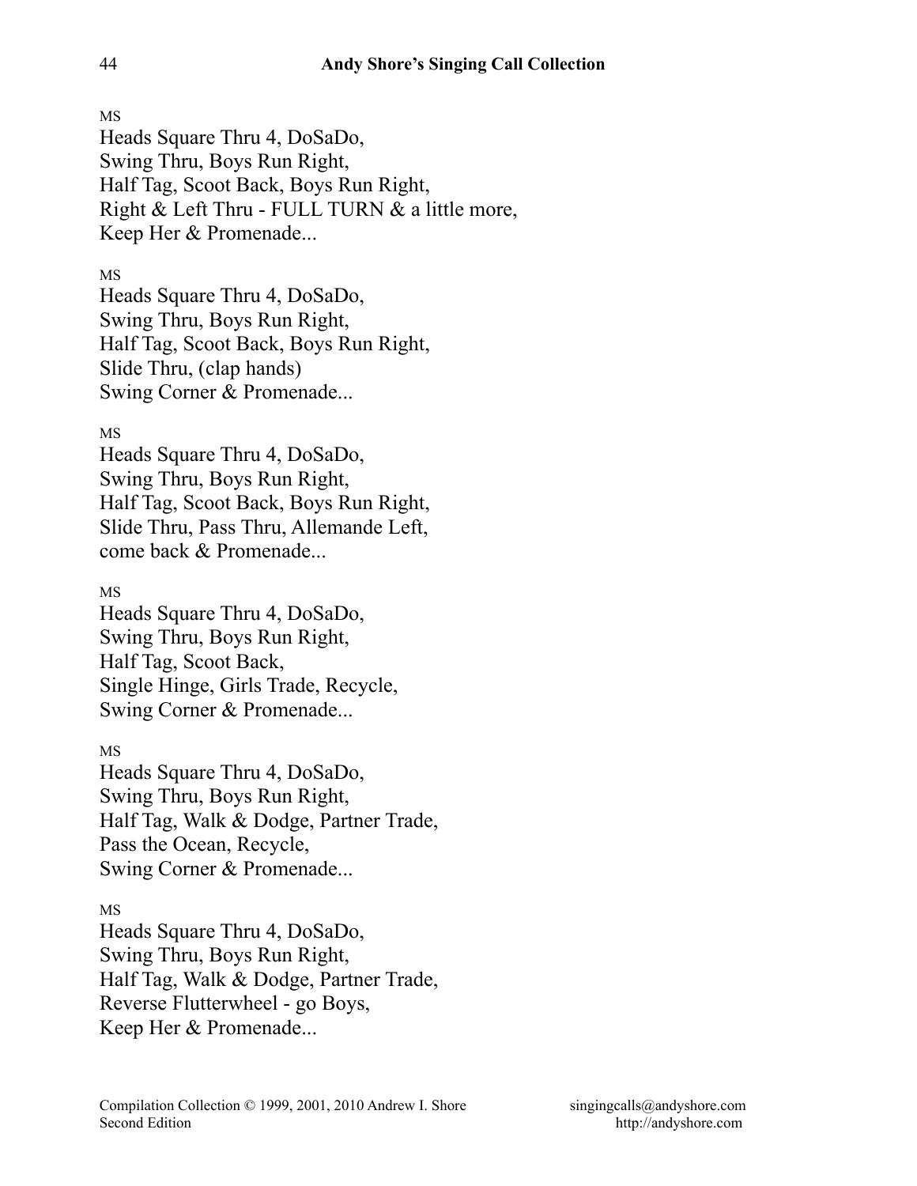MS

Heads Square Thru 4, DoSaDo,
Swing Thru, Boys Run Right,
Half Tag, Scoot Back, Boys Run Right,
Right & Left Thru - FULL TURN & a little more,
Keep Her & Promenade...

MS

Heads Square Thru 4, DoSaDo,
Swing Thru, Boys Run Right,
Half Tag, Scoot Back, Boys Run Right,
Slide Thru, (clap hands)
Swing Corner & Promenade...

MS

Heads Square Thru 4, DoSaDo,
Swing Thru, Boys Run Right,
Half Tag, Scoot Back, Boys Run Right,
Slide Thru, Pass Thru, Allemande Left,
come back & Promenade...

MS

Heads Square Thru 4, DoSaDo,
Swing Thru, Boys Run Right,
Half Tag, Scoot Back,
Single Hinge, Girls Trade, Recycle,
Swing Corner & Promenade...

MS

Heads Square Thru 4, DoSaDo,
Swing Thru, Boys Run Right,
Half Tag, Walk & Dodge, Partner Trade,
Pass the Ocean, Recycle,
Swing Corner & Promenade...

MS

Heads Square Thru 4, DoSaDo,
Swing Thru, Boys Run Right,
Half Tag, Walk & Dodge, Partner Trade,
Reverse Flutterwheel - go Boys,
Keep Her & Promenade...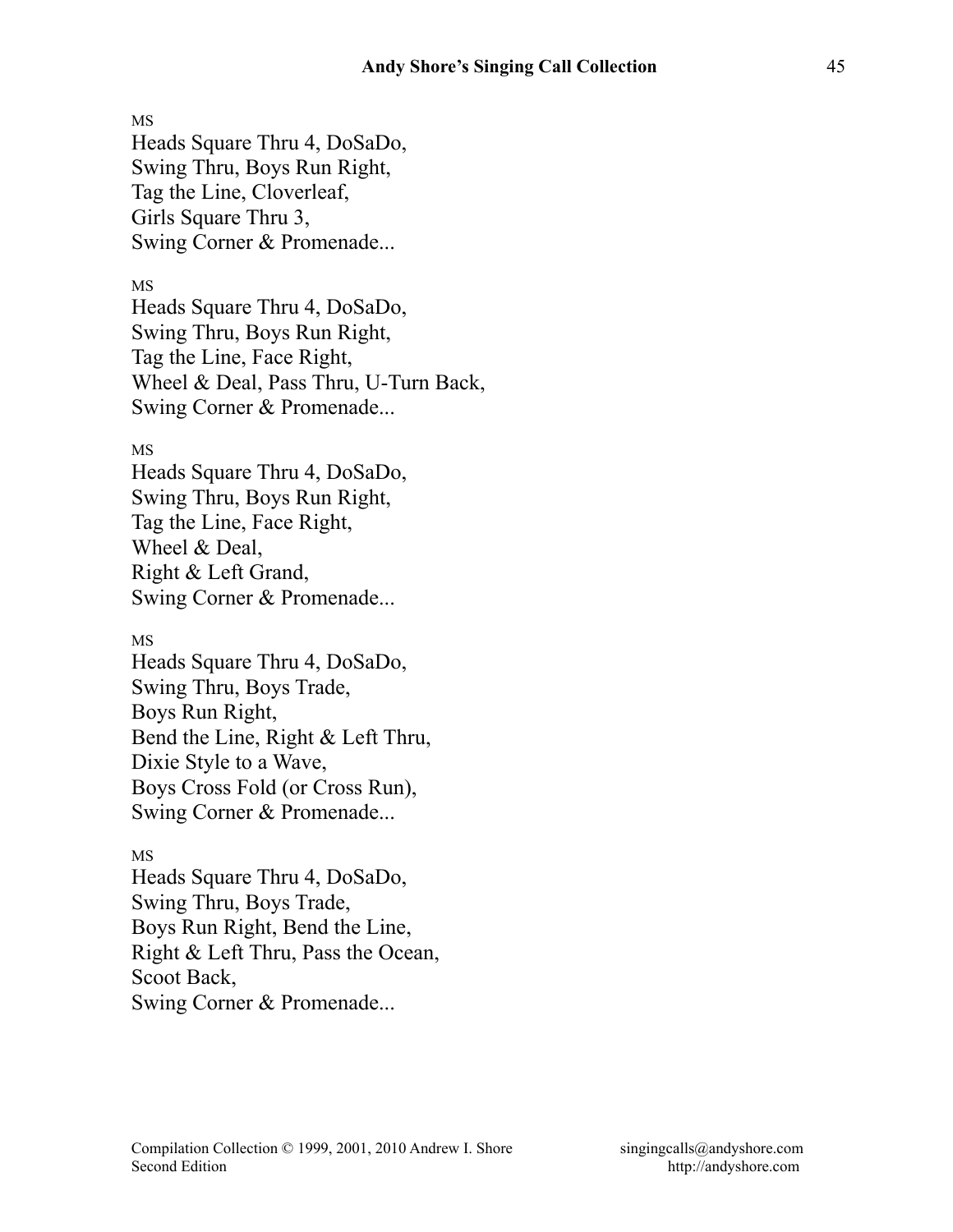MS
Heads Square Thru 4, DoSaDo,
Swing Thru, Boys Run Right,
Tag the Line, Cloverleaf,
Girls Square Thru 3,
Swing Corner & Promenade...

MS
Heads Square Thru 4, DoSaDo,
Swing Thru, Boys Run Right,
Tag the Line, Face Right,
Wheel & Deal, Pass Thru, U-Turn Back,
Swing Corner & Promenade...

MS
Heads Square Thru 4, DoSaDo,
Swing Thru, Boys Run Right,
Tag the Line, Face Right,
Wheel & Deal,
Right & Left Grand,
Swing Corner & Promenade...

MS
Heads Square Thru 4, DoSaDo,
Swing Thru, Boys Trade,
Boys Run Right,
Bend the Line, Right & Left Thru,
Dixie Style to a Wave,
Boys Cross Fold (or Cross Run),
Swing Corner & Promenade...

MS
Heads Square Thru 4, DoSaDo,
Swing Thru, Boys Trade,
Boys Run Right, Bend the Line,
Right & Left Thru, Pass the Ocean,
Scoot Back,
Swing Corner & Promenade...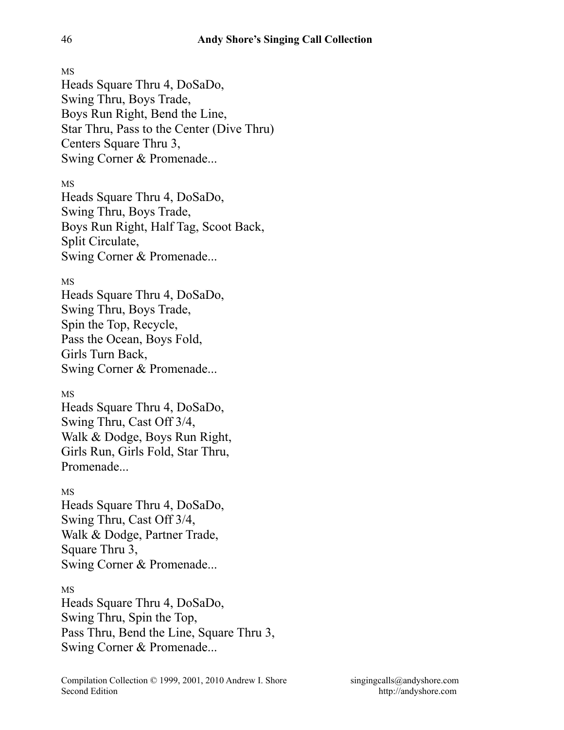MS

Heads Square Thru 4, DoSaDo,
Swing Thru, Boys Trade,
Boys Run Right, Bend the Line,
Star Thru, Pass to the Center (Dive Thru)
Centers Square Thru 3,
Swing Corner & Promenade...

MS

Heads Square Thru 4, DoSaDo,
Swing Thru, Boys Trade,
Boys Run Right, Half Tag, Scoot Back,
Split Circulate,
Swing Corner & Promenade...

MS

Heads Square Thru 4, DoSaDo,
Swing Thru, Boys Trade,
Spin the Top, Recycle,
Pass the Ocean, Boys Fold,
Girls Turn Back,
Swing Corner & Promenade...

MS

Heads Square Thru 4, DoSaDo,
Swing Thru, Cast Off 3/4,
Walk & Dodge, Boys Run Right,
Girls Run, Girls Fold, Star Thru,
Promenade...

MS

Heads Square Thru 4, DoSaDo,
Swing Thru, Cast Off 3/4,
Walk & Dodge, Partner Trade,
Square Thru 3,
Swing Corner & Promenade...

MS

Heads Square Thru 4, DoSaDo,
Swing Thru, Spin the Top,
Pass Thru, Bend the Line, Square Thru 3,
Swing Corner & Promenade...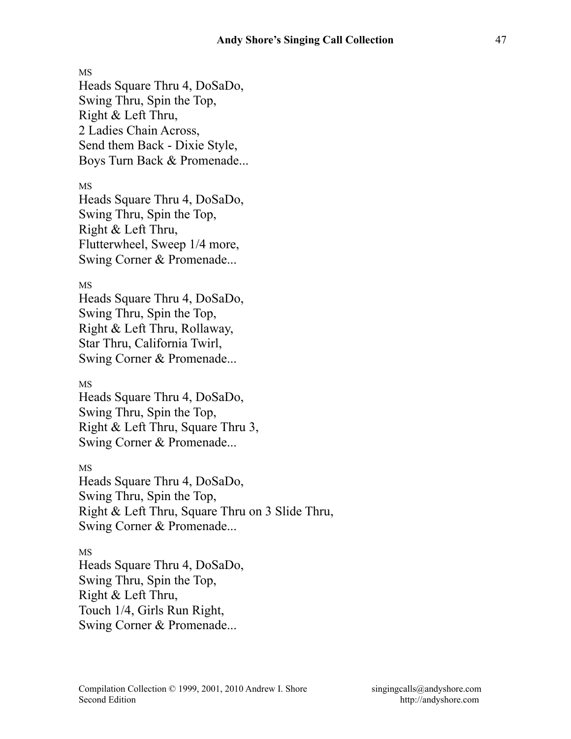MS

Heads Square Thru 4, DoSaDo,
Swing Thru, Spin the Top,
Right & Left Thru,
2 Ladies Chain Across,
Send them Back - Dixie Style,
Boys Turn Back & Promenade...

MS

Heads Square Thru 4, DoSaDo,
Swing Thru, Spin the Top,
Right & Left Thru,
Flutterwheel, Sweep 1/4 more,
Swing Corner & Promenade...

MS

Heads Square Thru 4, DoSaDo,
Swing Thru, Spin the Top,
Right & Left Thru, Rollaway,
Star Thru, California Twirl,
Swing Corner & Promenade...

MS

Heads Square Thru 4, DoSaDo,
Swing Thru, Spin the Top,
Right & Left Thru, Square Thru 3,
Swing Corner & Promenade...

MS

Heads Square Thru 4, DoSaDo,
Swing Thru, Spin the Top,
Right & Left Thru, Square Thru on 3 Slide Thru,
Swing Corner & Promenade...

MS

Heads Square Thru 4, DoSaDo,
Swing Thru, Spin the Top,
Right & Left Thru,
Touch 1/4, Girls Run Right,
Swing Corner & Promenade...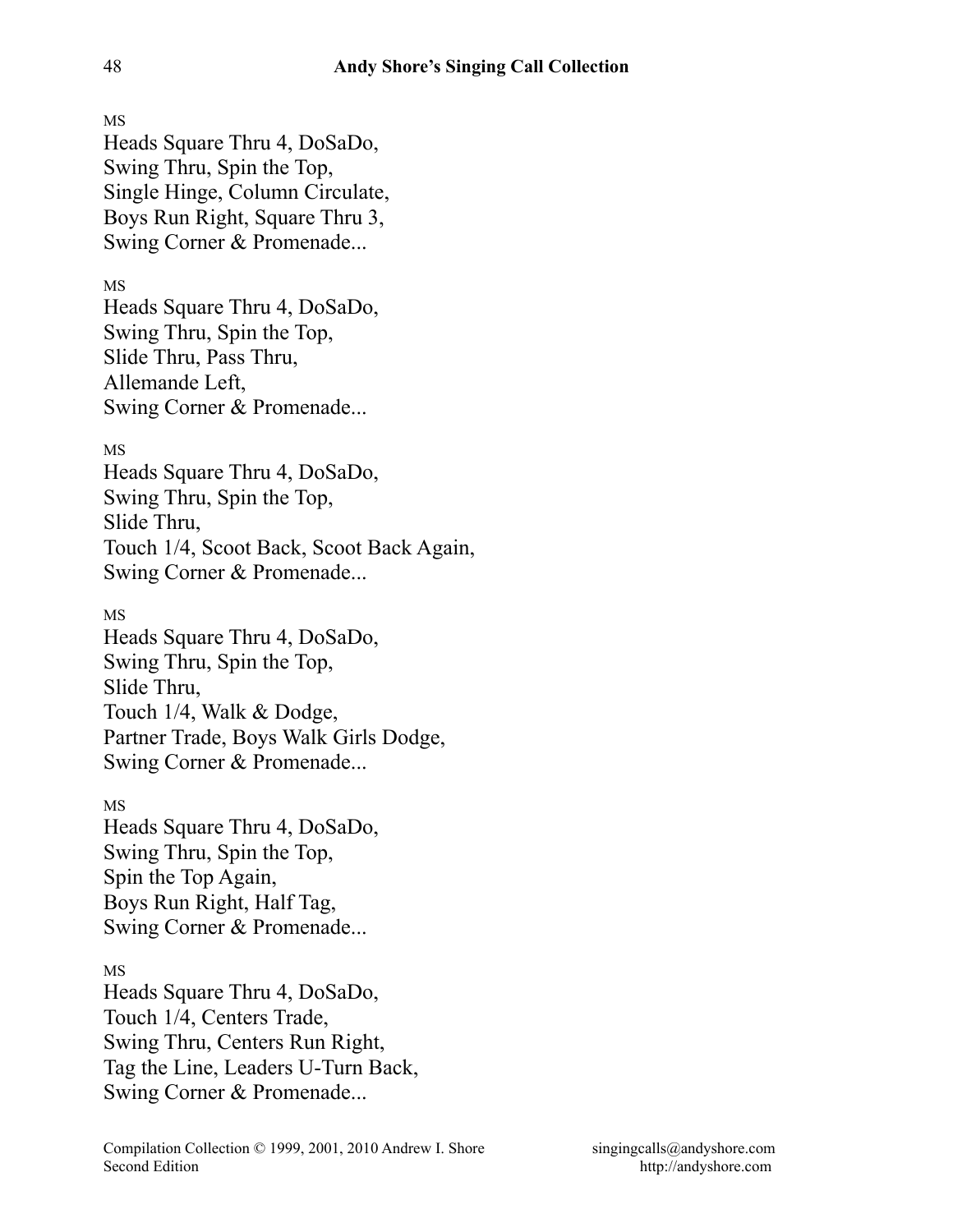MS
Heads Square Thru 4, DoSaDo,
Swing Thru, Spin the Top,
Single Hinge, Column Circulate,
Boys Run Right, Square Thru 3,
Swing Corner & Promenade...

MS
Heads Square Thru 4, DoSaDo,
Swing Thru, Spin the Top,
Slide Thru, Pass Thru,
Allemande Left,
Swing Corner & Promenade...

MS
Heads Square Thru 4, DoSaDo,
Swing Thru, Spin the Top,
Slide Thru,
Touch 1/4, Scoot Back, Scoot Back Again,
Swing Corner & Promenade...

MS
Heads Square Thru 4, DoSaDo,
Swing Thru, Spin the Top,
Slide Thru,
Touch 1/4, Walk & Dodge,
Partner Trade, Boys Walk Girls Dodge,
Swing Corner & Promenade...

MS
Heads Square Thru 4, DoSaDo,
Swing Thru, Spin the Top,
Spin the Top Again,
Boys Run Right, Half Tag,
Swing Corner & Promenade...

MS
Heads Square Thru 4, DoSaDo,
Touch 1/4, Centers Trade,
Swing Thru, Centers Run Right,
Tag the Line, Leaders U-Turn Back,
Swing Corner & Promenade...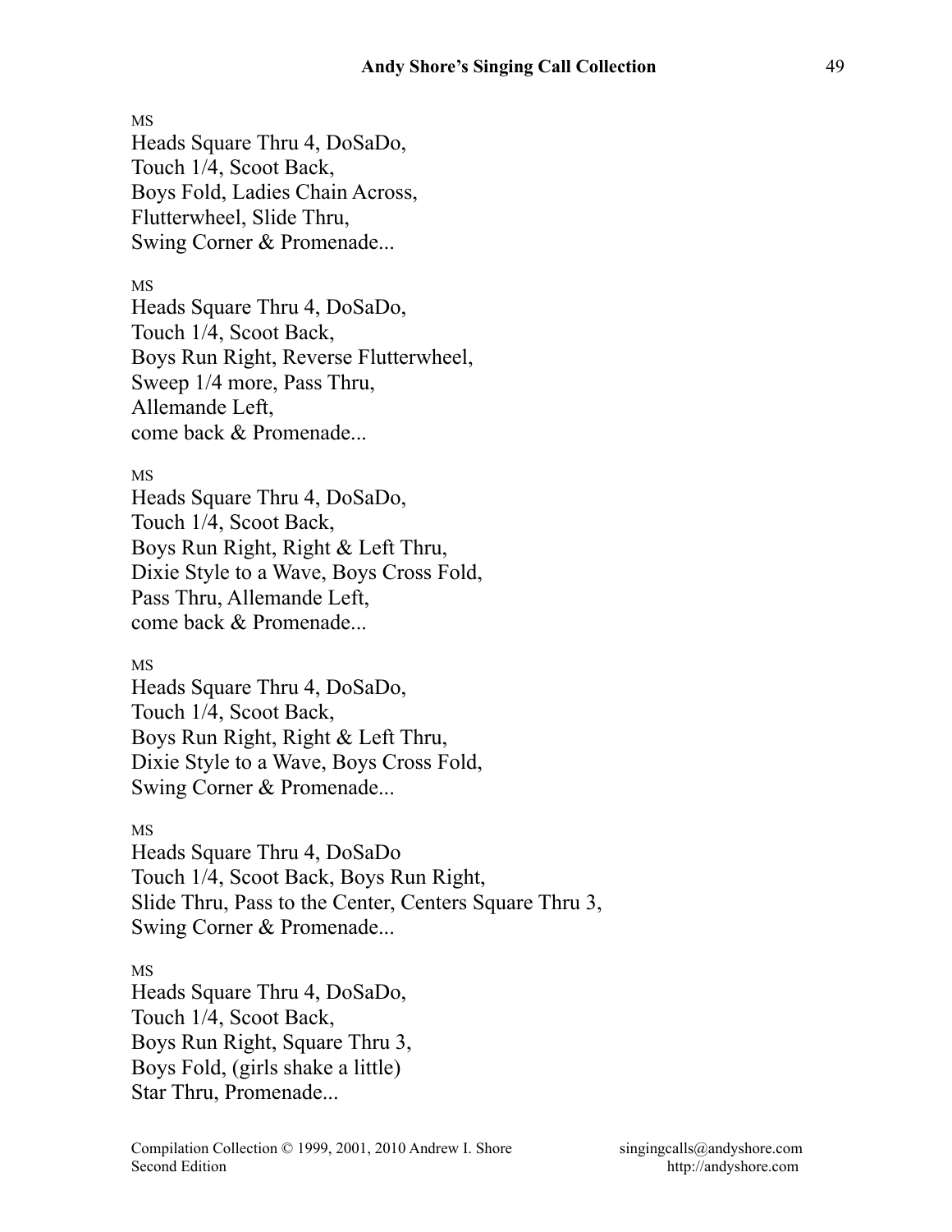MS

Heads Square Thru 4, DoSaDo,
Touch 1/4, Scoot Back,
Boys Fold, Ladies Chain Across,
Flutterwheel, Slide Thru,
Swing Corner & Promenade...

MS

Heads Square Thru 4, DoSaDo,
Touch 1/4, Scoot Back,
Boys Run Right, Reverse Flutterwheel,
Sweep 1/4 more, Pass Thru,
Allemande Left,
come back & Promenade...

MS

Heads Square Thru 4, DoSaDo,
Touch 1/4, Scoot Back,
Boys Run Right, Right & Left Thru,
Dixie Style to a Wave, Boys Cross Fold,
Pass Thru, Allemande Left,
come back & Promenade...

MS

Heads Square Thru 4, DoSaDo,
Touch 1/4, Scoot Back,
Boys Run Right, Right & Left Thru,
Dixie Style to a Wave, Boys Cross Fold,
Swing Corner & Promenade...

MS

Heads Square Thru 4, DoSaDo
Touch 1/4, Scoot Back, Boys Run Right,
Slide Thru, Pass to the Center, Centers Square Thru 3,
Swing Corner & Promenade...

MS

Heads Square Thru 4, DoSaDo,
Touch 1/4, Scoot Back,
Boys Run Right, Square Thru 3,
Boys Fold, (girls shake a little)
Star Thru, Promenade...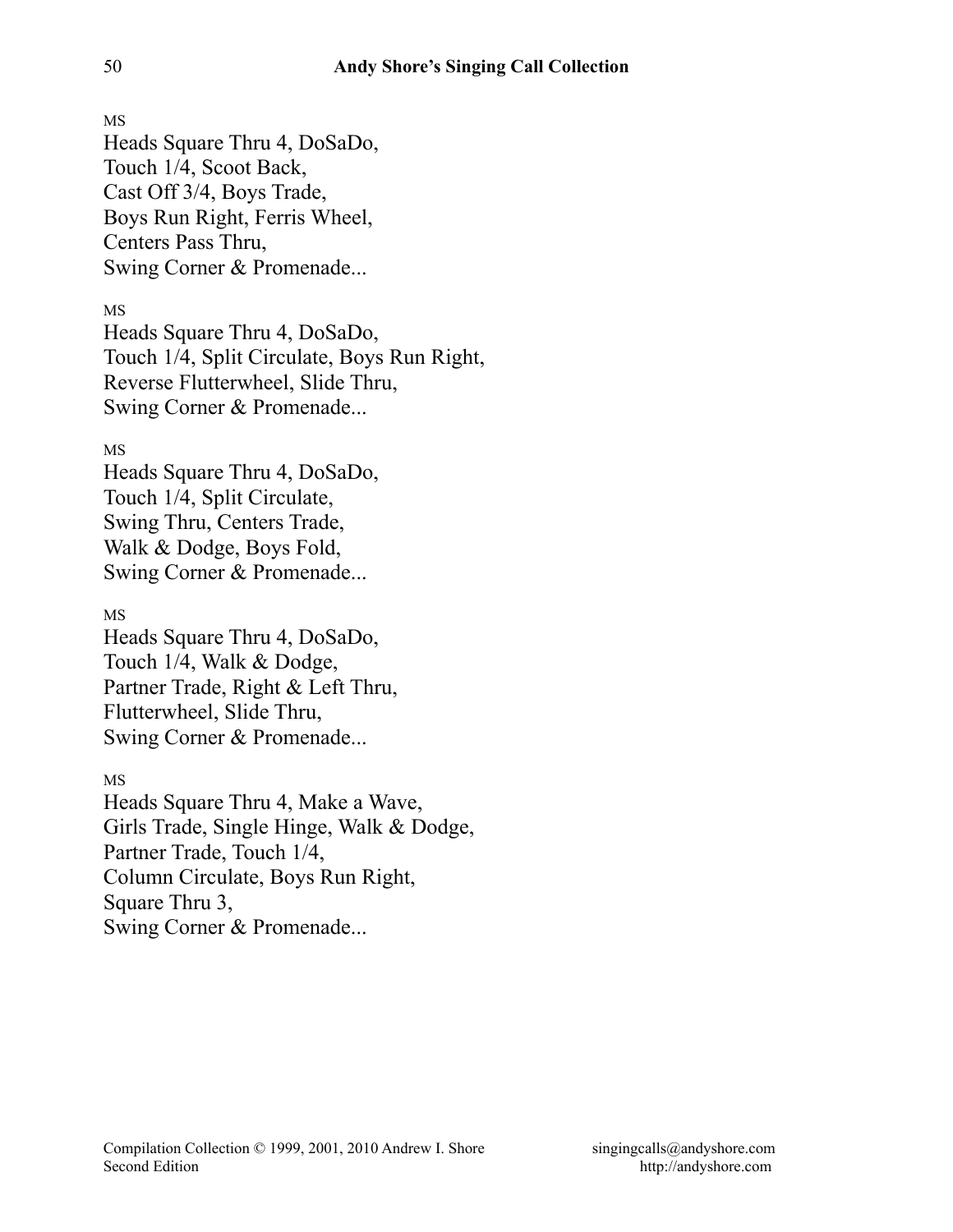MS

Heads Square Thru 4, DoSaDo,
Touch 1/4, Scoot Back,
Cast Off 3/4, Boys Trade,
Boys Run Right, Ferris Wheel,
Centers Pass Thru,
Swing Corner & Promenade...

MS

Heads Square Thru 4, DoSaDo,
Touch 1/4, Split Circulate, Boys Run Right,
Reverse Flutterwheel, Slide Thru,
Swing Corner & Promenade...

MS

Heads Square Thru 4, DoSaDo,
Touch 1/4, Split Circulate,
Swing Thru, Centers Trade,
Walk & Dodge, Boys Fold,
Swing Corner & Promenade...

MS

Heads Square Thru 4, DoSaDo,
Touch 1/4, Walk & Dodge,
Partner Trade, Right & Left Thru,
Flutterwheel, Slide Thru,
Swing Corner & Promenade...

MS

Heads Square Thru 4, Make a Wave,
Girls Trade, Single Hinge, Walk & Dodge,
Partner Trade, Touch 1/4,
Column Circulate, Boys Run Right,
Square Thru 3,
Swing Corner & Promenade...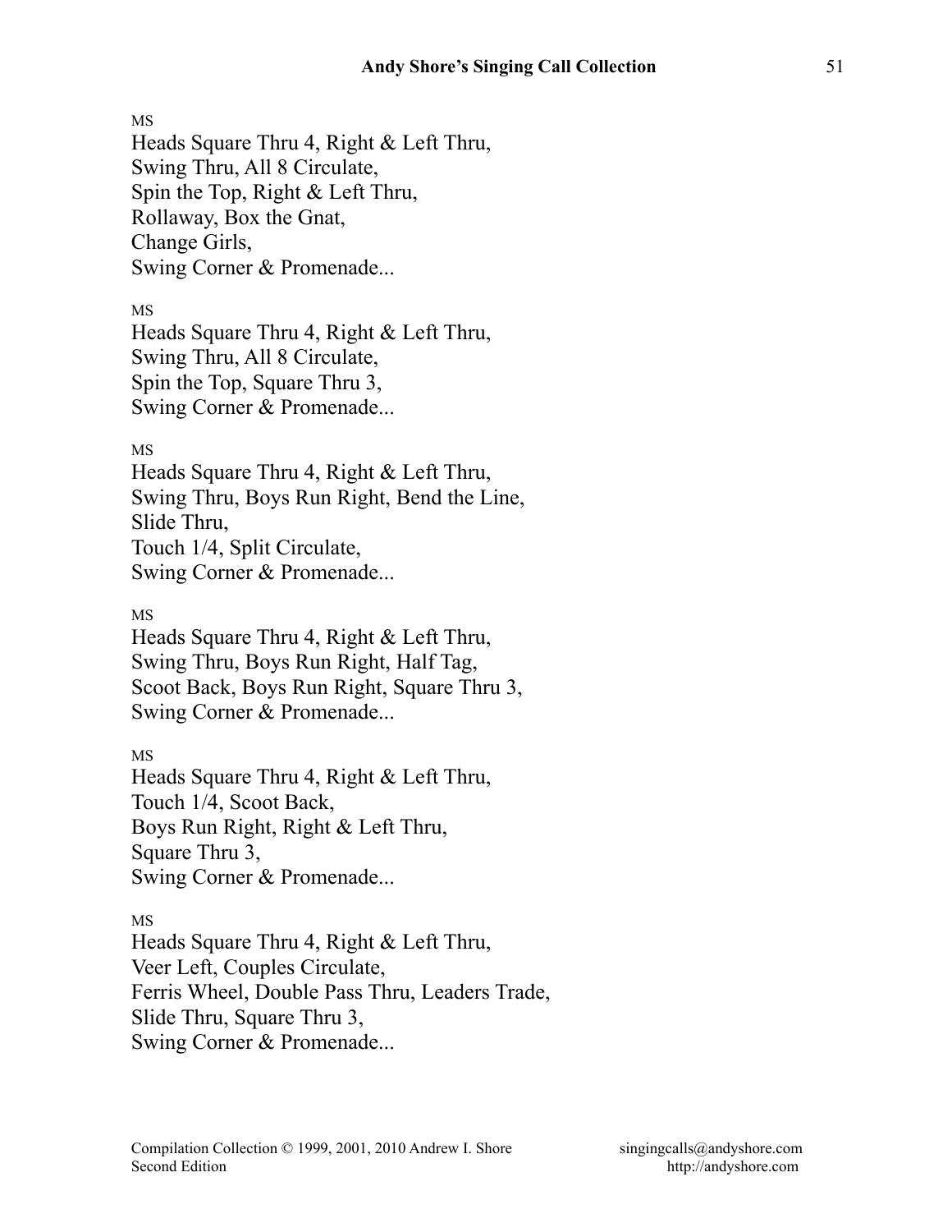MS

Heads Square Thru 4, Right & Left Thru,
Swing Thru, All 8 Circulate,
Spin the Top, Right & Left Thru,
Rollaway, Box the Gnat,
Change Girls,
Swing Corner & Promenade...

MS

Heads Square Thru 4, Right & Left Thru,
Swing Thru, All 8 Circulate,
Spin the Top, Square Thru 3,
Swing Corner & Promenade...

MS

Heads Square Thru 4, Right & Left Thru,
Swing Thru, Boys Run Right, Bend the Line,
Slide Thru,
Touch 1/4, Split Circulate,
Swing Corner & Promenade...

MS

Heads Square Thru 4, Right & Left Thru,
Swing Thru, Boys Run Right, Half Tag,
Scoot Back, Boys Run Right, Square Thru 3,
Swing Corner & Promenade...

MS

Heads Square Thru 4, Right & Left Thru,
Touch 1/4, Scoot Back,
Boys Run Right, Right & Left Thru,
Square Thru 3,
Swing Corner & Promenade...

MS

Heads Square Thru 4, Right & Left Thru,
Veer Left, Couples Circulate,
Ferris Wheel, Double Pass Thru, Leaders Trade,
Slide Thru, Square Thru 3,
Swing Corner & Promenade...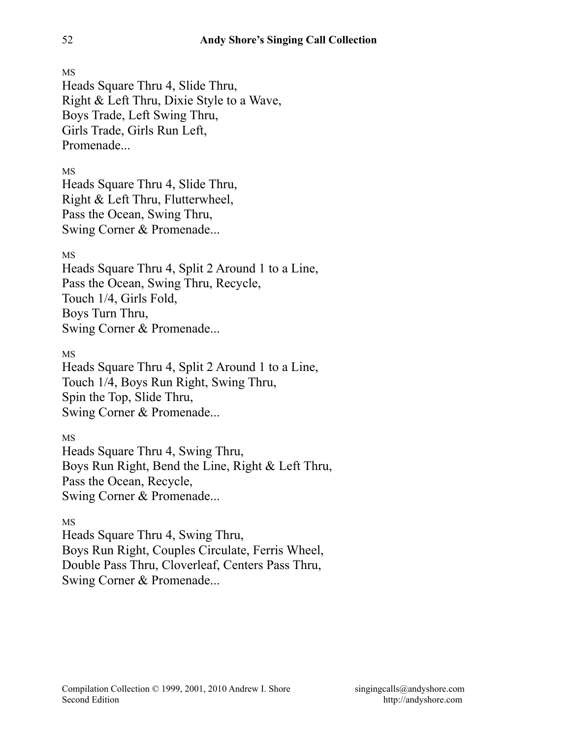MS

Heads Square Thru 4, Slide Thru,
Right & Left Thru, Dixie Style to a Wave,
Boys Trade, Left Swing Thru,
Girls Trade, Girls Run Left,
Promenade...

MS

Heads Square Thru 4, Slide Thru,
Right & Left Thru, Flutterwheel,
Pass the Ocean, Swing Thru,
Swing Corner & Promenade...

MS

Heads Square Thru 4, Split 2 Around 1 to a Line,
Pass the Ocean, Swing Thru, Recycle,
Touch 1/4, Girls Fold,
Boys Turn Thru,
Swing Corner & Promenade...

MS

Heads Square Thru 4, Split 2 Around 1 to a Line,
Touch 1/4, Boys Run Right, Swing Thru,
Spin the Top, Slide Thru,
Swing Corner & Promenade...

MS

Heads Square Thru 4, Swing Thru,
Boys Run Right, Bend the Line, Right & Left Thru,
Pass the Ocean, Recycle,
Swing Corner & Promenade...

MS

Heads Square Thru 4, Swing Thru,
Boys Run Right, Couples Circulate, Ferris Wheel,
Double Pass Thru, Cloverleaf, Centers Pass Thru,
Swing Corner & Promenade...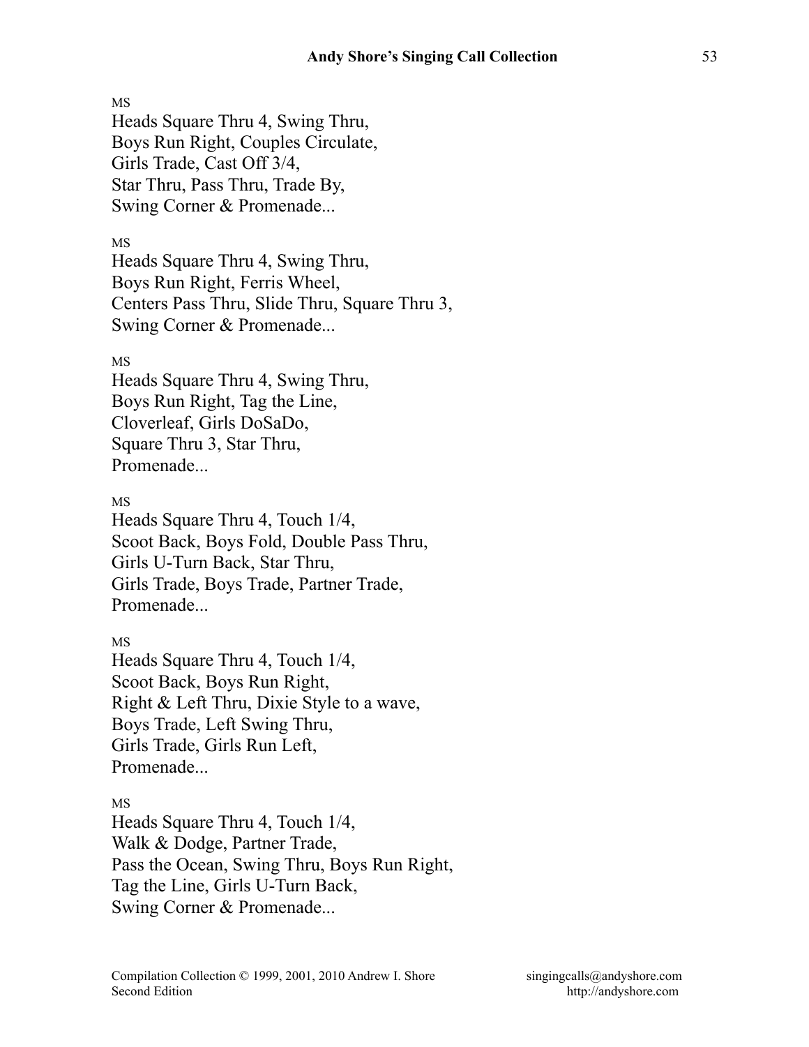MS
Heads Square Thru 4, Swing Thru,
Boys Run Right, Couples Circulate,
Girls Trade, Cast Off 3/4,
Star Thru, Pass Thru, Trade By,
Swing Corner & Promenade...

MS
Heads Square Thru 4, Swing Thru,
Boys Run Right, Ferris Wheel,
Centers Pass Thru, Slide Thru, Square Thru 3,
Swing Corner & Promenade...

MS
Heads Square Thru 4, Swing Thru,
Boys Run Right, Tag the Line,
Cloverleaf, Girls DoSaDo,
Square Thru 3, Star Thru,
Promenade...

MS
Heads Square Thru 4, Touch 1/4,
Scoot Back, Boys Fold, Double Pass Thru,
Girls U-Turn Back, Star Thru,
Girls Trade, Boys Trade, Partner Trade,
Promenade...

MS
Heads Square Thru 4, Touch 1/4,
Scoot Back, Boys Run Right,
Right & Left Thru, Dixie Style to a wave,
Boys Trade, Left Swing Thru,
Girls Trade, Girls Run Left,
Promenade...

MS
Heads Square Thru 4, Touch 1/4,
Walk & Dodge, Partner Trade,
Pass the Ocean, Swing Thru, Boys Run Right,
Tag the Line, Girls U-Turn Back,
Swing Corner & Promenade...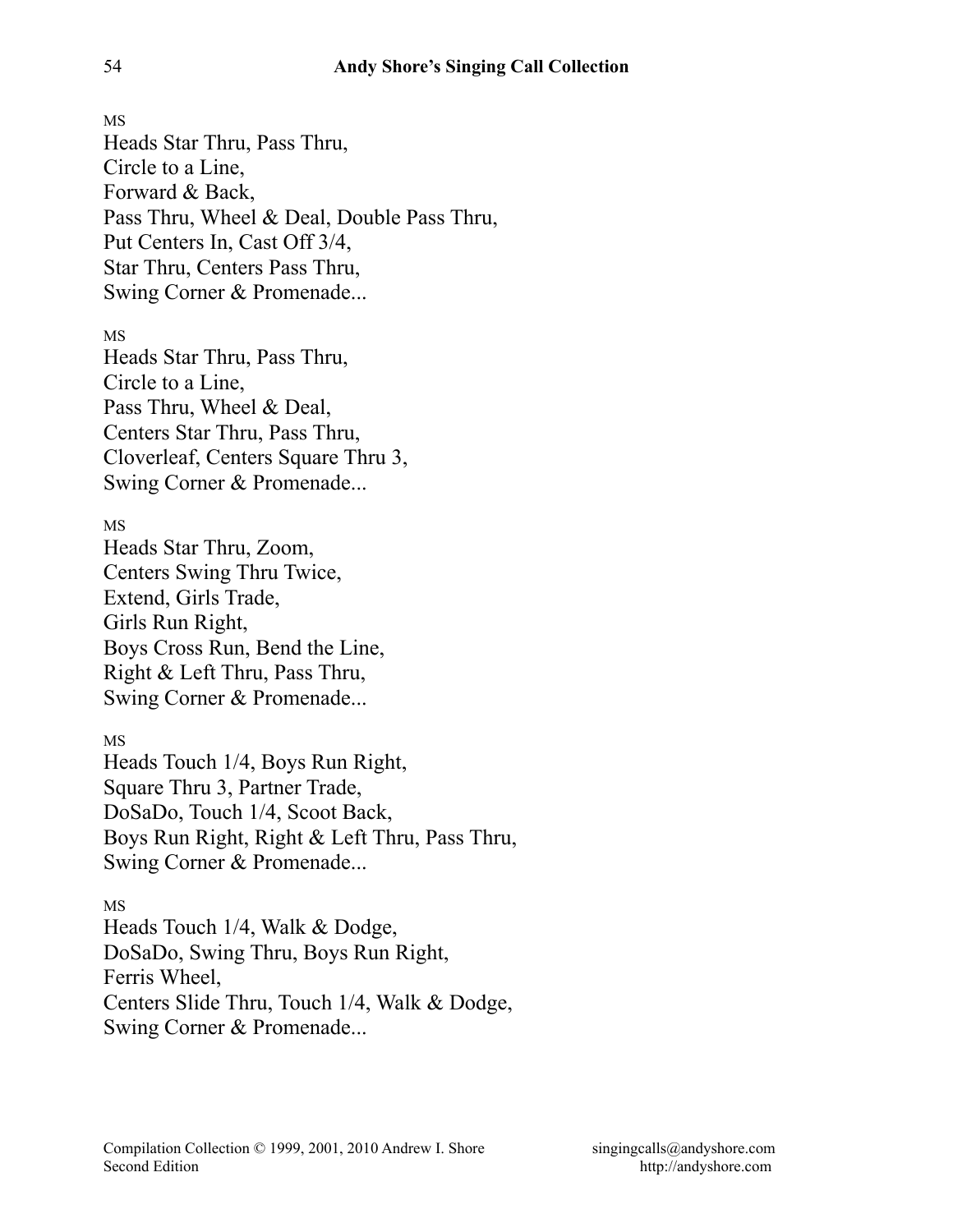MS

Heads Star Thru, Pass Thru,
Circle to a Line,
Forward & Back,
Pass Thru, Wheel & Deal, Double Pass Thru,
Put Centers In, Cast Off 3/4,
Star Thru, Centers Pass Thru,
Swing Corner & Promenade...

MS

Heads Star Thru, Pass Thru,
Circle to a Line,
Pass Thru, Wheel & Deal,
Centers Star Thru, Pass Thru,
Cloverleaf, Centers Square Thru 3,
Swing Corner & Promenade...

MS

Heads Star Thru, Zoom,
Centers Swing Thru Twice,
Extend, Girls Trade,
Girls Run Right,
Boys Cross Run, Bend the Line,
Right & Left Thru, Pass Thru,
Swing Corner & Promenade...

MS

Heads Touch 1/4, Boys Run Right,
Square Thru 3, Partner Trade,
DoSaDo, Touch 1/4, Scoot Back,
Boys Run Right, Right & Left Thru, Pass Thru,
Swing Corner & Promenade...

MS

Heads Touch 1/4, Walk & Dodge,
DoSaDo, Swing Thru, Boys Run Right,
Ferris Wheel,
Centers Slide Thru, Touch 1/4, Walk & Dodge,
Swing Corner & Promenade...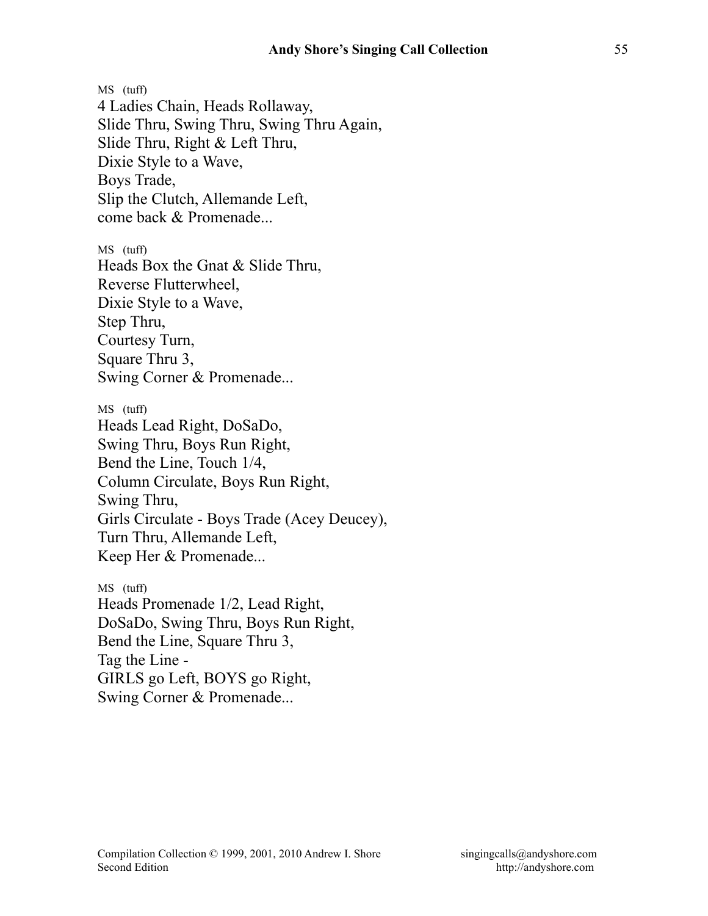MS (tuff)
4 Ladies Chain, Heads Rollaway,
Slide Thru, Swing Thru, Swing Thru Again,
Slide Thru, Right & Left Thru,
Dixie Style to a Wave,
Boys Trade,
Slip the Clutch, Allemande Left,
come back & Promenade...

MS (tuff)
Heads Box the Gnat & Slide Thru,
Reverse Flutterwheel,
Dixie Style to a Wave,
Step Thru,
Courtesy Turn,
Square Thru 3,
Swing Corner & Promenade...

MS (tuff)
Heads Lead Right, DoSaDo,
Swing Thru, Boys Run Right,
Bend the Line, Touch 1/4,
Column Circulate, Boys Run Right,
Swing Thru,
Girls Circulate - Boys Trade (Acey Deucey),
Turn Thru, Allemande Left,
Keep Her & Promenade...

MS (tuff)
Heads Promenade 1/2, Lead Right,
DoSaDo, Swing Thru, Boys Run Right,
Bend the Line, Square Thru 3,
Tag the Line -
GIRLS go Left, BOYS go Right,
Swing Corner & Promenade...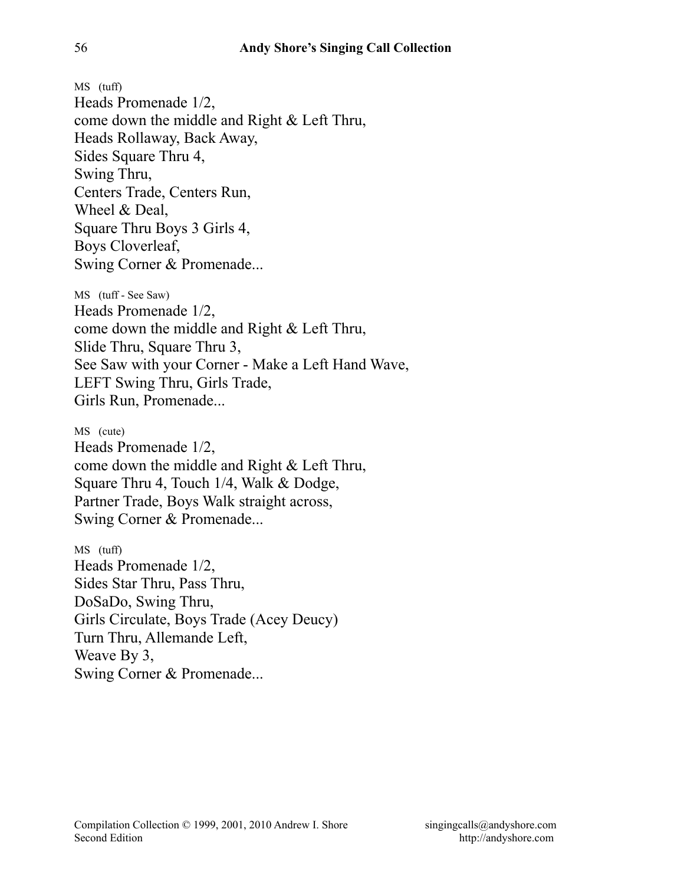MS (tuff)
Heads Promenade 1/2,
come down the middle and Right & Left Thru,
Heads Rollaway, Back Away,
Sides Square Thru 4,
Swing Thru,
Centers Trade, Centers Run,
Wheel & Deal,
Square Thru Boys 3 Girls 4,
Boys Cloverleaf,
Swing Corner & Promenade...

MS (tuff - See Saw)
Heads Promenade 1/2,
come down the middle and Right & Left Thru,
Slide Thru, Square Thru 3,
See Saw with your Corner - Make a Left Hand Wave,
LEFT Swing Thru, Girls Trade,
Girls Run, Promenade...

MS (cute)
Heads Promenade 1/2,
come down the middle and Right & Left Thru,
Square Thru 4, Touch 1/4, Walk & Dodge,
Partner Trade, Boys Walk straight across,
Swing Corner & Promenade...

MS (tuff)
Heads Promenade 1/2,
Sides Star Thru, Pass Thru,
DoSaDo, Swing Thru,
Girls Circulate, Boys Trade (Acey Deucy)
Turn Thru, Allemande Left,
Weave By 3,
Swing Corner & Promenade...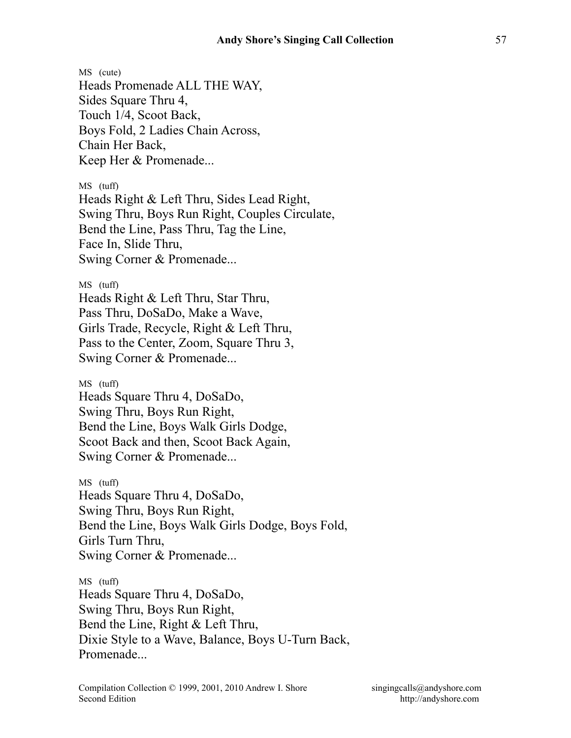MS (cute)
Heads Promenade ALL THE WAY,
Sides Square Thru 4,
Touch 1/4, Scoot Back,
Boys Fold, 2 Ladies Chain Across,
Chain Her Back,
Keep Her & Promenade...

MS (tuff)
Heads Right & Left Thru, Sides Lead Right,
Swing Thru, Boys Run Right, Couples Circulate,
Bend the Line, Pass Thru, Tag the Line,
Face In, Slide Thru,
Swing Corner & Promenade...

MS (tuff)
Heads Right & Left Thru, Star Thru,
Pass Thru, DoSaDo, Make a Wave,
Girls Trade, Recycle, Right & Left Thru,
Pass to the Center, Zoom, Square Thru 3,
Swing Corner & Promenade...

MS (tuff)
Heads Square Thru 4, DoSaDo,
Swing Thru, Boys Run Right,
Bend the Line, Boys Walk Girls Dodge,
Scoot Back and then, Scoot Back Again,
Swing Corner & Promenade...

MS (tuff)
Heads Square Thru 4, DoSaDo,
Swing Thru, Boys Run Right,
Bend the Line, Boys Walk Girls Dodge, Boys Fold,
Girls Turn Thru,
Swing Corner & Promenade...

MS (tuff)
Heads Square Thru 4, DoSaDo,
Swing Thru, Boys Run Right,
Bend the Line, Right & Left Thru,
Dixie Style to a Wave, Balance, Boys U-Turn Back,
Promenade...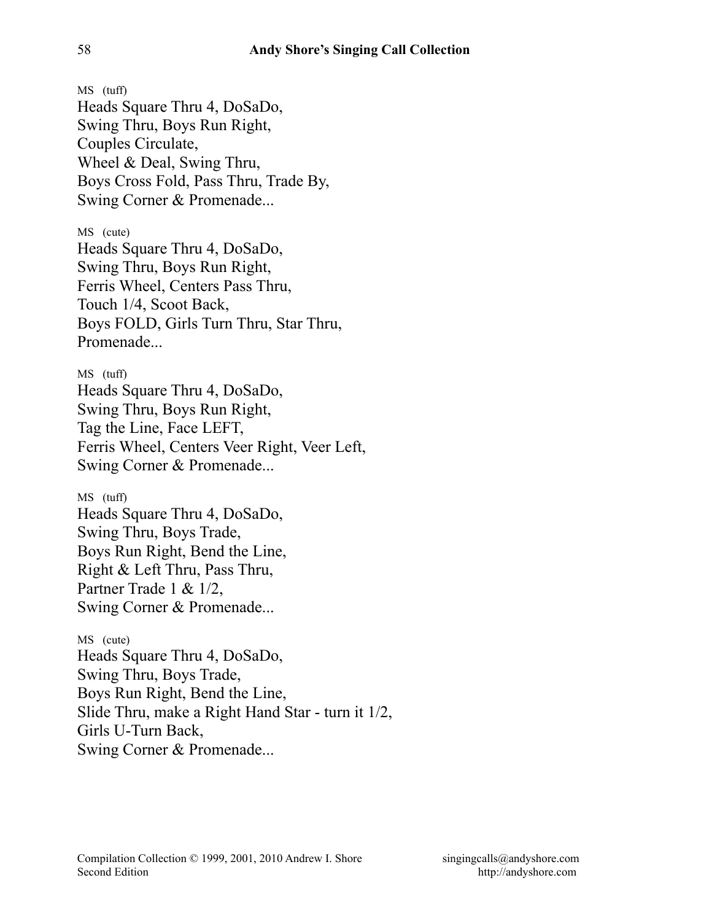MS (tuff)
Heads Square Thru 4, DoSaDo,
Swing Thru, Boys Run Right,
Couples Circulate,
Wheel & Deal, Swing Thru,
Boys Cross Fold, Pass Thru, Trade By,
Swing Corner & Promenade...

MS (cute)
Heads Square Thru 4, DoSaDo,
Swing Thru, Boys Run Right,
Ferris Wheel, Centers Pass Thru,
Touch 1/4, Scoot Back,
Boys FOLD, Girls Turn Thru, Star Thru,
Promenade...

MS (tuff)
Heads Square Thru 4, DoSaDo,
Swing Thru, Boys Run Right,
Tag the Line, Face LEFT,
Ferris Wheel, Centers Veer Right, Veer Left,
Swing Corner & Promenade...

MS (tuff)
Heads Square Thru 4, DoSaDo,
Swing Thru, Boys Trade,
Boys Run Right, Bend the Line,
Right & Left Thru, Pass Thru,
Partner Trade 1 & 1/2,
Swing Corner & Promenade...

MS (cute)
Heads Square Thru 4, DoSaDo,
Swing Thru, Boys Trade,
Boys Run Right, Bend the Line,
Slide Thru, make a Right Hand Star - turn it 1/2,
Girls U-Turn Back,
Swing Corner & Promenade...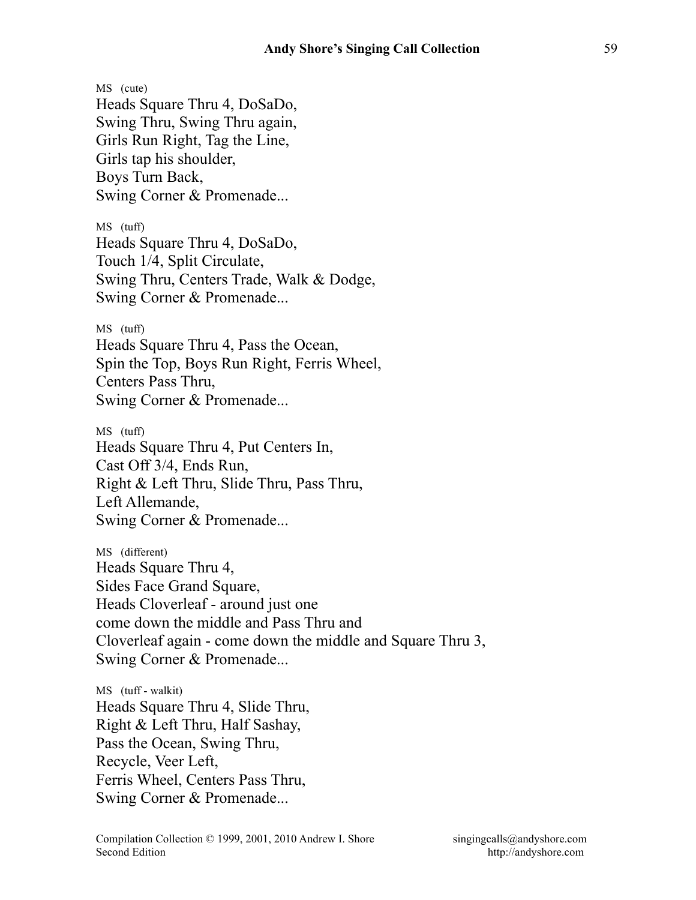MS (cute)
Heads Square Thru 4, DoSaDo,
Swing Thru, Swing Thru again,
Girls Run Right, Tag the Line,
Girls tap his shoulder,
Boys Turn Back,
Swing Corner & Promenade...

MS (tuff)
Heads Square Thru 4, DoSaDo,
Touch 1/4, Split Circulate,
Swing Thru, Centers Trade, Walk & Dodge,
Swing Corner & Promenade...

MS (tuff)
Heads Square Thru 4, Pass the Ocean,
Spin the Top, Boys Run Right, Ferris Wheel,
Centers Pass Thru,
Swing Corner & Promenade...

MS (tuff)
Heads Square Thru 4, Put Centers In,
Cast Off 3/4, Ends Run,
Right & Left Thru, Slide Thru, Pass Thru,
Left Allemande,
Swing Corner & Promenade...

MS (different)
Heads Square Thru 4,
Sides Face Grand Square,
Heads Cloverleaf - around just one
come down the middle and Pass Thru and
Cloverleaf again - come down the middle and Square Thru 3,
Swing Corner & Promenade...

MS (tuff - walkit)
Heads Square Thru 4, Slide Thru,
Right & Left Thru, Half Sashay,
Pass the Ocean, Swing Thru,
Recycle, Veer Left,
Ferris Wheel, Centers Pass Thru,
Swing Corner & Promenade...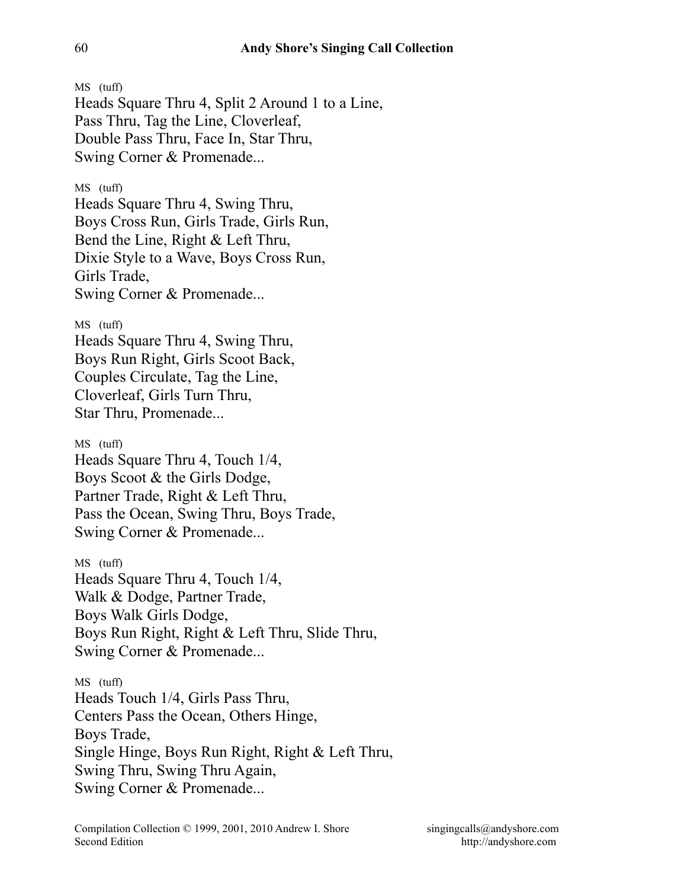MS (tuff)
Heads Square Thru 4, Split 2 Around 1 to a Line,
Pass Thru, Tag the Line, Cloverleaf,
Double Pass Thru, Face In, Star Thru,
Swing Corner & Promenade...

MS (tuff)
Heads Square Thru 4, Swing Thru,
Boys Cross Run, Girls Trade, Girls Run,
Bend the Line, Right & Left Thru,
Dixie Style to a Wave, Boys Cross Run,
Girls Trade,
Swing Corner & Promenade...

MS (tuff)
Heads Square Thru 4, Swing Thru,
Boys Run Right, Girls Scoot Back,
Couples Circulate, Tag the Line,
Cloverleaf, Girls Turn Thru,
Star Thru, Promenade...

MS (tuff)
Heads Square Thru 4, Touch 1/4,
Boys Scoot & the Girls Dodge,
Partner Trade, Right & Left Thru,
Pass the Ocean, Swing Thru, Boys Trade,
Swing Corner & Promenade...

MS (tuff)
Heads Square Thru 4, Touch 1/4,
Walk & Dodge, Partner Trade,
Boys Walk Girls Dodge,
Boys Run Right, Right & Left Thru, Slide Thru,
Swing Corner & Promenade...

MS (tuff)
Heads Touch 1/4, Girls Pass Thru,
Centers Pass the Ocean, Others Hinge,
Boys Trade,
Single Hinge, Boys Run Right, Right & Left Thru,
Swing Thru, Swing Thru Again,
Swing Corner & Promenade...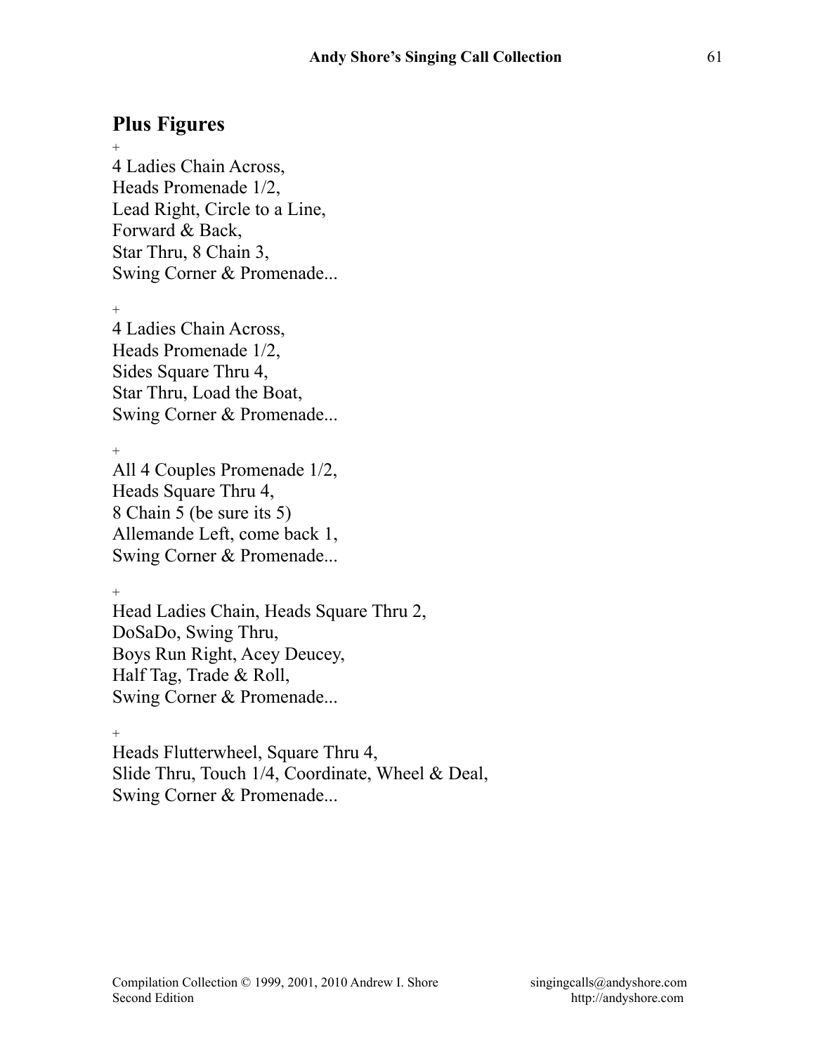## Plus Figures

+

4 Ladies Chain Across,
Heads Promenade 1/2,
Lead Right, Circle to a Line,
Forward & Back,
Star Thru, 8 Chain 3,
Swing Corner & Promenade...

+

4 Ladies Chain Across,
Heads Promenade 1/2,
Sides Square Thru 4,
Star Thru, Load the Boat,
Swing Corner & Promenade...

+

All 4 Couples Promenade 1/2,
Heads Square Thru 4,
8 Chain 5 (be sure its 5)
Allemande Left, come back 1,
Swing Corner & Promenade...

+

Head Ladies Chain, Heads Square Thru 2,
DoSaDo, Swing Thru,
Boys Run Right, Acey Deucey,
Half Tag, Trade & Roll,
Swing Corner & Promenade...

+

Heads Flutterwheel, Square Thru 4,
Slide Thru, Touch 1/4, Coordinate, Wheel & Deal,
Swing Corner & Promenade...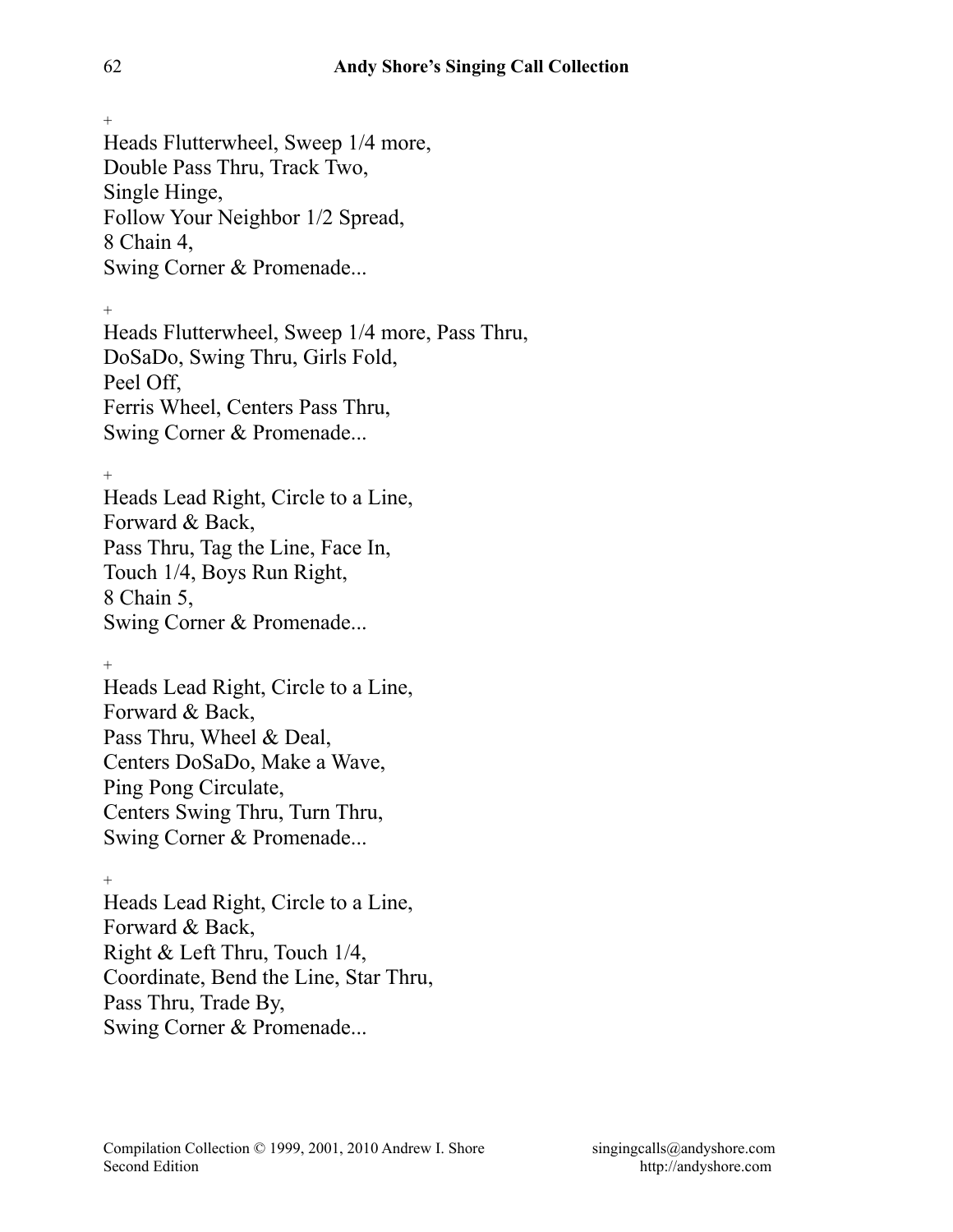+

Heads Flutterwheel, Sweep 1/4 more,
Double Pass Thru, Track Two,
Single Hinge,
Follow Your Neighbor 1/2 Spread,
8 Chain 4,
Swing Corner & Promenade...

+

Heads Flutterwheel, Sweep 1/4 more, Pass Thru,
DoSaDo, Swing Thru, Girls Fold,
Peel Off,
Ferris Wheel, Centers Pass Thru,
Swing Corner & Promenade...

+

Heads Lead Right, Circle to a Line,
Forward & Back,
Pass Thru, Tag the Line, Face In,
Touch 1/4, Boys Run Right,
8 Chain 5,
Swing Corner & Promenade...

+

Heads Lead Right, Circle to a Line,
Forward & Back,
Pass Thru, Wheel & Deal,
Centers DoSaDo, Make a Wave,
Ping Pong Circulate,
Centers Swing Thru, Turn Thru,
Swing Corner & Promenade...

+

Heads Lead Right, Circle to a Line,
Forward & Back,
Right & Left Thru, Touch 1/4,
Coordinate, Bend the Line, Star Thru,
Pass Thru, Trade By,
Swing Corner & Promenade...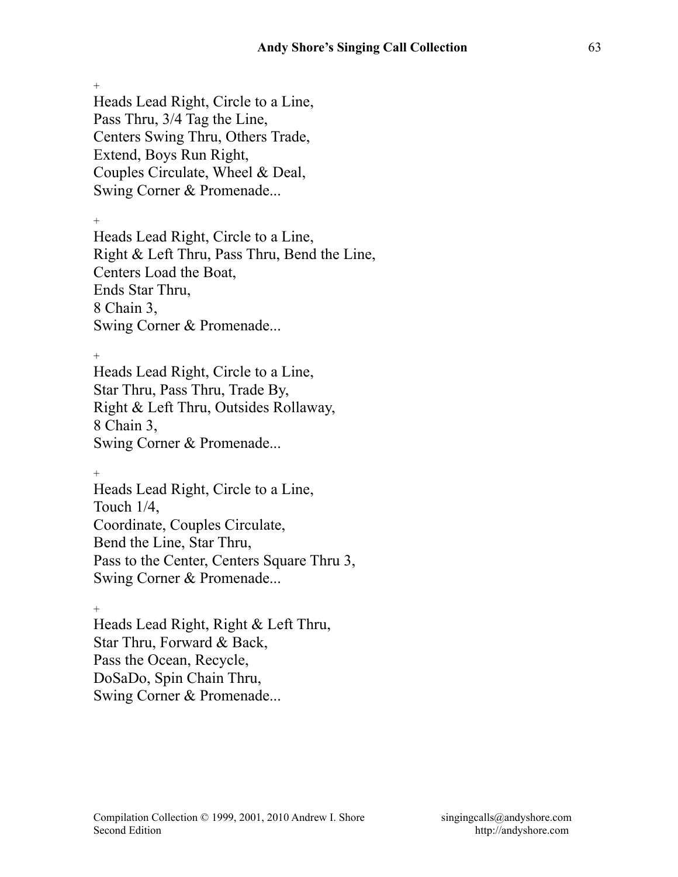+
Heads Lead Right, Circle to a Line,
Pass Thru, 3/4 Tag the Line,
Centers Swing Thru, Others Trade,
Extend, Boys Run Right,
Couples Circulate, Wheel & Deal,
Swing Corner & Promenade...

+
Heads Lead Right, Circle to a Line,
Right & Left Thru, Pass Thru, Bend the Line,
Centers Load the Boat,
Ends Star Thru,
8 Chain 3,
Swing Corner & Promenade...

+
Heads Lead Right, Circle to a Line,
Star Thru, Pass Thru, Trade By,
Right & Left Thru, Outsides Rollaway,
8 Chain 3,
Swing Corner & Promenade...

+
Heads Lead Right, Circle to a Line,
Touch 1/4,
Coordinate, Couples Circulate,
Bend the Line, Star Thru,
Pass to the Center, Centers Square Thru 3,
Swing Corner & Promenade...

+
Heads Lead Right, Right & Left Thru,
Star Thru, Forward & Back,
Pass the Ocean, Recycle,
DoSaDo, Spin Chain Thru,
Swing Corner & Promenade...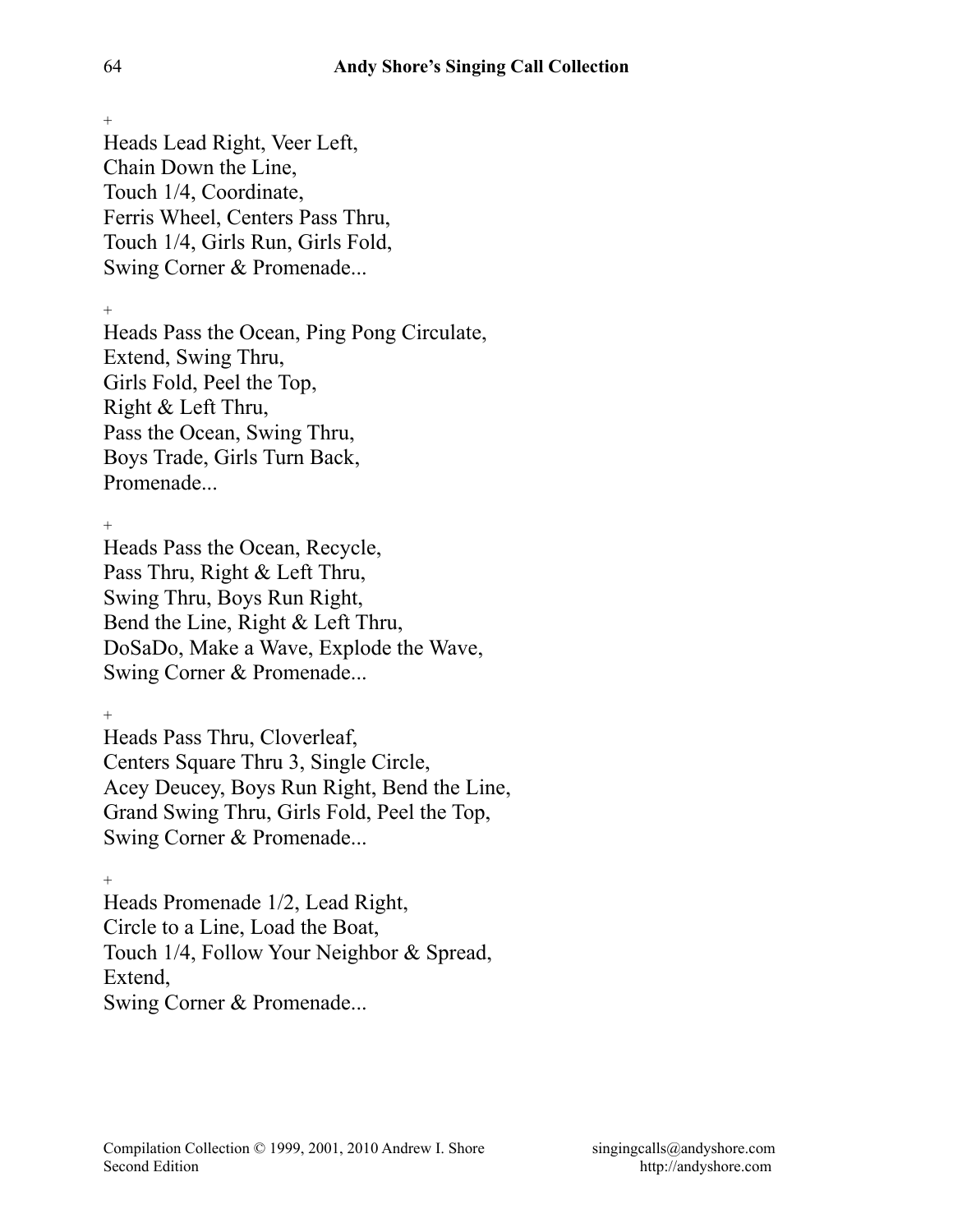+

Heads Lead Right, Veer Left,
Chain Down the Line,
Touch 1/4, Coordinate,
Ferris Wheel, Centers Pass Thru,
Touch 1/4, Girls Run, Girls Fold,
Swing Corner & Promenade...

+

Heads Pass the Ocean, Ping Pong Circulate,
Extend, Swing Thru,
Girls Fold, Peel the Top,
Right & Left Thru,
Pass the Ocean, Swing Thru,
Boys Trade, Girls Turn Back,
Promenade...

+

Heads Pass the Ocean, Recycle,
Pass Thru, Right & Left Thru,
Swing Thru, Boys Run Right,
Bend the Line, Right & Left Thru,
DoSaDo, Make a Wave, Explode the Wave,
Swing Corner & Promenade...

+

Heads Pass Thru, Cloverleaf,
Centers Square Thru 3, Single Circle,
Acey Deucey, Boys Run Right, Bend the Line,
Grand Swing Thru, Girls Fold, Peel the Top,
Swing Corner & Promenade...

+

Heads Promenade 1/2, Lead Right,
Circle to a Line, Load the Boat,
Touch 1/4, Follow Your Neighbor & Spread,
Extend,
Swing Corner & Promenade...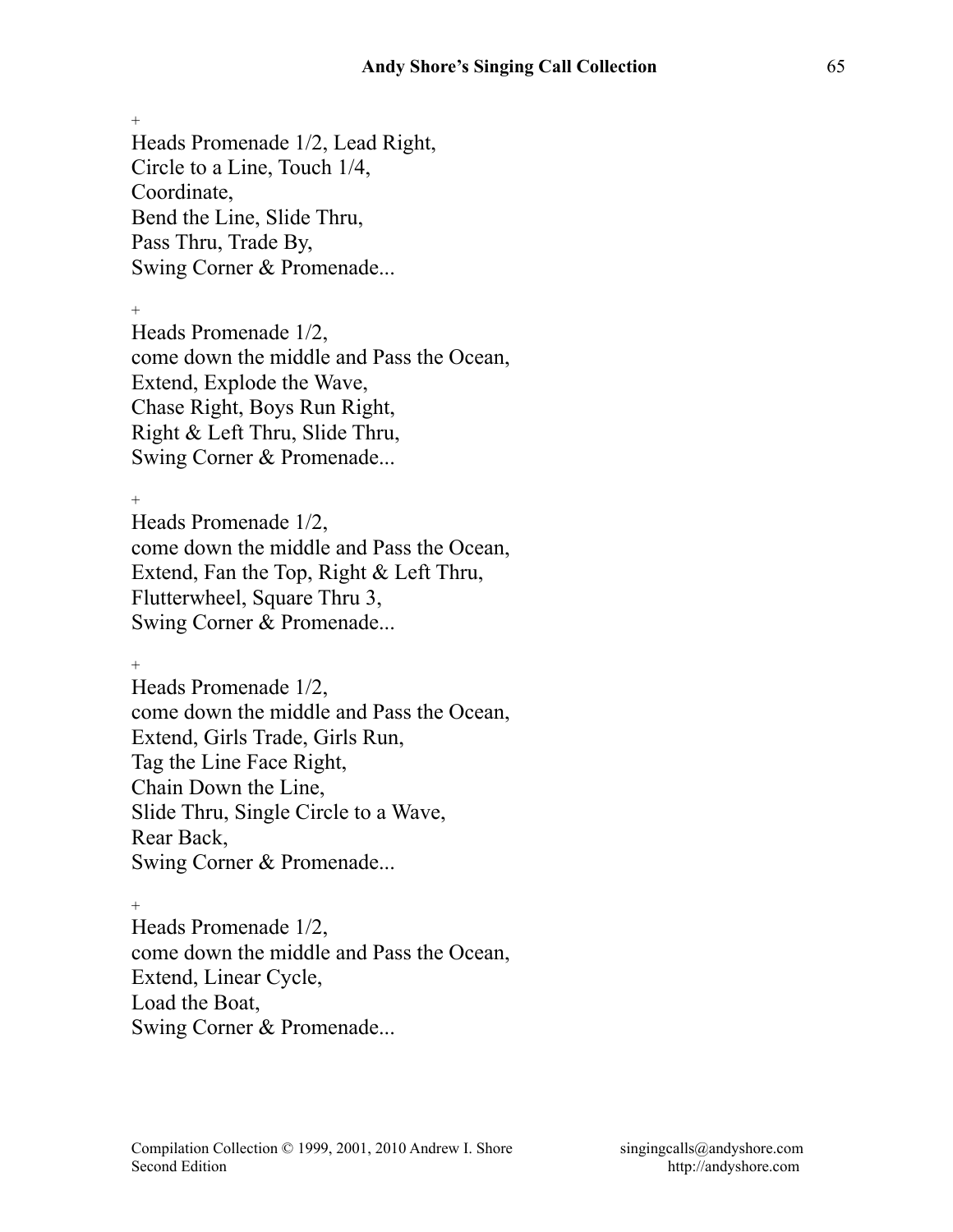+

Heads Promenade 1/2, Lead Right,
Circle to a Line, Touch 1/4,
Coordinate,
Bend the Line, Slide Thru,
Pass Thru, Trade By,
Swing Corner & Promenade...

+

Heads Promenade 1/2,
come down the middle and Pass the Ocean,
Extend, Explode the Wave,
Chase Right, Boys Run Right,
Right & Left Thru, Slide Thru,
Swing Corner & Promenade...

+

Heads Promenade 1/2,
come down the middle and Pass the Ocean,
Extend, Fan the Top, Right & Left Thru,
Flutterwheel, Square Thru 3,
Swing Corner & Promenade...

+

Heads Promenade 1/2,
come down the middle and Pass the Ocean,
Extend, Girls Trade, Girls Run,
Tag the Line Face Right,
Chain Down the Line,
Slide Thru, Single Circle to a Wave,
Rear Back,
Swing Corner & Promenade...

+

Heads Promenade 1/2,
come down the middle and Pass the Ocean,
Extend, Linear Cycle,
Load the Boat,
Swing Corner & Promenade...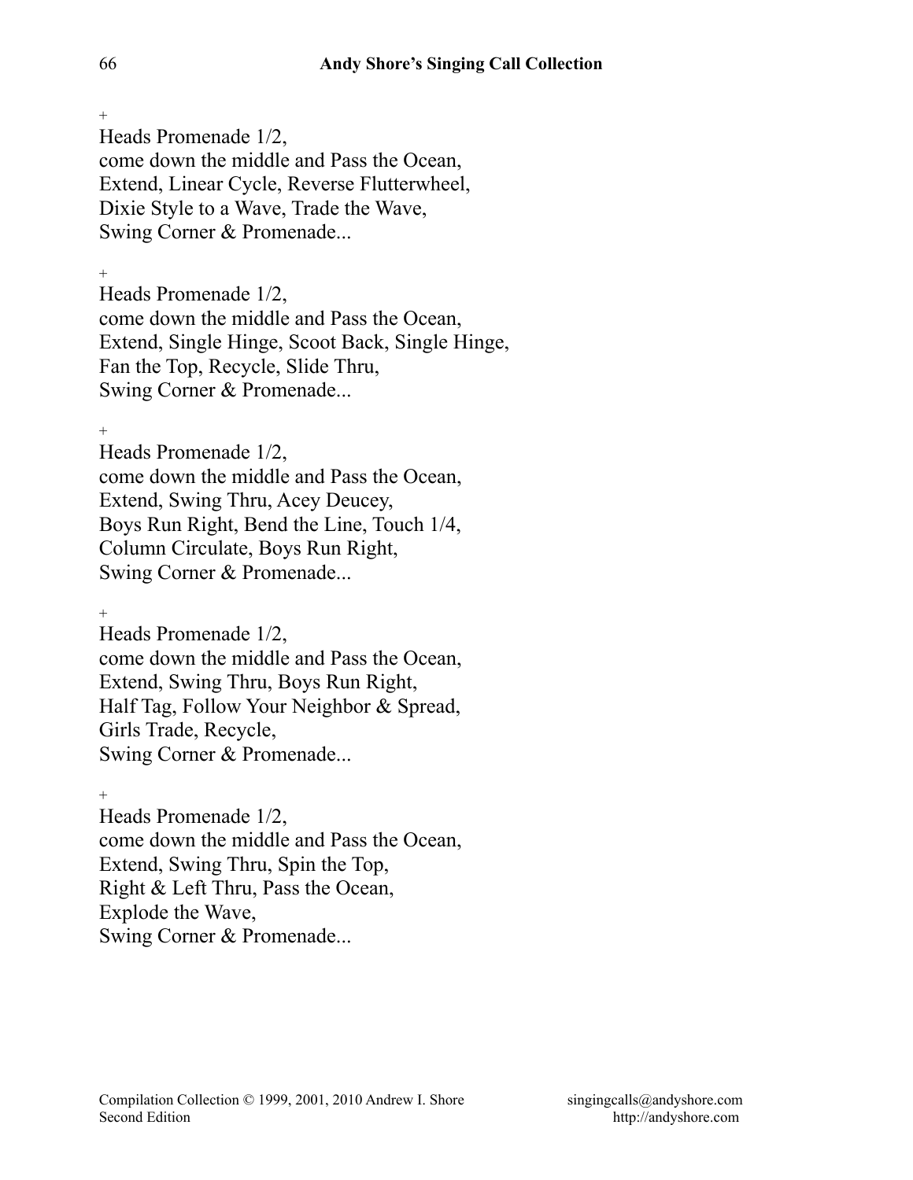+

Heads Promenade 1/2,
come down the middle and Pass the Ocean,
Extend, Linear Cycle, Reverse Flutterwheel,
Dixie Style to a Wave, Trade the Wave,
Swing Corner & Promenade...

+

Heads Promenade 1/2,
come down the middle and Pass the Ocean,
Extend, Single Hinge, Scoot Back, Single Hinge,
Fan the Top, Recycle, Slide Thru,
Swing Corner & Promenade...

+

Heads Promenade 1/2,
come down the middle and Pass the Ocean,
Extend, Swing Thru, Acey Deucey,
Boys Run Right, Bend the Line, Touch 1/4,
Column Circulate, Boys Run Right,
Swing Corner & Promenade...

+

Heads Promenade 1/2,
come down the middle and Pass the Ocean,
Extend, Swing Thru, Boys Run Right,
Half Tag, Follow Your Neighbor & Spread,
Girls Trade, Recycle,
Swing Corner & Promenade...

+

Heads Promenade 1/2,
come down the middle and Pass the Ocean,
Extend, Swing Thru, Spin the Top,
Right & Left Thru, Pass the Ocean,
Explode the Wave,
Swing Corner & Promenade...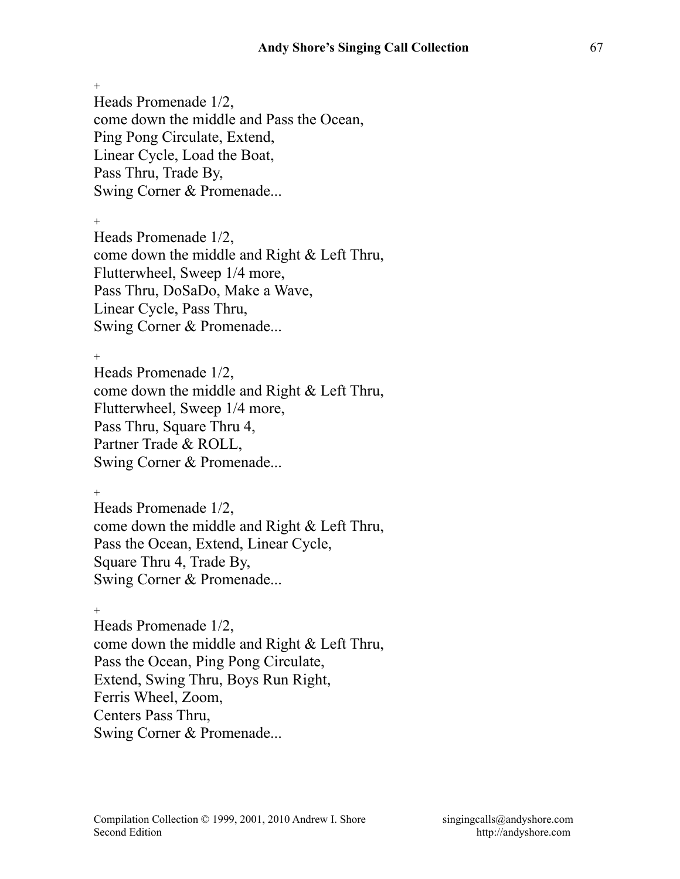+

Heads Promenade 1/2,
come down the middle and Pass the Ocean,
Ping Pong Circulate, Extend,
Linear Cycle, Load the Boat,
Pass Thru, Trade By,
Swing Corner & Promenade...

+

Heads Promenade 1/2,
come down the middle and Right & Left Thru,
Flutterwheel, Sweep 1/4 more,
Pass Thru, DoSaDo, Make a Wave,
Linear Cycle, Pass Thru,
Swing Corner & Promenade...

+

Heads Promenade 1/2,
come down the middle and Right & Left Thru,
Flutterwheel, Sweep 1/4 more,
Pass Thru, Square Thru 4,
Partner Trade & ROLL,
Swing Corner & Promenade...

+

Heads Promenade 1/2,
come down the middle and Right & Left Thru,
Pass the Ocean, Extend, Linear Cycle,
Square Thru 4, Trade By,
Swing Corner & Promenade...

+

Heads Promenade 1/2,
come down the middle and Right & Left Thru,
Pass the Ocean, Ping Pong Circulate,
Extend, Swing Thru, Boys Run Right,
Ferris Wheel, Zoom,
Centers Pass Thru,
Swing Corner & Promenade...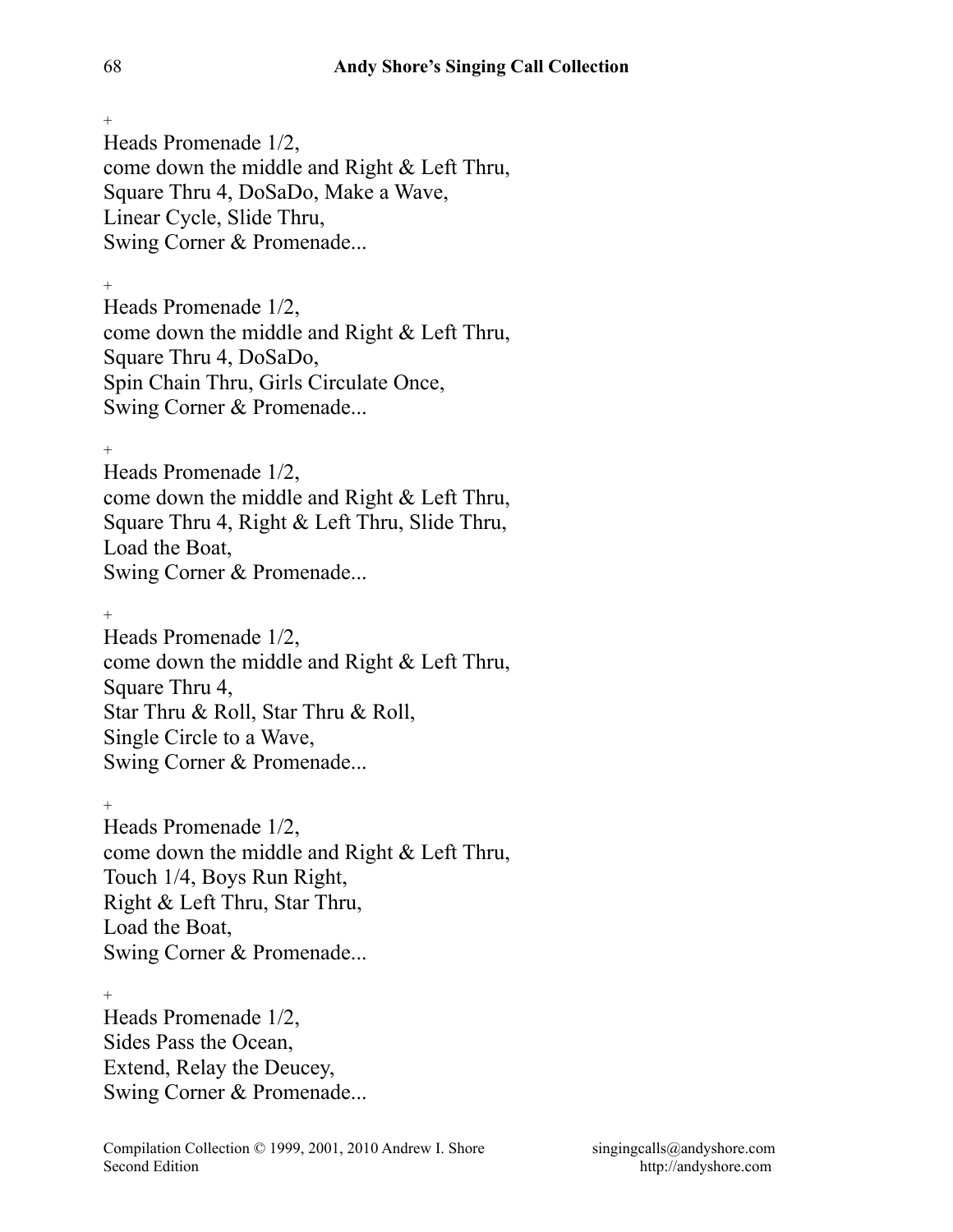+

Heads Promenade 1/2,
come down the middle and Right & Left Thru,
Square Thru 4, DoSaDo, Make a Wave,
Linear Cycle, Slide Thru,
Swing Corner & Promenade...

+

Heads Promenade 1/2,
come down the middle and Right & Left Thru,
Square Thru 4, DoSaDo,
Spin Chain Thru, Girls Circulate Once,
Swing Corner & Promenade...

+

Heads Promenade 1/2,
come down the middle and Right & Left Thru,
Square Thru 4, Right & Left Thru, Slide Thru,
Load the Boat,
Swing Corner & Promenade...

+

Heads Promenade 1/2,
come down the middle and Right & Left Thru,
Square Thru 4,
Star Thru & Roll, Star Thru & Roll,
Single Circle to a Wave,
Swing Corner & Promenade...

+

Heads Promenade 1/2,
come down the middle and Right & Left Thru,
Touch 1/4, Boys Run Right,
Right & Left Thru, Star Thru,
Load the Boat,
Swing Corner & Promenade...

+

Heads Promenade 1/2,
Sides Pass the Ocean,
Extend, Relay the Deucey,
Swing Corner & Promenade...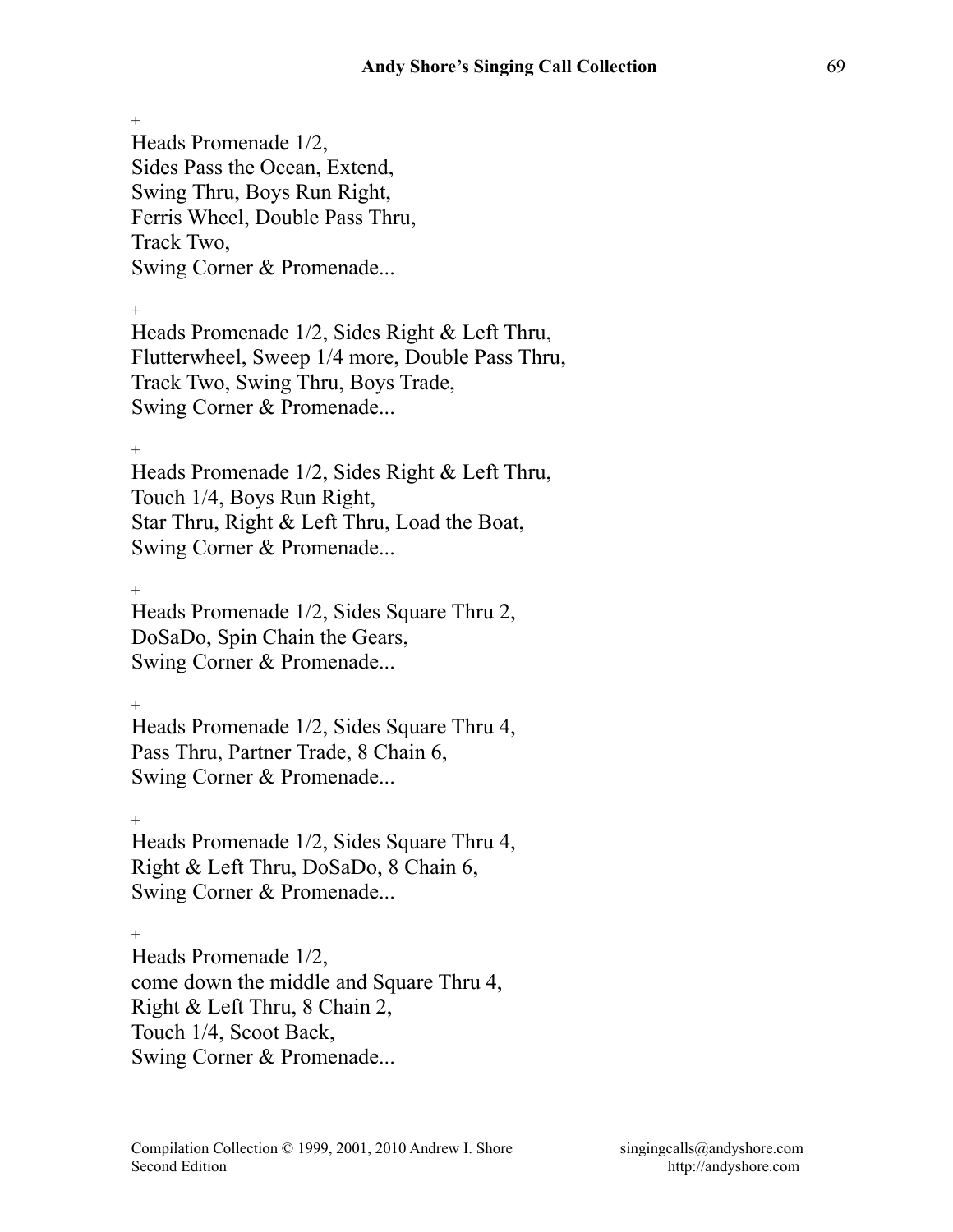+

Heads Promenade 1/2,
Sides Pass the Ocean, Extend,
Swing Thru, Boys Run Right,
Ferris Wheel, Double Pass Thru,
Track Two,
Swing Corner & Promenade...

+

Heads Promenade 1/2, Sides Right & Left Thru,
Flutterwheel, Sweep 1/4 more, Double Pass Thru,
Track Two, Swing Thru, Boys Trade,
Swing Corner & Promenade...

+

Heads Promenade 1/2, Sides Right & Left Thru,
Touch 1/4, Boys Run Right,
Star Thru, Right & Left Thru, Load the Boat,
Swing Corner & Promenade...

+

Heads Promenade 1/2, Sides Square Thru 2,
DoSaDo, Spin Chain the Gears,
Swing Corner & Promenade...

+

Heads Promenade 1/2, Sides Square Thru 4,
Pass Thru, Partner Trade, 8 Chain 6,
Swing Corner & Promenade...

+

Heads Promenade 1/2, Sides Square Thru 4,
Right & Left Thru, DoSaDo, 8 Chain 6,
Swing Corner & Promenade...

+

Heads Promenade 1/2,
come down the middle and Square Thru 4,
Right & Left Thru, 8 Chain 2,
Touch 1/4, Scoot Back,
Swing Corner & Promenade...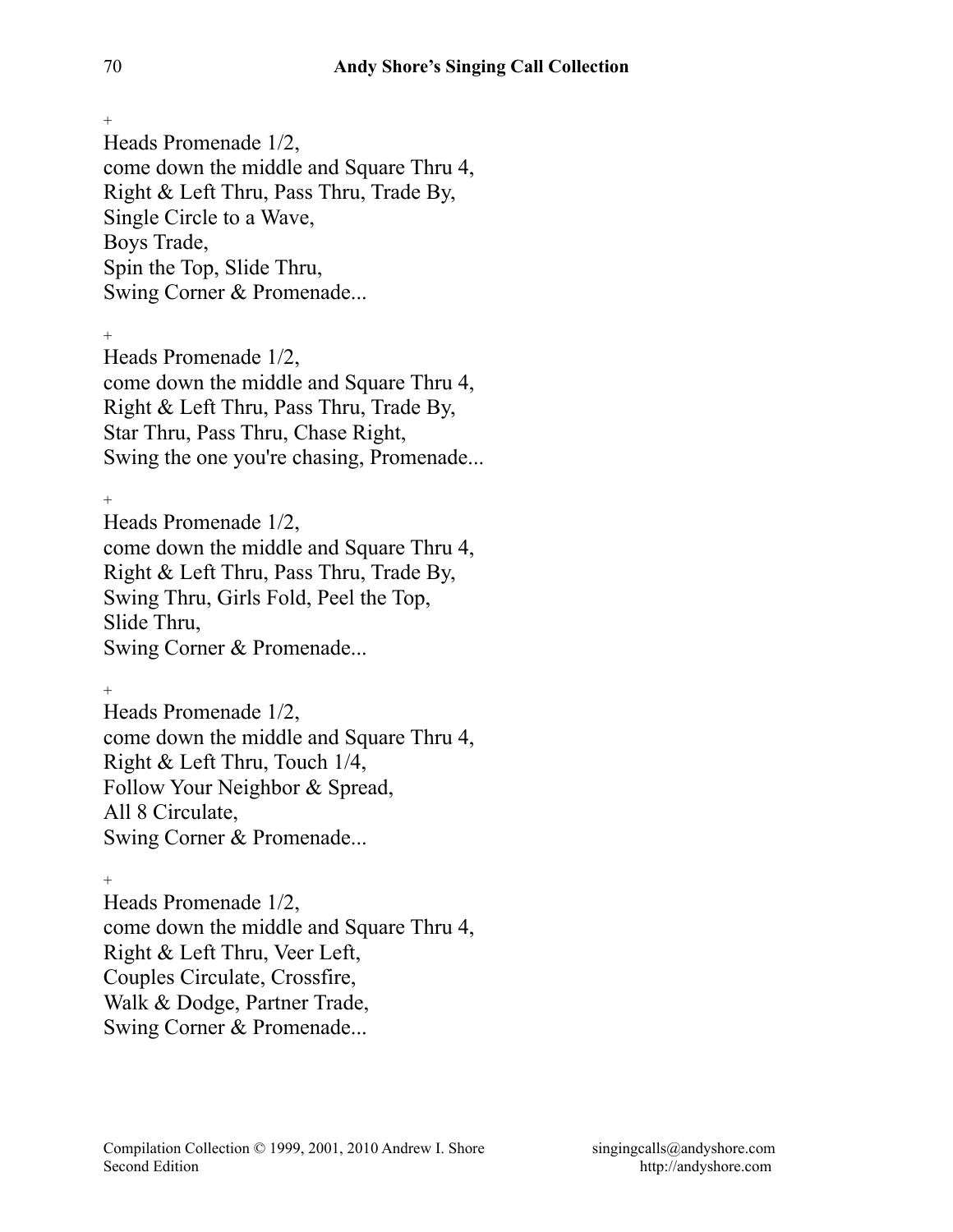+

Heads Promenade 1/2,
come down the middle and Square Thru 4,
Right & Left Thru, Pass Thru, Trade By,
Single Circle to a Wave,
Boys Trade,
Spin the Top, Slide Thru,
Swing Corner & Promenade...

+

Heads Promenade 1/2,
come down the middle and Square Thru 4,
Right & Left Thru, Pass Thru, Trade By,
Star Thru, Pass Thru, Chase Right,
Swing the one you're chasing, Promenade...

+

Heads Promenade 1/2,
come down the middle and Square Thru 4,
Right & Left Thru, Pass Thru, Trade By,
Swing Thru, Girls Fold, Peel the Top,
Slide Thru,
Swing Corner & Promenade...

+

Heads Promenade 1/2,
come down the middle and Square Thru 4,
Right & Left Thru, Touch 1/4,
Follow Your Neighbor & Spread,
All 8 Circulate,
Swing Corner & Promenade...

+

Heads Promenade 1/2,
come down the middle and Square Thru 4,
Right & Left Thru, Veer Left,
Couples Circulate, Crossfire,
Walk & Dodge, Partner Trade,
Swing Corner & Promenade...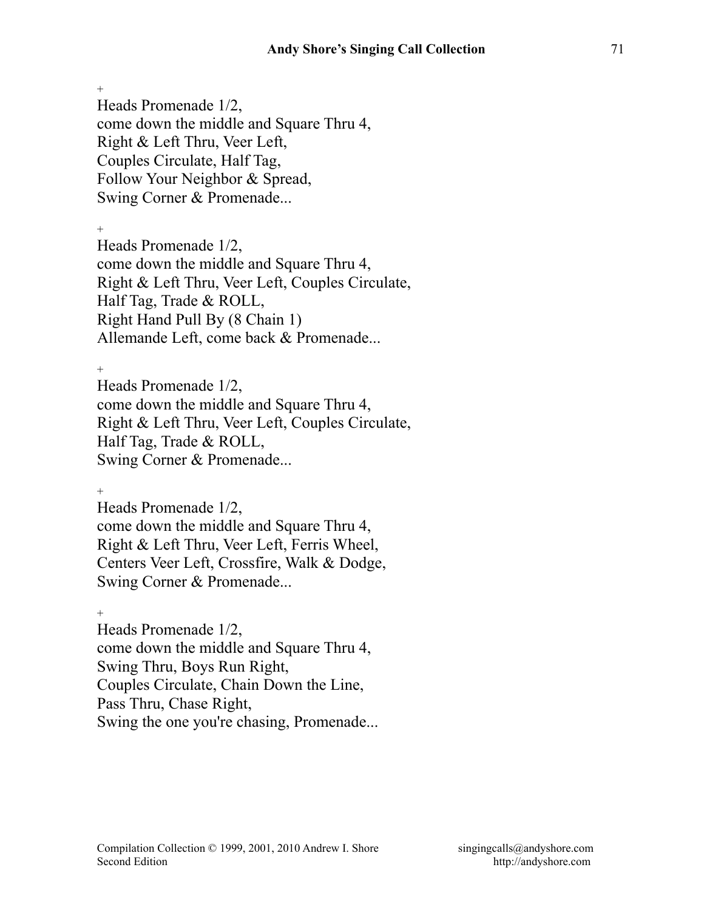+

Heads Promenade 1/2,
come down the middle and Square Thru 4,
Right & Left Thru, Veer Left,
Couples Circulate, Half Tag,
Follow Your Neighbor & Spread,
Swing Corner & Promenade...

+

Heads Promenade 1/2,
come down the middle and Square Thru 4,
Right & Left Thru, Veer Left, Couples Circulate,
Half Tag, Trade & ROLL,
Right Hand Pull By (8 Chain 1)
Allemande Left, come back & Promenade...

+

Heads Promenade 1/2,
come down the middle and Square Thru 4,
Right & Left Thru, Veer Left, Couples Circulate,
Half Tag, Trade & ROLL,
Swing Corner & Promenade...

+

Heads Promenade 1/2,
come down the middle and Square Thru 4,
Right & Left Thru, Veer Left, Ferris Wheel,
Centers Veer Left, Crossfire, Walk & Dodge,
Swing Corner & Promenade...

+

Heads Promenade 1/2,
come down the middle and Square Thru 4,
Swing Thru, Boys Run Right,
Couples Circulate, Chain Down the Line,
Pass Thru, Chase Right,
Swing the one you're chasing, Promenade...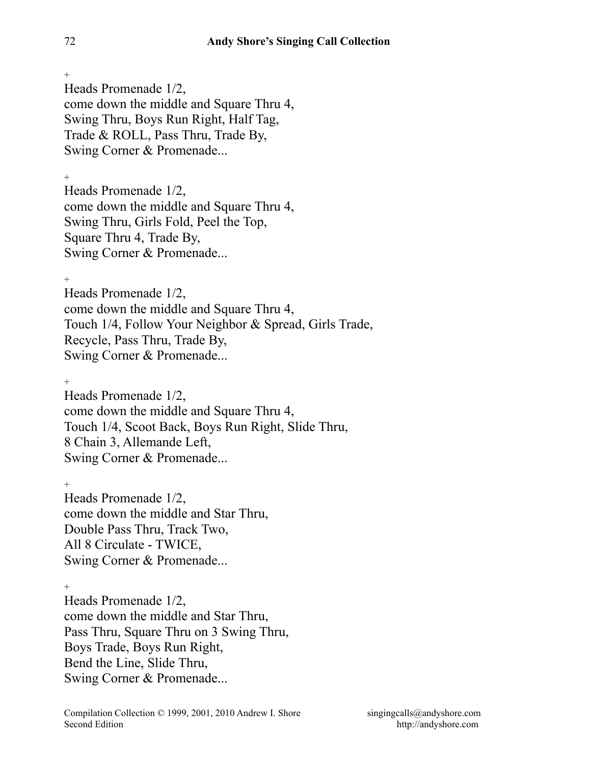+

Heads Promenade 1/2,
come down the middle and Square Thru 4,
Swing Thru, Boys Run Right, Half Tag,
Trade & ROLL, Pass Thru, Trade By,
Swing Corner & Promenade...

+

Heads Promenade 1/2,
come down the middle and Square Thru 4,
Swing Thru, Girls Fold, Peel the Top,
Square Thru 4, Trade By,
Swing Corner & Promenade...

+

Heads Promenade 1/2,
come down the middle and Square Thru 4,
Touch 1/4, Follow Your Neighbor & Spread, Girls Trade,
Recycle, Pass Thru, Trade By,
Swing Corner & Promenade...

+

Heads Promenade 1/2,
come down the middle and Square Thru 4,
Touch 1/4, Scoot Back, Boys Run Right, Slide Thru,
8 Chain 3, Allemande Left,
Swing Corner & Promenade...

+

Heads Promenade 1/2,
come down the middle and Star Thru,
Double Pass Thru, Track Two,
All 8 Circulate - TWICE,
Swing Corner & Promenade...

+

Heads Promenade 1/2,
come down the middle and Star Thru,
Pass Thru, Square Thru on 3 Swing Thru,
Boys Trade, Boys Run Right,
Bend the Line, Slide Thru,
Swing Corner & Promenade...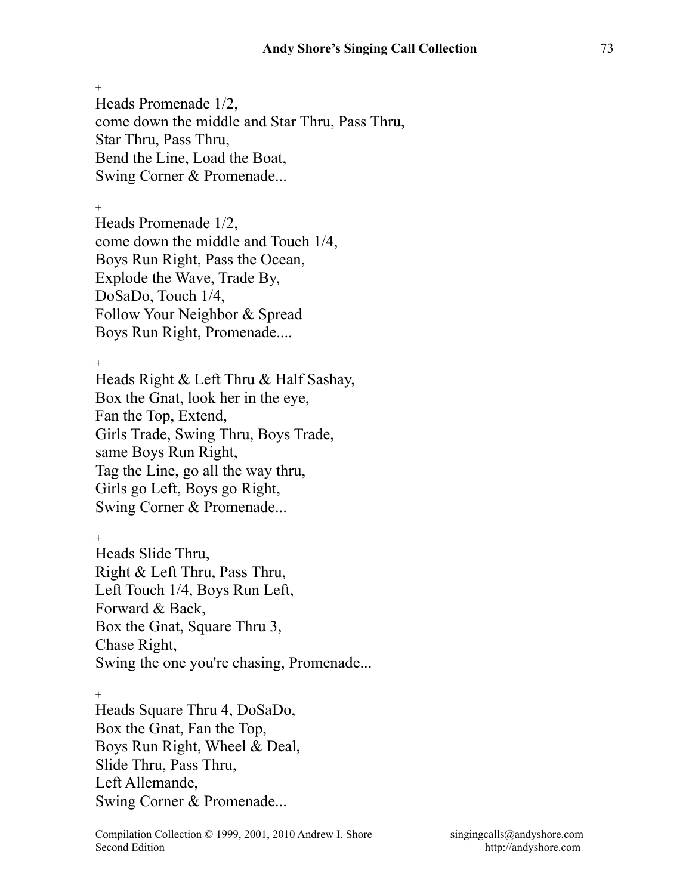+

Heads Promenade 1/2,
come down the middle and Star Thru, Pass Thru,
Star Thru, Pass Thru,
Bend the Line, Load the Boat,
Swing Corner & Promenade...

+

Heads Promenade 1/2,
come down the middle and Touch 1/4,
Boys Run Right, Pass the Ocean,
Explode the Wave, Trade By,
DoSaDo, Touch 1/4,
Follow Your Neighbor & Spread
Boys Run Right, Promenade....

+

Heads Right & Left Thru & Half Sashay,
Box the Gnat, look her in the eye,
Fan the Top, Extend,
Girls Trade, Swing Thru, Boys Trade,
same Boys Run Right,
Tag the Line, go all the way thru,
Girls go Left, Boys go Right,
Swing Corner & Promenade...

+

Heads Slide Thru,
Right & Left Thru, Pass Thru,
Left Touch 1/4, Boys Run Left,
Forward & Back,
Box the Gnat, Square Thru 3,
Chase Right,
Swing the one you're chasing, Promenade...

+

Heads Square Thru 4, DoSaDo,
Box the Gnat, Fan the Top,
Boys Run Right, Wheel & Deal,
Slide Thru, Pass Thru,
Left Allemande,
Swing Corner & Promenade...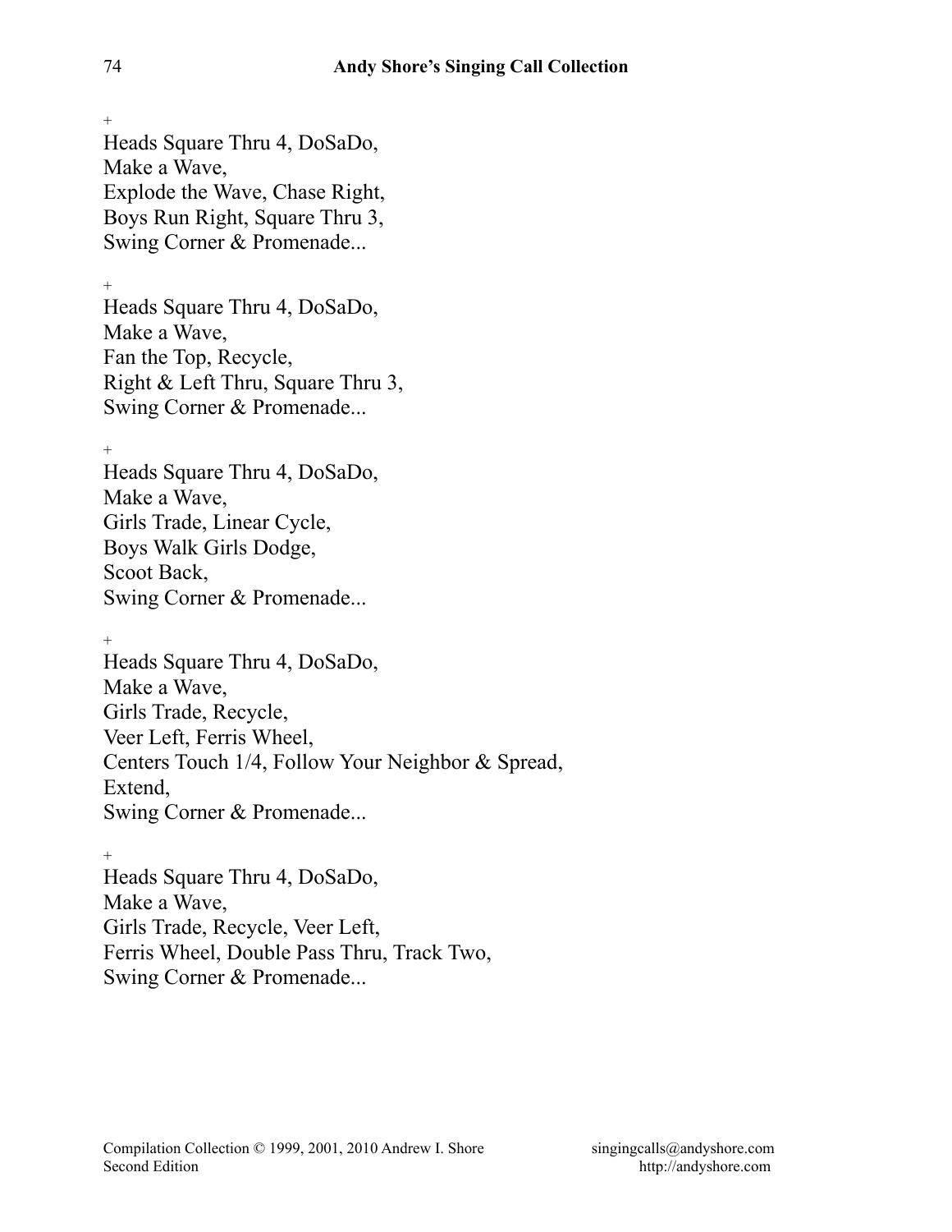+

Heads Square Thru 4, DoSaDo,
Make a Wave,
Explode the Wave, Chase Right,
Boys Run Right, Square Thru 3,
Swing Corner & Promenade...

+

Heads Square Thru 4, DoSaDo,
Make a Wave,
Fan the Top, Recycle,
Right & Left Thru, Square Thru 3,
Swing Corner & Promenade...

+

Heads Square Thru 4, DoSaDo,
Make a Wave,
Girls Trade, Linear Cycle,
Boys Walk Girls Dodge,
Scoot Back,
Swing Corner & Promenade...

+

Heads Square Thru 4, DoSaDo,
Make a Wave,
Girls Trade, Recycle,
Veer Left, Ferris Wheel,
Centers Touch 1/4, Follow Your Neighbor & Spread,
Extend,
Swing Corner & Promenade...

+

Heads Square Thru 4, DoSaDo,
Make a Wave,
Girls Trade, Recycle, Veer Left,
Ferris Wheel, Double Pass Thru, Track Two,
Swing Corner & Promenade...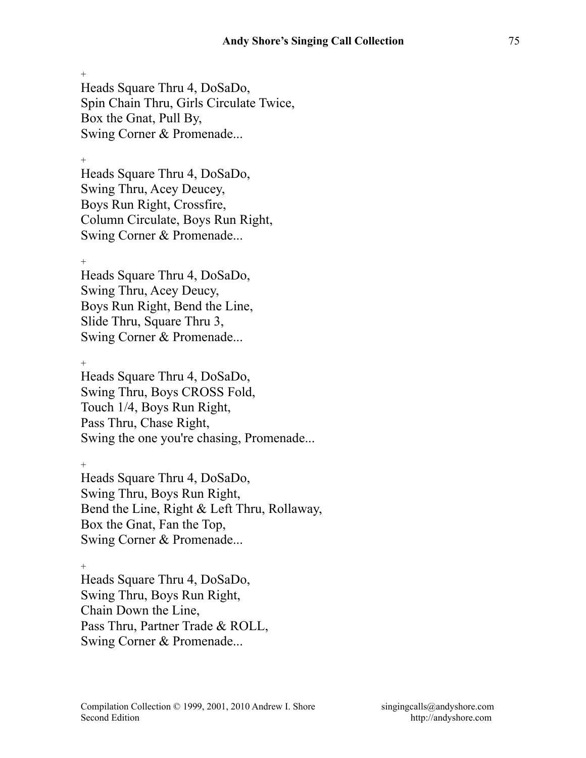+

Heads Square Thru 4, DoSaDo,
Spin Chain Thru, Girls Circulate Twice,
Box the Gnat, Pull By,
Swing Corner & Promenade...

+

Heads Square Thru 4, DoSaDo,
Swing Thru, Acey Deucey,
Boys Run Right, Crossfire,
Column Circulate, Boys Run Right,
Swing Corner & Promenade...

+

Heads Square Thru 4, DoSaDo,
Swing Thru, Acey Deucy,
Boys Run Right, Bend the Line,
Slide Thru, Square Thru 3,
Swing Corner & Promenade...

+

Heads Square Thru 4, DoSaDo,
Swing Thru, Boys CROSS Fold,
Touch 1/4, Boys Run Right,
Pass Thru, Chase Right,
Swing the one you're chasing, Promenade...

+

Heads Square Thru 4, DoSaDo,
Swing Thru, Boys Run Right,
Bend the Line, Right & Left Thru, Rollaway,
Box the Gnat, Fan the Top,
Swing Corner & Promenade...

+

Heads Square Thru 4, DoSaDo,
Swing Thru, Boys Run Right,
Chain Down the Line,
Pass Thru, Partner Trade & ROLL,
Swing Corner & Promenade...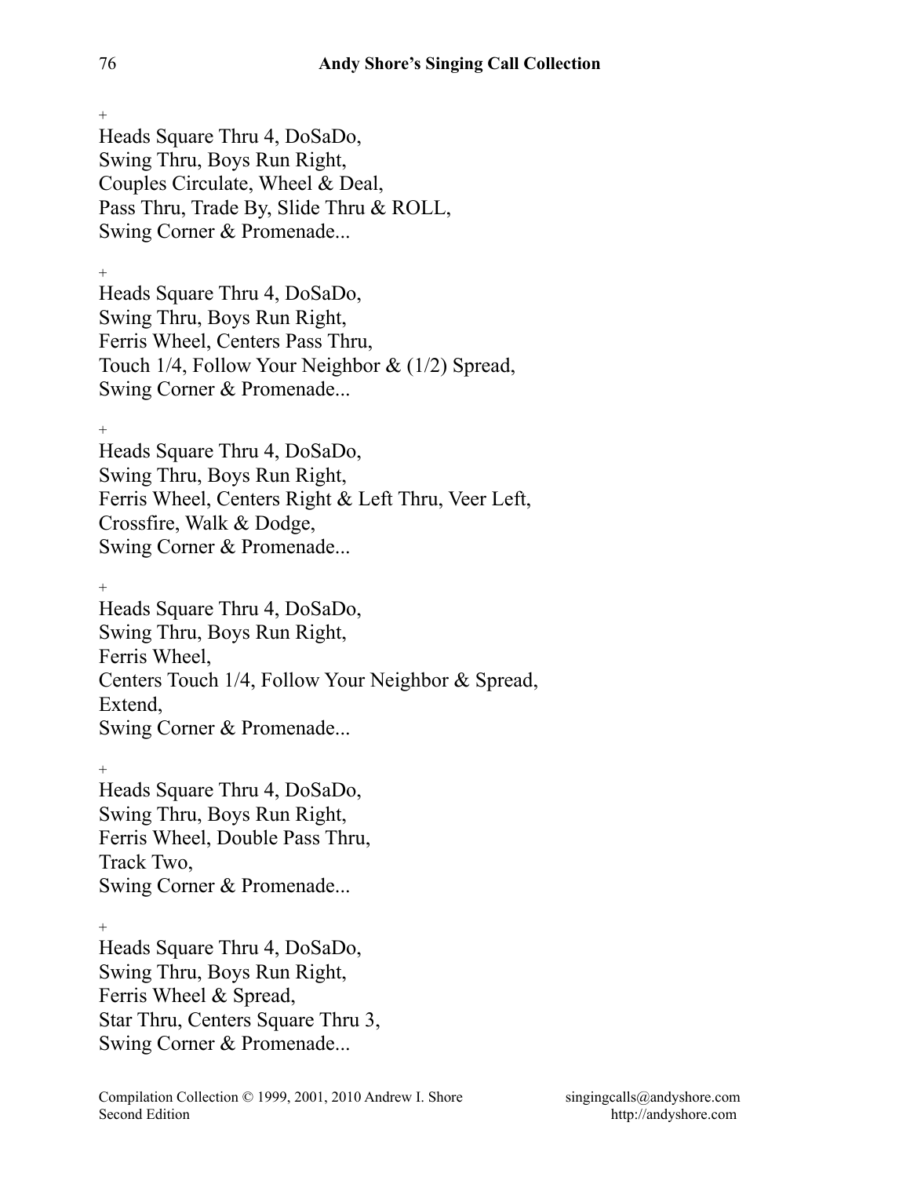+

Heads Square Thru 4, DoSaDo,
Swing Thru, Boys Run Right,
Couples Circulate, Wheel & Deal,
Pass Thru, Trade By, Slide Thru & ROLL,
Swing Corner & Promenade...

+

Heads Square Thru 4, DoSaDo,
Swing Thru, Boys Run Right,
Ferris Wheel, Centers Pass Thru,
Touch 1/4, Follow Your Neighbor & (1/2) Spread,
Swing Corner & Promenade...

+

Heads Square Thru 4, DoSaDo,
Swing Thru, Boys Run Right,
Ferris Wheel, Centers Right & Left Thru, Veer Left,
Crossfire, Walk & Dodge,
Swing Corner & Promenade...

+

Heads Square Thru 4, DoSaDo,
Swing Thru, Boys Run Right,
Ferris Wheel,
Centers Touch 1/4, Follow Your Neighbor & Spread,
Extend,
Swing Corner & Promenade...

+

Heads Square Thru 4, DoSaDo,
Swing Thru, Boys Run Right,
Ferris Wheel, Double Pass Thru,
Track Two,
Swing Corner & Promenade...

+

Heads Square Thru 4, DoSaDo,
Swing Thru, Boys Run Right,
Ferris Wheel & Spread,
Star Thru, Centers Square Thru 3,
Swing Corner & Promenade...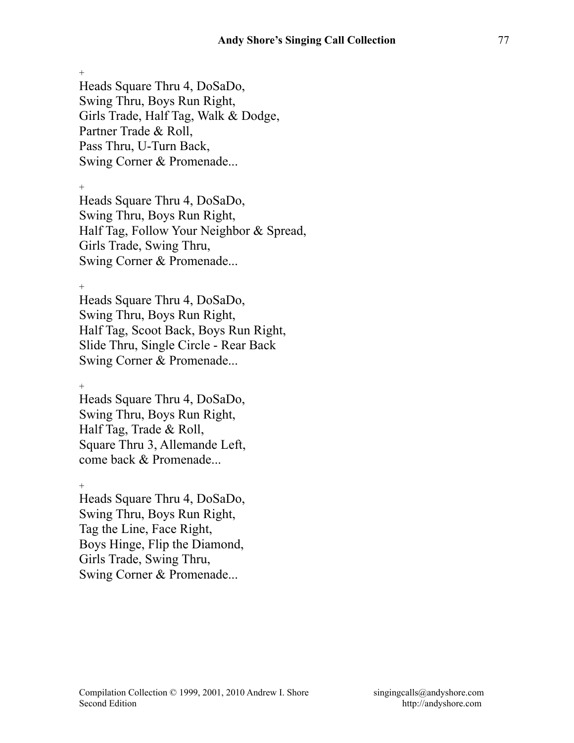+

Heads Square Thru 4, DoSaDo,
Swing Thru, Boys Run Right,
Girls Trade, Half Tag, Walk & Dodge,
Partner Trade & Roll,
Pass Thru, U-Turn Back,
Swing Corner & Promenade...

+

Heads Square Thru 4, DoSaDo,
Swing Thru, Boys Run Right,
Half Tag, Follow Your Neighbor & Spread,
Girls Trade, Swing Thru,
Swing Corner & Promenade...

+

Heads Square Thru 4, DoSaDo,
Swing Thru, Boys Run Right,
Half Tag, Scoot Back, Boys Run Right,
Slide Thru, Single Circle - Rear Back
Swing Corner & Promenade...

+

Heads Square Thru 4, DoSaDo,
Swing Thru, Boys Run Right,
Half Tag, Trade & Roll,
Square Thru 3, Allemande Left,
come back & Promenade...

+

Heads Square Thru 4, DoSaDo,
Swing Thru, Boys Run Right,
Tag the Line, Face Right,
Boys Hinge, Flip the Diamond,
Girls Trade, Swing Thru,
Swing Corner & Promenade...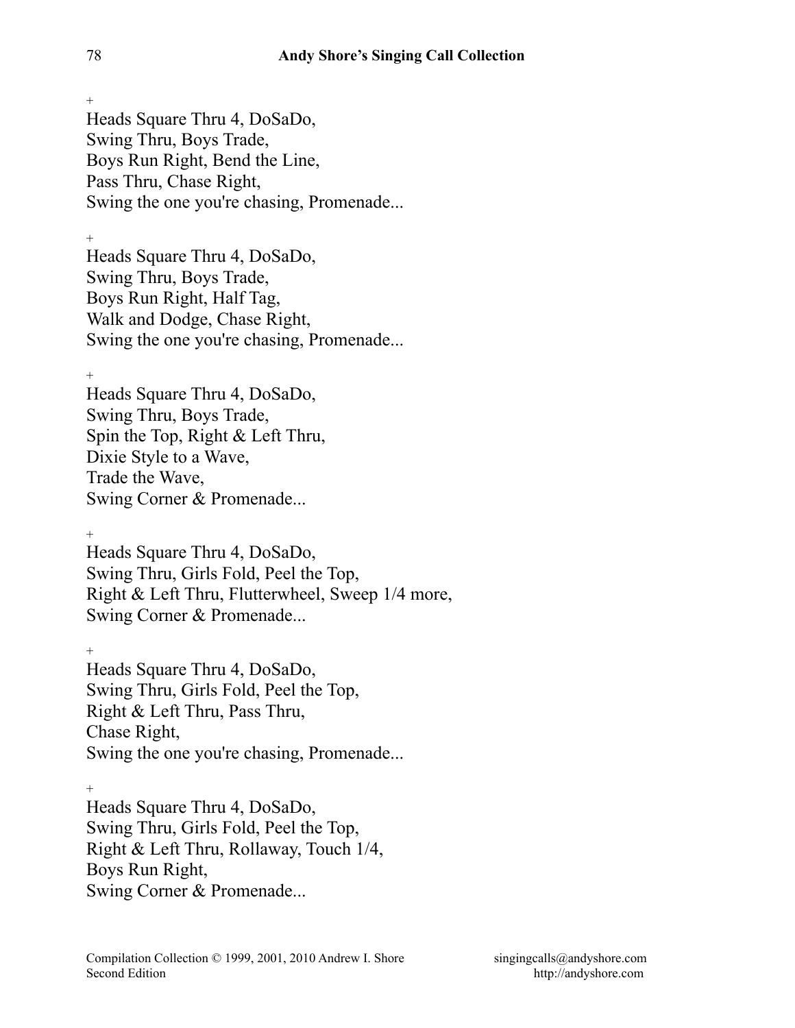+

Heads Square Thru 4, DoSaDo,
Swing Thru, Boys Trade,
Boys Run Right, Bend the Line,
Pass Thru, Chase Right,
Swing the one you're chasing, Promenade...

+

Heads Square Thru 4, DoSaDo,
Swing Thru, Boys Trade,
Boys Run Right, Half Tag,
Walk and Dodge, Chase Right,
Swing the one you're chasing, Promenade...

+

Heads Square Thru 4, DoSaDo,
Swing Thru, Boys Trade,
Spin the Top, Right & Left Thru,
Dixie Style to a Wave,
Trade the Wave,
Swing Corner & Promenade...

+

Heads Square Thru 4, DoSaDo,
Swing Thru, Girls Fold, Peel the Top,
Right & Left Thru, Flutterwheel, Sweep 1/4 more,
Swing Corner & Promenade...

+

Heads Square Thru 4, DoSaDo,
Swing Thru, Girls Fold, Peel the Top,
Right & Left Thru, Pass Thru,
Chase Right,
Swing the one you're chasing, Promenade...

+

Heads Square Thru 4, DoSaDo,
Swing Thru, Girls Fold, Peel the Top,
Right & Left Thru, Rollaway, Touch 1/4,
Boys Run Right,
Swing Corner & Promenade...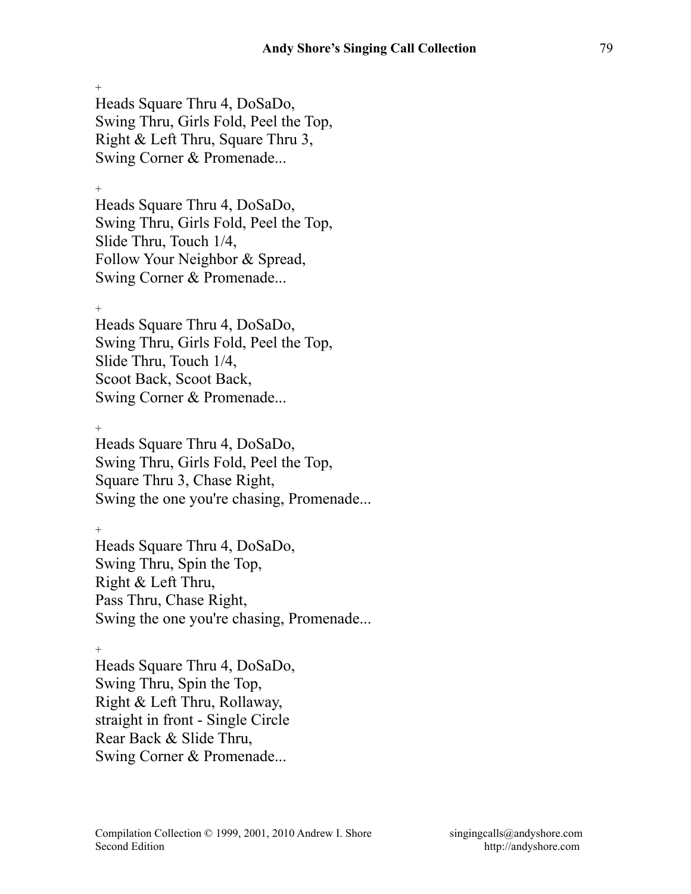+

Heads Square Thru 4, DoSaDo,
Swing Thru, Girls Fold, Peel the Top,
Right & Left Thru, Square Thru 3,
Swing Corner & Promenade...

+

Heads Square Thru 4, DoSaDo,
Swing Thru, Girls Fold, Peel the Top,
Slide Thru, Touch 1/4,
Follow Your Neighbor & Spread,
Swing Corner & Promenade...

+

Heads Square Thru 4, DoSaDo,
Swing Thru, Girls Fold, Peel the Top,
Slide Thru, Touch 1/4,
Scoot Back, Scoot Back,
Swing Corner & Promenade...

+

Heads Square Thru 4, DoSaDo,
Swing Thru, Girls Fold, Peel the Top,
Square Thru 3, Chase Right,
Swing the one you're chasing, Promenade...

+

Heads Square Thru 4, DoSaDo,
Swing Thru, Spin the Top,
Right & Left Thru,
Pass Thru, Chase Right,
Swing the one you're chasing, Promenade...

+

Heads Square Thru 4, DoSaDo,
Swing Thru, Spin the Top,
Right & Left Thru, Rollaway,
straight in front - Single Circle
Rear Back & Slide Thru,
Swing Corner & Promenade...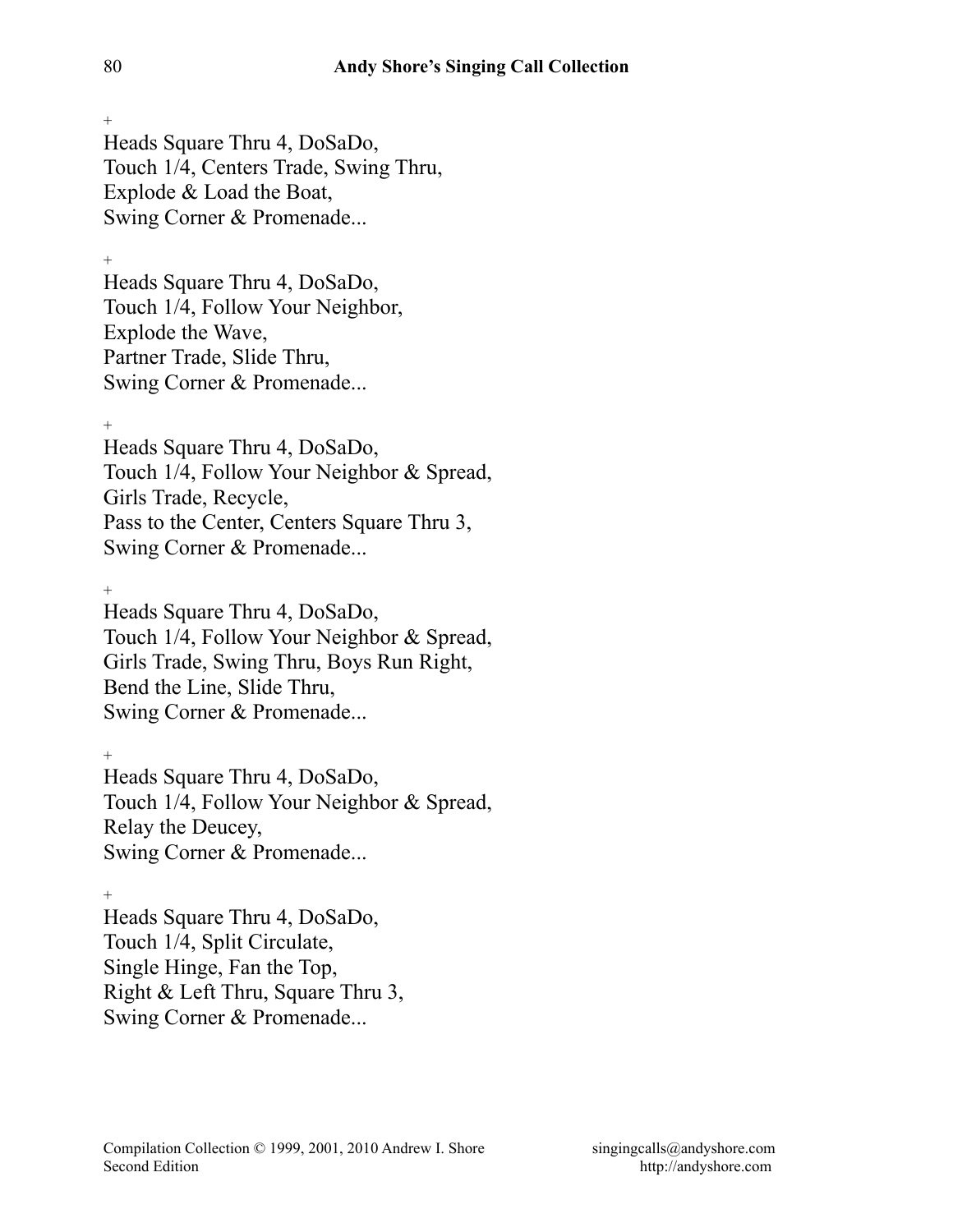+
Heads Square Thru 4, DoSaDo,
Touch 1/4, Centers Trade, Swing Thru,
Explode & Load the Boat,
Swing Corner & Promenade...

+
Heads Square Thru 4, DoSaDo,
Touch 1/4, Follow Your Neighbor,
Explode the Wave,
Partner Trade, Slide Thru,
Swing Corner & Promenade...

+
Heads Square Thru 4, DoSaDo,
Touch 1/4, Follow Your Neighbor & Spread,
Girls Trade, Recycle,
Pass to the Center, Centers Square Thru 3,
Swing Corner & Promenade...

+
Heads Square Thru 4, DoSaDo,
Touch 1/4, Follow Your Neighbor & Spread,
Girls Trade, Swing Thru, Boys Run Right,
Bend the Line, Slide Thru,
Swing Corner & Promenade...

+
Heads Square Thru 4, DoSaDo,
Touch 1/4, Follow Your Neighbor & Spread,
Relay the Deucey,
Swing Corner & Promenade...

+
Heads Square Thru 4, DoSaDo,
Touch 1/4, Split Circulate,
Single Hinge, Fan the Top,
Right & Left Thru, Square Thru 3,
Swing Corner & Promenade...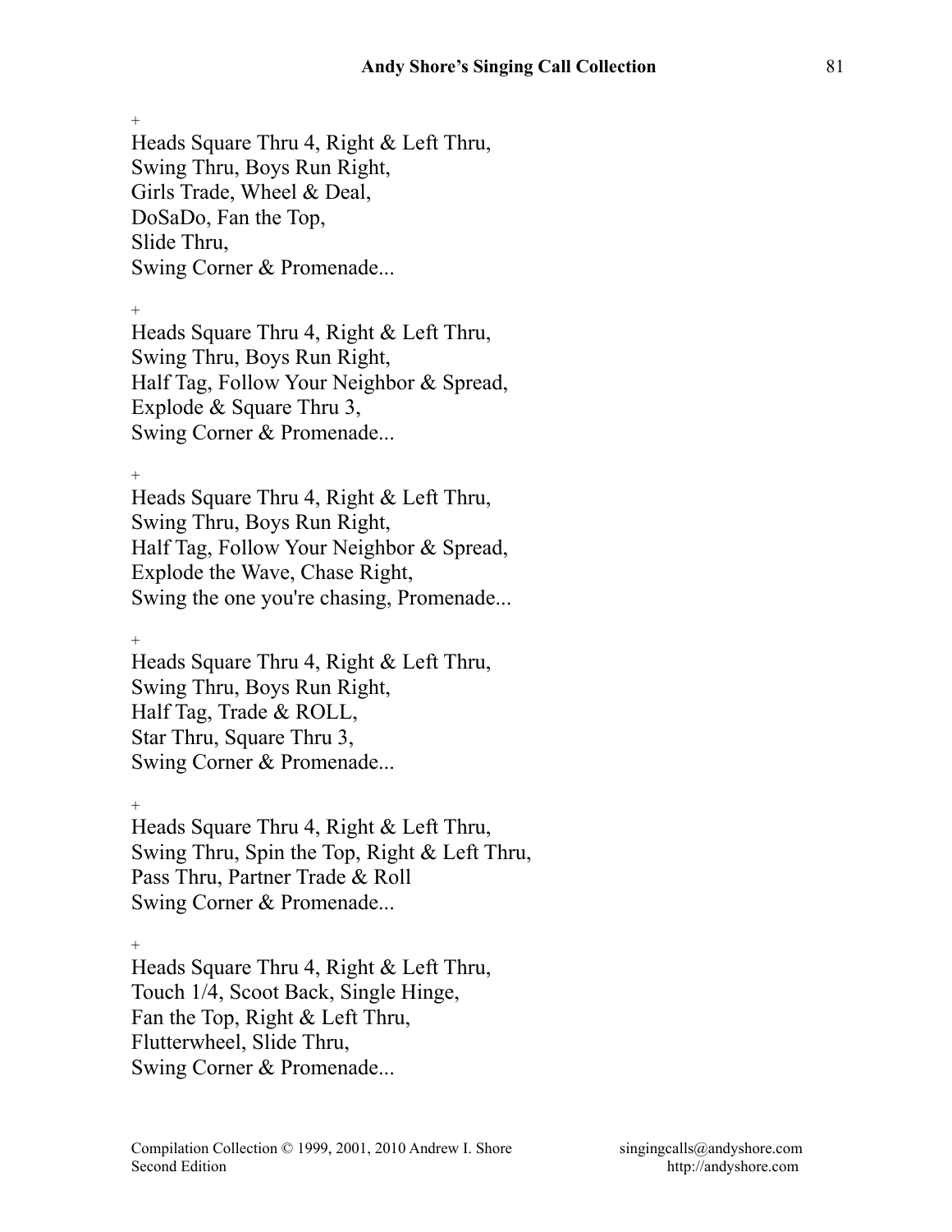+

Heads Square Thru 4, Right & Left Thru,
Swing Thru, Boys Run Right,
Girls Trade, Wheel & Deal,
DoSaDo, Fan the Top,
Slide Thru,
Swing Corner & Promenade...

+

Heads Square Thru 4, Right & Left Thru,
Swing Thru, Boys Run Right,
Half Tag, Follow Your Neighbor & Spread,
Explode & Square Thru 3,
Swing Corner & Promenade...

+

Heads Square Thru 4, Right & Left Thru,
Swing Thru, Boys Run Right,
Half Tag, Follow Your Neighbor & Spread,
Explode the Wave, Chase Right,
Swing the one you're chasing, Promenade...

+

Heads Square Thru 4, Right & Left Thru,
Swing Thru, Boys Run Right,
Half Tag, Trade & ROLL,
Star Thru, Square Thru 3,
Swing Corner & Promenade...

+

Heads Square Thru 4, Right & Left Thru,
Swing Thru, Spin the Top, Right & Left Thru,
Pass Thru, Partner Trade & Roll
Swing Corner & Promenade...

+

Heads Square Thru 4, Right & Left Thru,
Touch 1/4, Scoot Back, Single Hinge,
Fan the Top, Right & Left Thru,
Flutterwheel, Slide Thru,
Swing Corner & Promenade...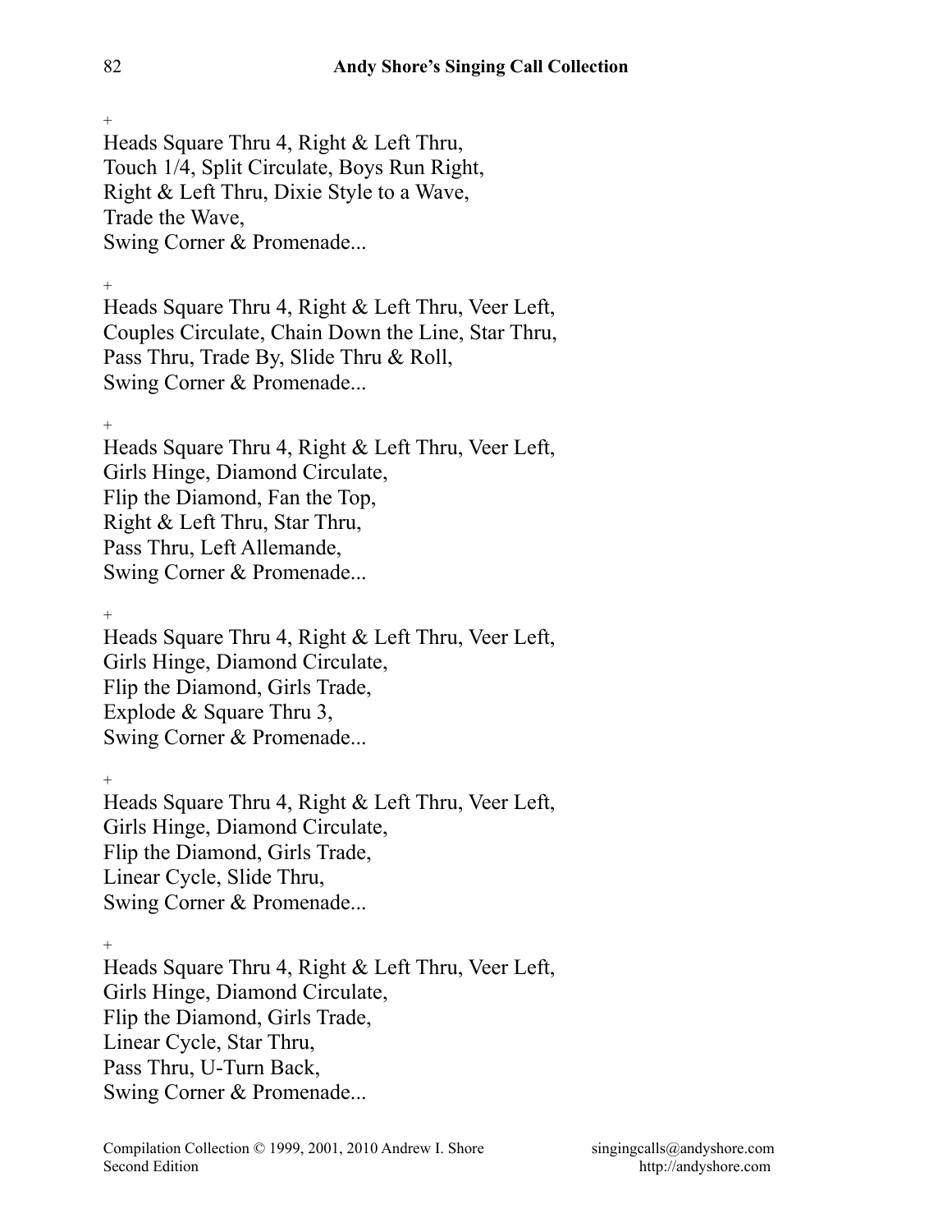+

Heads Square Thru 4, Right & Left Thru,
Touch 1/4, Split Circulate, Boys Run Right,
Right & Left Thru, Dixie Style to a Wave,
Trade the Wave,
Swing Corner & Promenade...

+

Heads Square Thru 4, Right & Left Thru, Veer Left,
Couples Circulate, Chain Down the Line, Star Thru,
Pass Thru, Trade By, Slide Thru & Roll,
Swing Corner & Promenade...

+

Heads Square Thru 4, Right & Left Thru, Veer Left,
Girls Hinge, Diamond Circulate,
Flip the Diamond, Fan the Top,
Right & Left Thru, Star Thru,
Pass Thru, Left Allemande,
Swing Corner & Promenade...

+

Heads Square Thru 4, Right & Left Thru, Veer Left,
Girls Hinge, Diamond Circulate,
Flip the Diamond, Girls Trade,
Explode & Square Thru 3,
Swing Corner & Promenade...

+

Heads Square Thru 4, Right & Left Thru, Veer Left,
Girls Hinge, Diamond Circulate,
Flip the Diamond, Girls Trade,
Linear Cycle, Slide Thru,
Swing Corner & Promenade...

+

Heads Square Thru 4, Right & Left Thru, Veer Left,
Girls Hinge, Diamond Circulate,
Flip the Diamond, Girls Trade,
Linear Cycle, Star Thru,
Pass Thru, U-Turn Back,
Swing Corner & Promenade...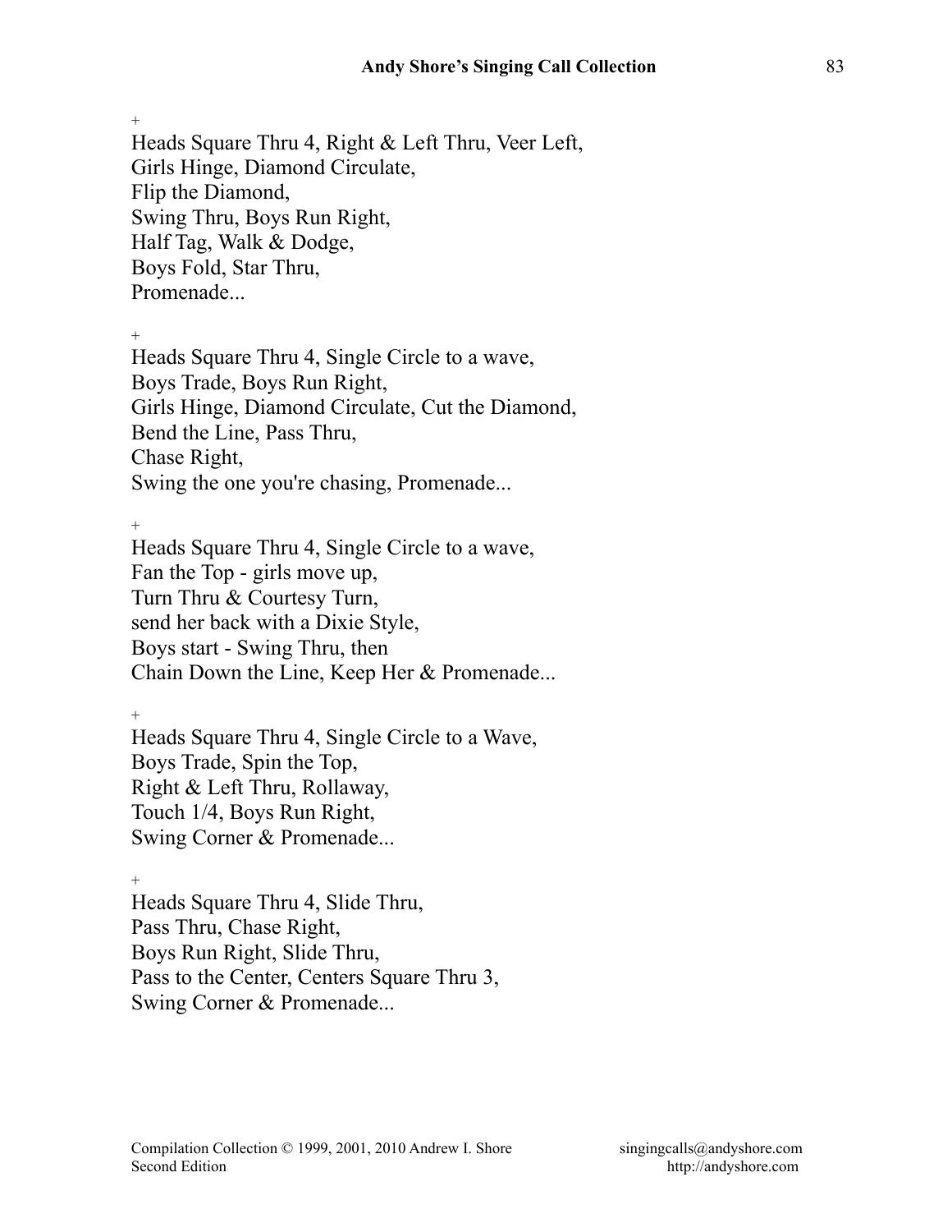+

Heads Square Thru 4, Right & Left Thru, Veer Left,
Girls Hinge, Diamond Circulate,
Flip the Diamond,
Swing Thru, Boys Run Right,
Half Tag, Walk & Dodge,
Boys Fold, Star Thru,
Promenade...

+

Heads Square Thru 4, Single Circle to a wave,
Boys Trade, Boys Run Right,
Girls Hinge, Diamond Circulate, Cut the Diamond,
Bend the Line, Pass Thru,
Chase Right,
Swing the one you're chasing, Promenade...

+

Heads Square Thru 4, Single Circle to a wave,
Fan the Top - girls move up,
Turn Thru & Courtesy Turn,
send her back with a Dixie Style,
Boys start - Swing Thru, then
Chain Down the Line, Keep Her & Promenade...

+

Heads Square Thru 4, Single Circle to a Wave,
Boys Trade, Spin the Top,
Right & Left Thru, Rollaway,
Touch 1/4, Boys Run Right,
Swing Corner & Promenade...

+

Heads Square Thru 4, Slide Thru,
Pass Thru, Chase Right,
Boys Run Right, Slide Thru,
Pass to the Center, Centers Square Thru 3,
Swing Corner & Promenade...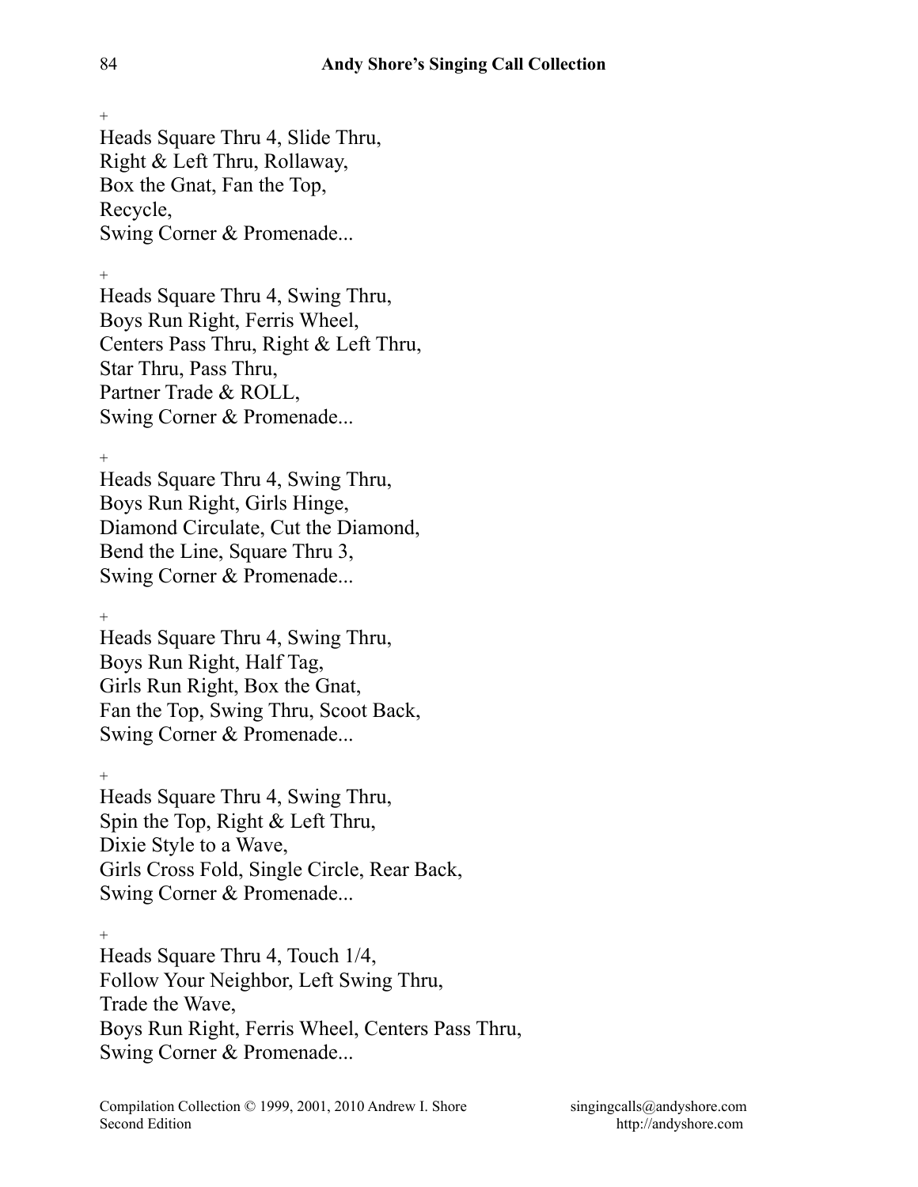+

Heads Square Thru 4, Slide Thru,
Right & Left Thru, Rollaway,
Box the Gnat, Fan the Top,
Recycle,
Swing Corner & Promenade...

+

Heads Square Thru 4, Swing Thru,
Boys Run Right, Ferris Wheel,
Centers Pass Thru, Right & Left Thru,
Star Thru, Pass Thru,
Partner Trade & ROLL,
Swing Corner & Promenade...

+

Heads Square Thru 4, Swing Thru,
Boys Run Right, Girls Hinge,
Diamond Circulate, Cut the Diamond,
Bend the Line, Square Thru 3,
Swing Corner & Promenade...

+

Heads Square Thru 4, Swing Thru,
Boys Run Right, Half Tag,
Girls Run Right, Box the Gnat,
Fan the Top, Swing Thru, Scoot Back,
Swing Corner & Promenade...

+

Heads Square Thru 4, Swing Thru,
Spin the Top, Right & Left Thru,
Dixie Style to a Wave,
Girls Cross Fold, Single Circle, Rear Back,
Swing Corner & Promenade...

+

Heads Square Thru 4, Touch 1/4,
Follow Your Neighbor, Left Swing Thru,
Trade the Wave,
Boys Run Right, Ferris Wheel, Centers Pass Thru,
Swing Corner & Promenade...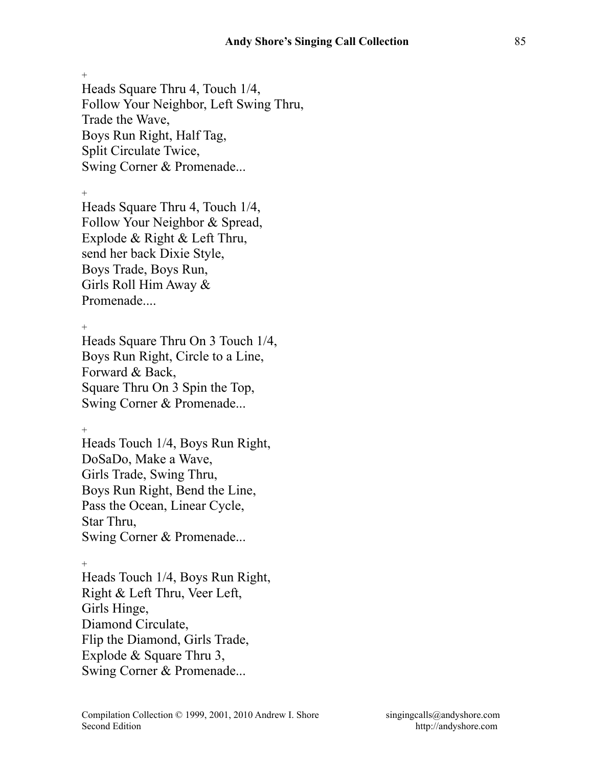+

Heads Square Thru 4, Touch 1/4,
Follow Your Neighbor, Left Swing Thru,
Trade the Wave,
Boys Run Right, Half Tag,
Split Circulate Twice,
Swing Corner & Promenade...

+

Heads Square Thru 4, Touch 1/4,
Follow Your Neighbor & Spread,
Explode & Right & Left Thru,
send her back Dixie Style,
Boys Trade, Boys Run,
Girls Roll Him Away &
Promenade....

+

Heads Square Thru On 3 Touch 1/4,
Boys Run Right, Circle to a Line,
Forward & Back,
Square Thru On 3 Spin the Top,
Swing Corner & Promenade...

+

Heads Touch 1/4, Boys Run Right,
DoSaDo, Make a Wave,
Girls Trade, Swing Thru,
Boys Run Right, Bend the Line,
Pass the Ocean, Linear Cycle,
Star Thru,
Swing Corner & Promenade...

+

Heads Touch 1/4, Boys Run Right,
Right & Left Thru, Veer Left,
Girls Hinge,
Diamond Circulate,
Flip the Diamond, Girls Trade,
Explode & Square Thru 3,
Swing Corner & Promenade...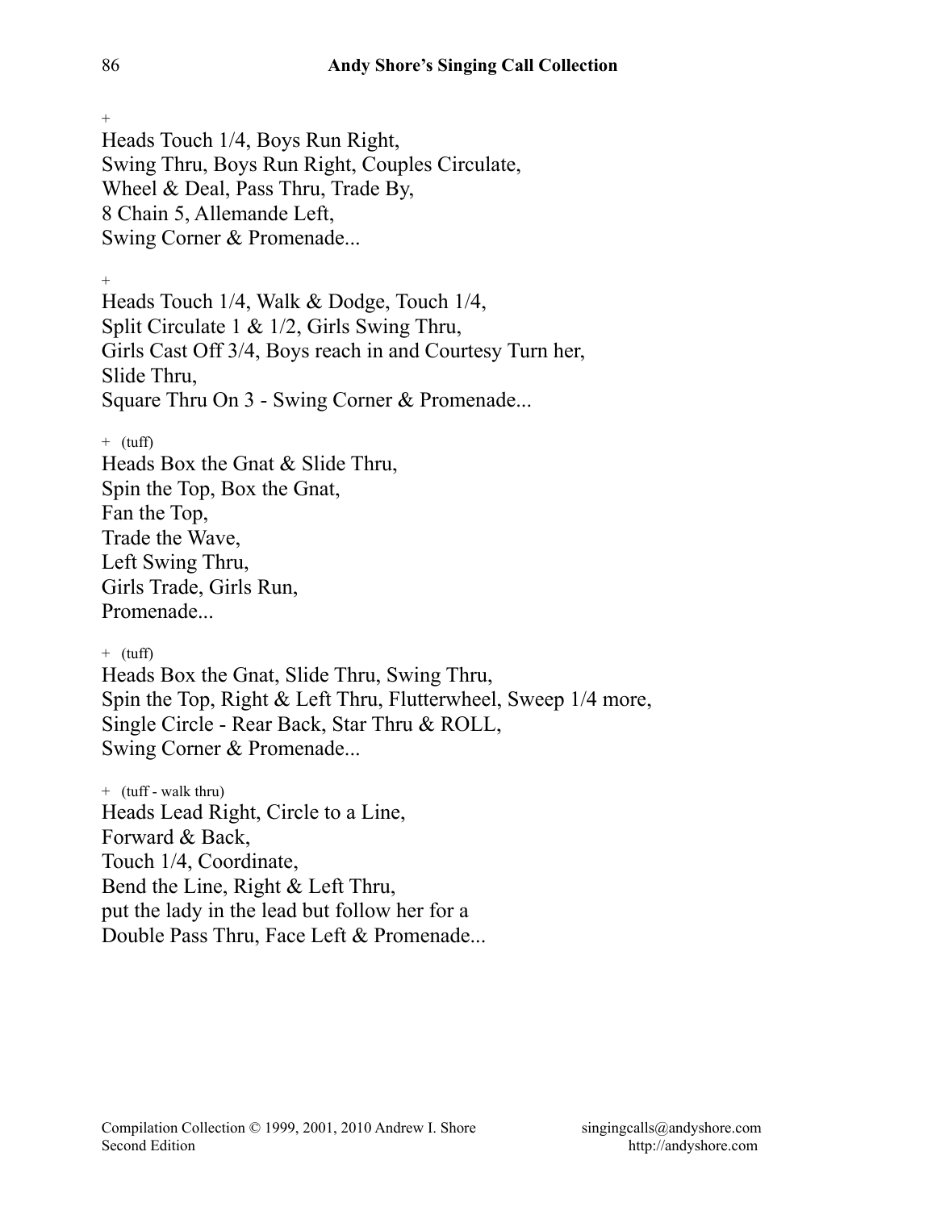+

Heads Touch 1/4, Boys Run Right,
Swing Thru, Boys Run Right, Couples Circulate,
Wheel & Deal, Pass Thru, Trade By,
8 Chain 5, Allemande Left,
Swing Corner & Promenade...

+

Heads Touch 1/4, Walk & Dodge, Touch 1/4,
Split Circulate 1 & 1/2, Girls Swing Thru,
Girls Cast Off 3/4, Boys reach in and Courtesy Turn her,
Slide Thru,
Square Thru On 3 - Swing Corner & Promenade...

+ (tuff)

Heads Box the Gnat & Slide Thru,
Spin the Top, Box the Gnat,
Fan the Top,
Trade the Wave,
Left Swing Thru,
Girls Trade, Girls Run,
Promenade...

+ (tuff)

Heads Box the Gnat, Slide Thru, Swing Thru,
Spin the Top, Right & Left Thru, Flutterwheel, Sweep 1/4 more,
Single Circle - Rear Back, Star Thru & ROLL,
Swing Corner & Promenade...

+ (tuff - walk thru)

Heads Lead Right, Circle to a Line,
Forward & Back,
Touch 1/4, Coordinate,
Bend the Line, Right & Left Thru,
put the lady in the lead but follow her for a
Double Pass Thru, Face Left & Promenade...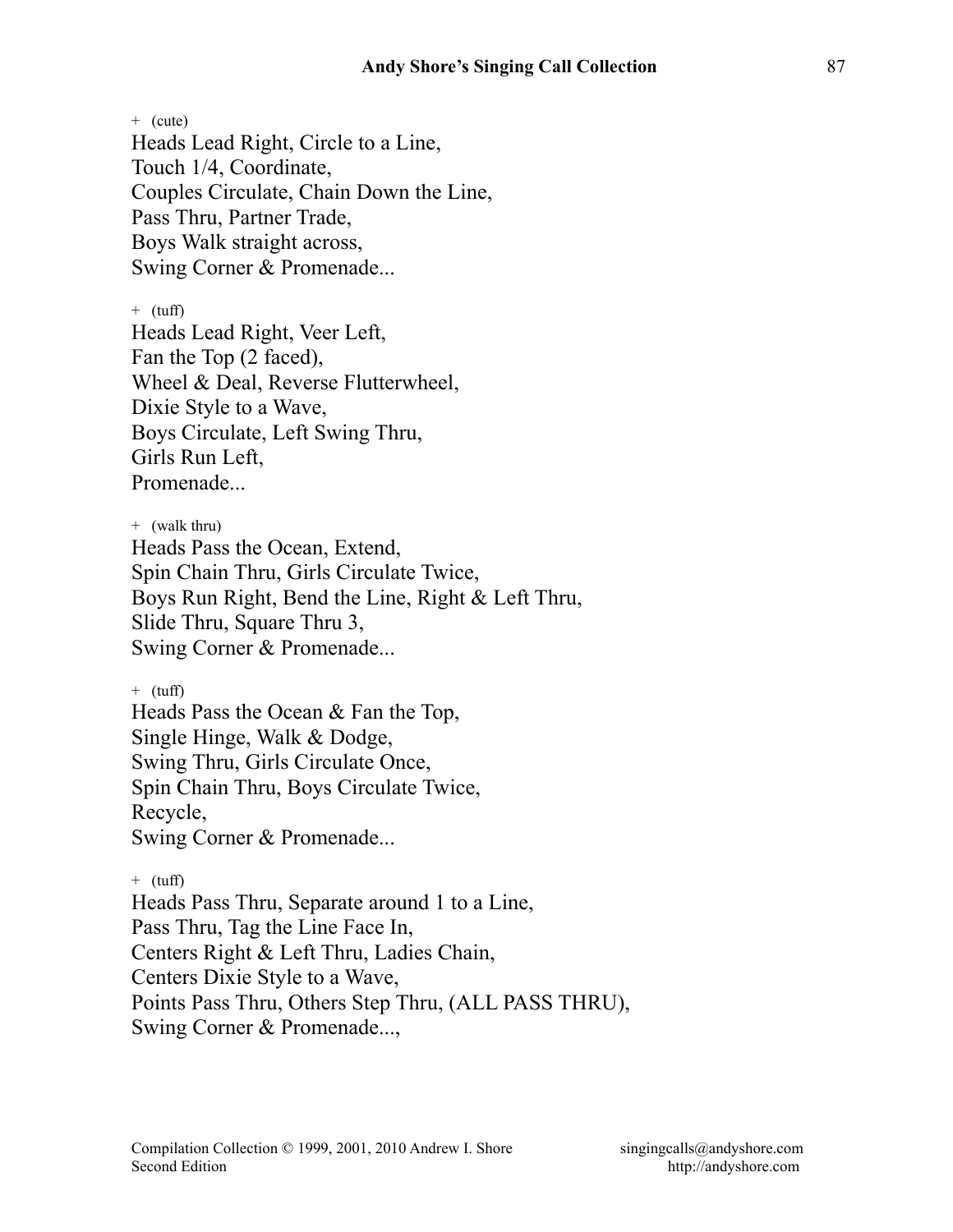\+ (cute)
Heads Lead Right, Circle to a Line,
Touch 1/4, Coordinate,
Couples Circulate, Chain Down the Line,
Pass Thru, Partner Trade,
Boys Walk straight across,
Swing Corner & Promenade...

\+ (tuff)
Heads Lead Right, Veer Left,
Fan the Top (2 faced),
Wheel & Deal, Reverse Flutterwheel,
Dixie Style to a Wave,
Boys Circulate, Left Swing Thru,
Girls Run Left,
Promenade...

\+ (walk thru)
Heads Pass the Ocean, Extend,
Spin Chain Thru, Girls Circulate Twice,
Boys Run Right, Bend the Line, Right & Left Thru,
Slide Thru, Square Thru 3,
Swing Corner & Promenade...

\+ (tuff)
Heads Pass the Ocean & Fan the Top,
Single Hinge, Walk & Dodge,
Swing Thru, Girls Circulate Once,
Spin Chain Thru, Boys Circulate Twice,
Recycle,
Swing Corner & Promenade...

\+ (tuff)
Heads Pass Thru, Separate around 1 to a Line,
Pass Thru, Tag the Line Face In,
Centers Right & Left Thru, Ladies Chain,
Centers Dixie Style to a Wave,
Points Pass Thru, Others Step Thru, (ALL PASS THRU),
Swing Corner & Promenade...,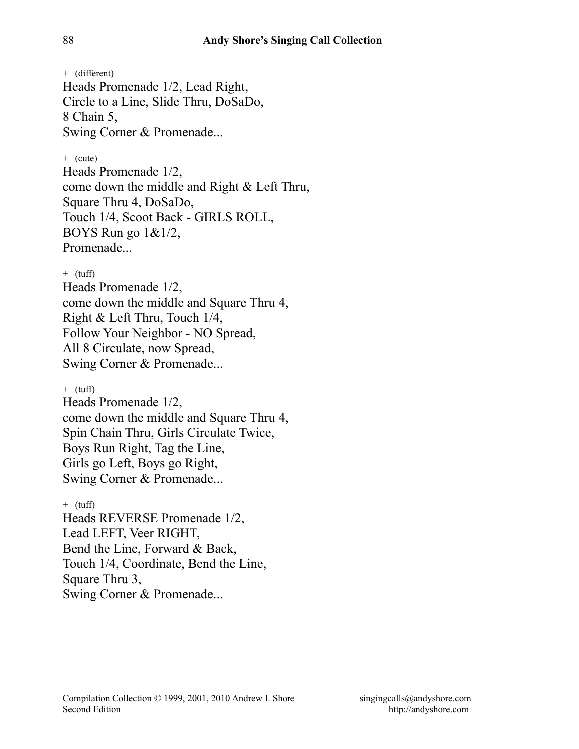+ (different)
Heads Promenade 1/2, Lead Right,
Circle to a Line, Slide Thru, DoSaDo,
8 Chain 5,
Swing Corner & Promenade...

+ (cute)
Heads Promenade 1/2,
come down the middle and Right & Left Thru,
Square Thru 4, DoSaDo,
Touch 1/4, Scoot Back - GIRLS ROLL,
BOYS Run go 1&1/2,
Promenade...

+ (tuff)
Heads Promenade 1/2,
come down the middle and Square Thru 4,
Right & Left Thru, Touch 1/4,
Follow Your Neighbor - NO Spread,
All 8 Circulate, now Spread,
Swing Corner & Promenade...

+ (tuff)
Heads Promenade 1/2,
come down the middle and Square Thru 4,
Spin Chain Thru, Girls Circulate Twice,
Boys Run Right, Tag the Line,
Girls go Left, Boys go Right,
Swing Corner & Promenade...

+ (tuff)
Heads REVERSE Promenade 1/2,
Lead LEFT, Veer RIGHT,
Bend the Line, Forward & Back,
Touch 1/4, Coordinate, Bend the Line,
Square Thru 3,
Swing Corner & Promenade...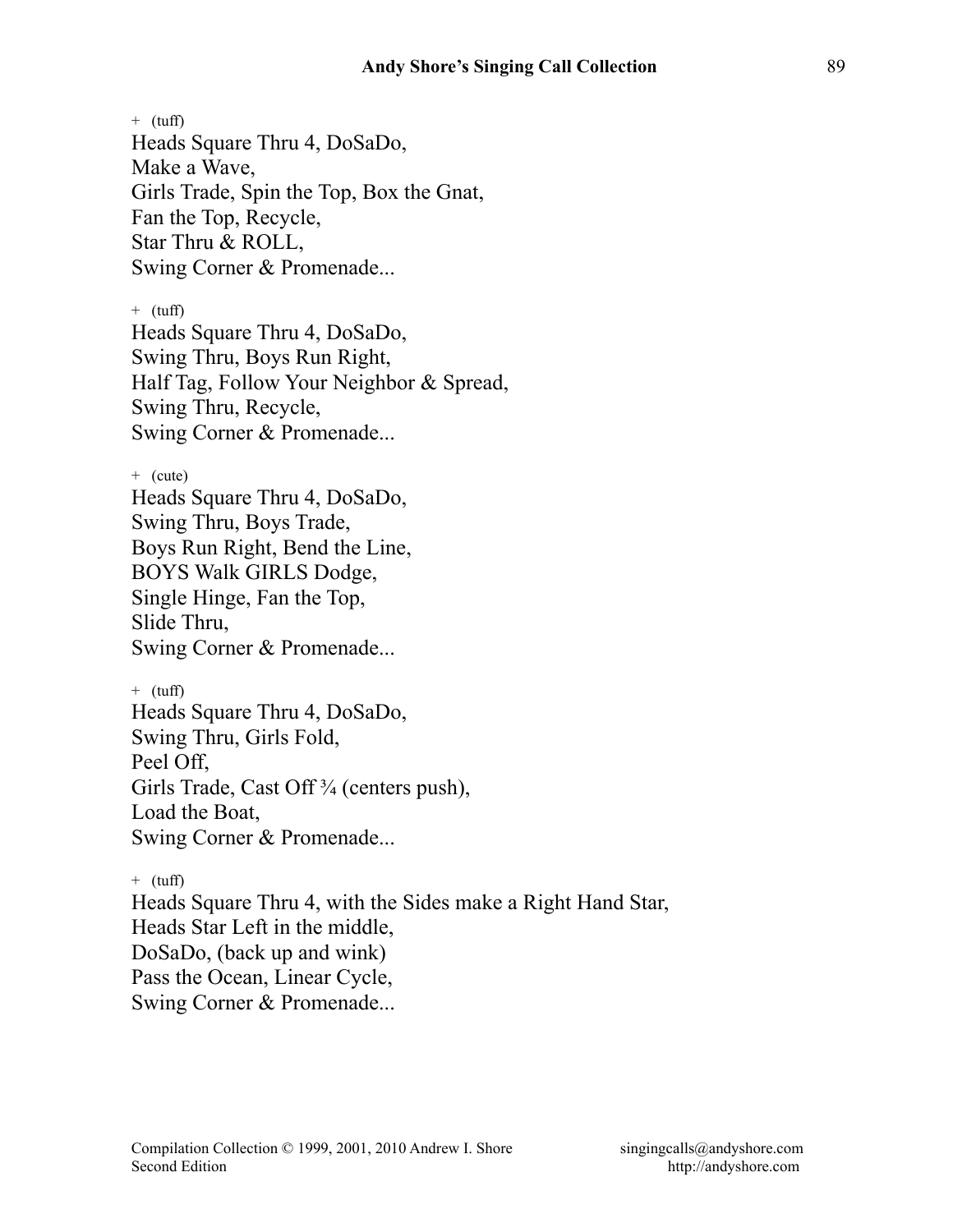\+ (tuff)
Heads Square Thru 4, DoSaDo,
Make a Wave,
Girls Trade, Spin the Top, Box the Gnat,
Fan the Top, Recycle,
Star Thru & ROLL,
Swing Corner & Promenade...

\+ (tuff)
Heads Square Thru 4, DoSaDo,
Swing Thru, Boys Run Right,
Half Tag, Follow Your Neighbor & Spread,
Swing Thru, Recycle,
Swing Corner & Promenade...

\+ (cute)
Heads Square Thru 4, DoSaDo,
Swing Thru, Boys Trade,
Boys Run Right, Bend the Line,
BOYS Walk GIRLS Dodge,
Single Hinge, Fan the Top,
Slide Thru,
Swing Corner & Promenade...

\+ (tuff)
Heads Square Thru 4, DoSaDo,
Swing Thru, Girls Fold,
Peel Off,
Girls Trade, Cast Off ¾ (centers push),
Load the Boat,
Swing Corner & Promenade...

\+ (tuff)
Heads Square Thru 4, with the Sides make a Right Hand Star,
Heads Star Left in the middle,
DoSaDo, (back up and wink)
Pass the Ocean, Linear Cycle,
Swing Corner & Promenade...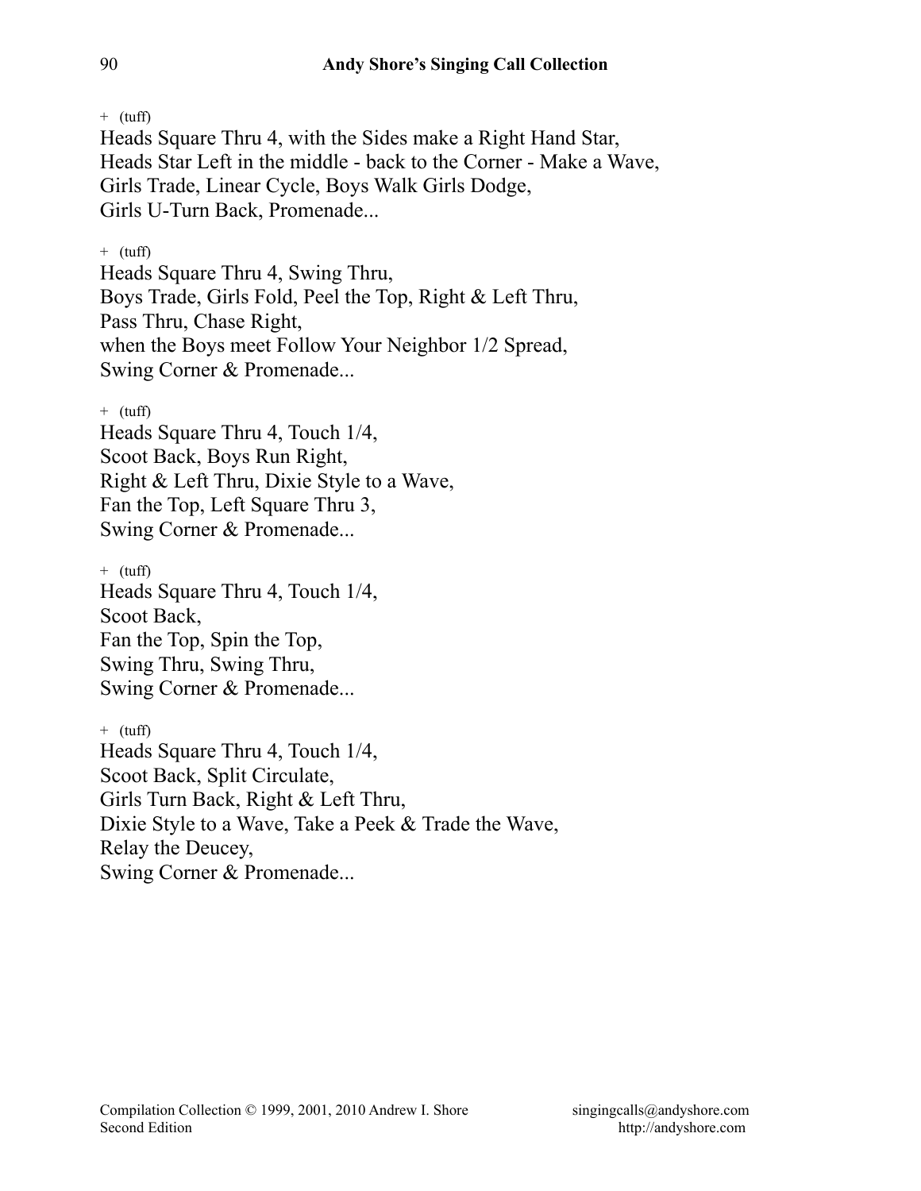+ (tuff)

Heads Square Thru 4, with the Sides make a Right Hand Star,
Heads Star Left in the middle - back to the Corner - Make a Wave,
Girls Trade, Linear Cycle, Boys Walk Girls Dodge,
Girls U-Turn Back, Promenade...

+ (tuff)

Heads Square Thru 4, Swing Thru,
Boys Trade, Girls Fold, Peel the Top, Right & Left Thru,
Pass Thru, Chase Right,
when the Boys meet Follow Your Neighbor 1/2 Spread,
Swing Corner & Promenade...

+ (tuff)

Heads Square Thru 4, Touch 1/4,
Scoot Back, Boys Run Right,
Right & Left Thru, Dixie Style to a Wave,
Fan the Top, Left Square Thru 3,
Swing Corner & Promenade...

+ (tuff)

Heads Square Thru 4, Touch 1/4,
Scoot Back,
Fan the Top, Spin the Top,
Swing Thru, Swing Thru,
Swing Corner & Promenade...

+ (tuff)

Heads Square Thru 4, Touch 1/4,
Scoot Back, Split Circulate,
Girls Turn Back, Right & Left Thru,
Dixie Style to a Wave, Take a Peek & Trade the Wave,
Relay the Deucey,
Swing Corner & Promenade...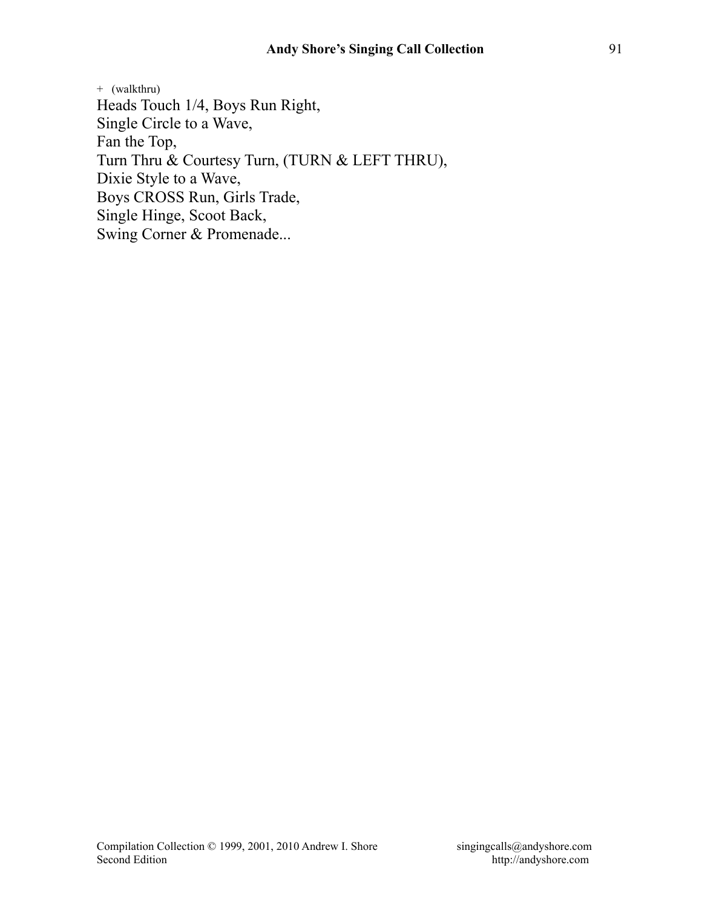\+ (walkthru)
Heads Touch 1/4, Boys Run Right,
Single Circle to a Wave,
Fan the Top,
Turn Thru & Courtesy Turn, (TURN & LEFT THRU),
Dixie Style to a Wave,
Boys CROSS Run, Girls Trade,
Single Hinge, Scoot Back,
Swing Corner & Promenade...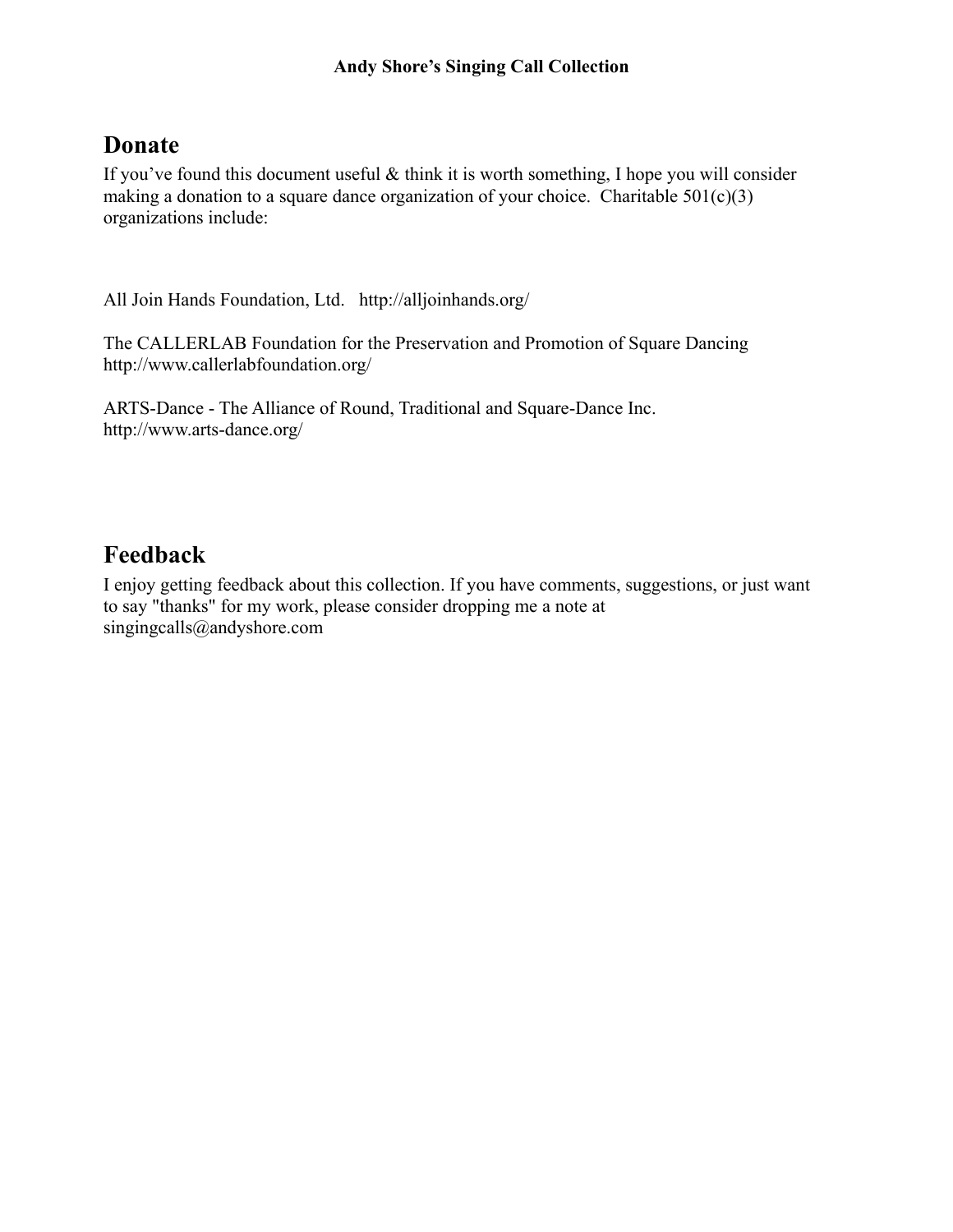## Donate

If you've found this document useful & think it is worth something, I hope you will consider making a donation to a square dance organization of your choice. Charitable 501(c)(3) organizations include:

All Join Hands Foundation, Ltd. http://alljoinhands.org/

The CALLERLAB Foundation for the Preservation and Promotion of Square Dancing
http://www.callerlabfoundation.org/

ARTS-Dance - The Alliance of Round, Traditional and Square-Dance Inc.
http://www.arts-dance.org/

## Feedback

I enjoy getting feedback about this collection. If you have comments, suggestions, or just want to say "thanks" for my work, please consider dropping me a note at singingcalls@andyshore.com